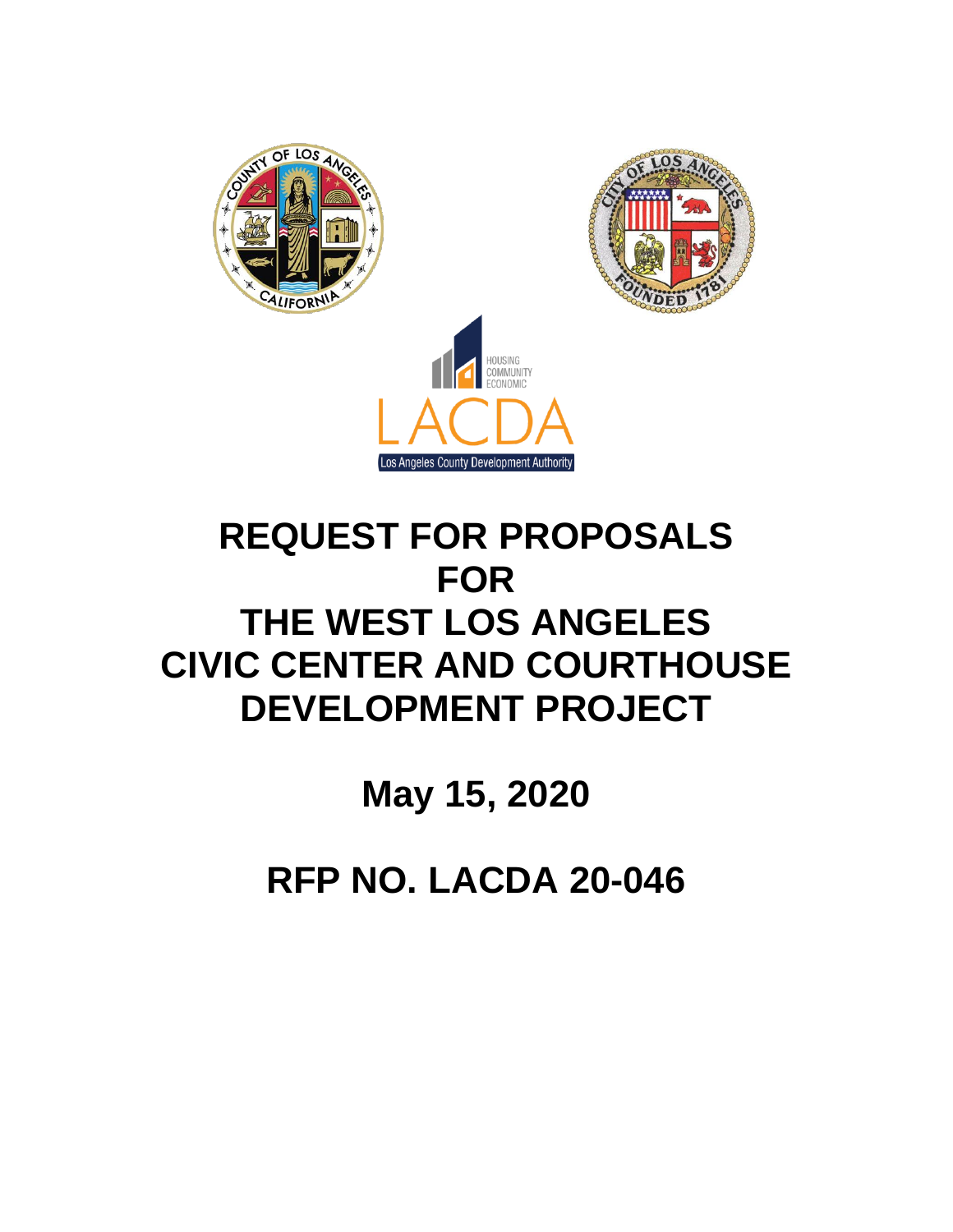# REQUEST FOR PROPOSALS FOR THE WEST LOS ANGELES CIVIC CENTER AND COURTHOUSE DEVELOPMENT PROJECT

## May 15, 2020

## RFP NO. LACDA 20-046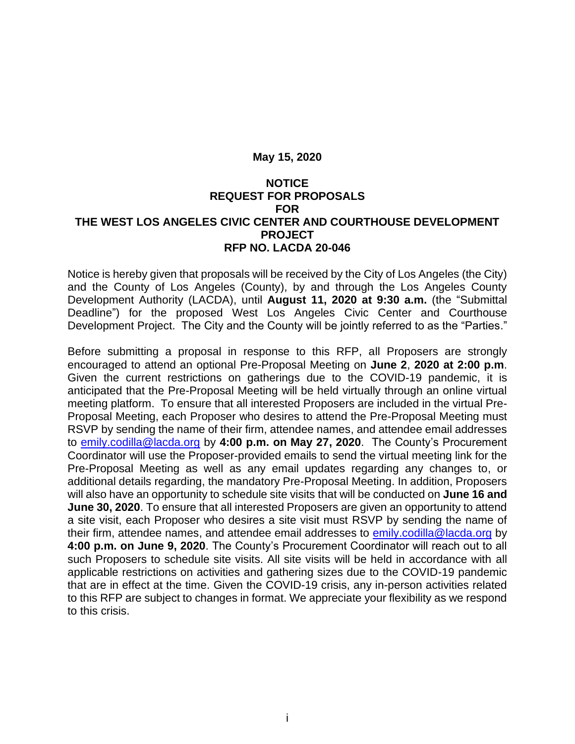**May 15, 2020**

**NOTICE**
**REQUEST FOR PROPOSALS**
**FOR**
**THE WEST LOS ANGELES CIVIC CENTER AND COURTHOUSE DEVELOPMENT PROJECT**
**RFP NO. LACDA 20-046**

Notice is hereby given that proposals will be received by the City of Los Angeles (the City) and the County of Los Angeles (County), by and through the Los Angeles County Development Authority (LACDA), until **August 11, 2020 at 9:30 a.m.** (the "Submittal Deadline") for the proposed West Los Angeles Civic Center and Courthouse Development Project. The City and the County will be jointly referred to as the "Parties."

Before submitting a proposal in response to this RFP, all Proposers are strongly encouraged to attend an optional Pre-Proposal Meeting on **June 2**, **2020 at 2:00 p.m**. Given the current restrictions on gatherings due to the COVID-19 pandemic, it is anticipated that the Pre-Proposal Meeting will be held virtually through an online virtual meeting platform. To ensure that all interested Proposers are included in the virtual Pre-Proposal Meeting, each Proposer who desires to attend the Pre-Proposal Meeting must RSVP by sending the name of their firm, attendee names, and attendee email addresses to emily.codilla@lacda.org by **4:00 p.m. on May 27, 2020**. The County's Procurement Coordinator will use the Proposer-provided emails to send the virtual meeting link for the Pre-Proposal Meeting as well as any email updates regarding any changes to, or additional details regarding, the mandatory Pre-Proposal Meeting. In addition, Proposers will also have an opportunity to schedule site visits that will be conducted on **June 16 and June 30, 2020**. To ensure that all interested Proposers are given an opportunity to attend a site visit, each Proposer who desires a site visit must RSVP by sending the name of their firm, attendee names, and attendee email addresses to emily.codilla@lacda.org by **4:00 p.m. on June 9, 2020**. The County's Procurement Coordinator will reach out to all such Proposers to schedule site visits. All site visits will be held in accordance with all applicable restrictions on activities and gathering sizes due to the COVID-19 pandemic that are in effect at the time. Given the COVID-19 crisis, any in-person activities related to this RFP are subject to changes in format. We appreciate your flexibility as we respond to this crisis.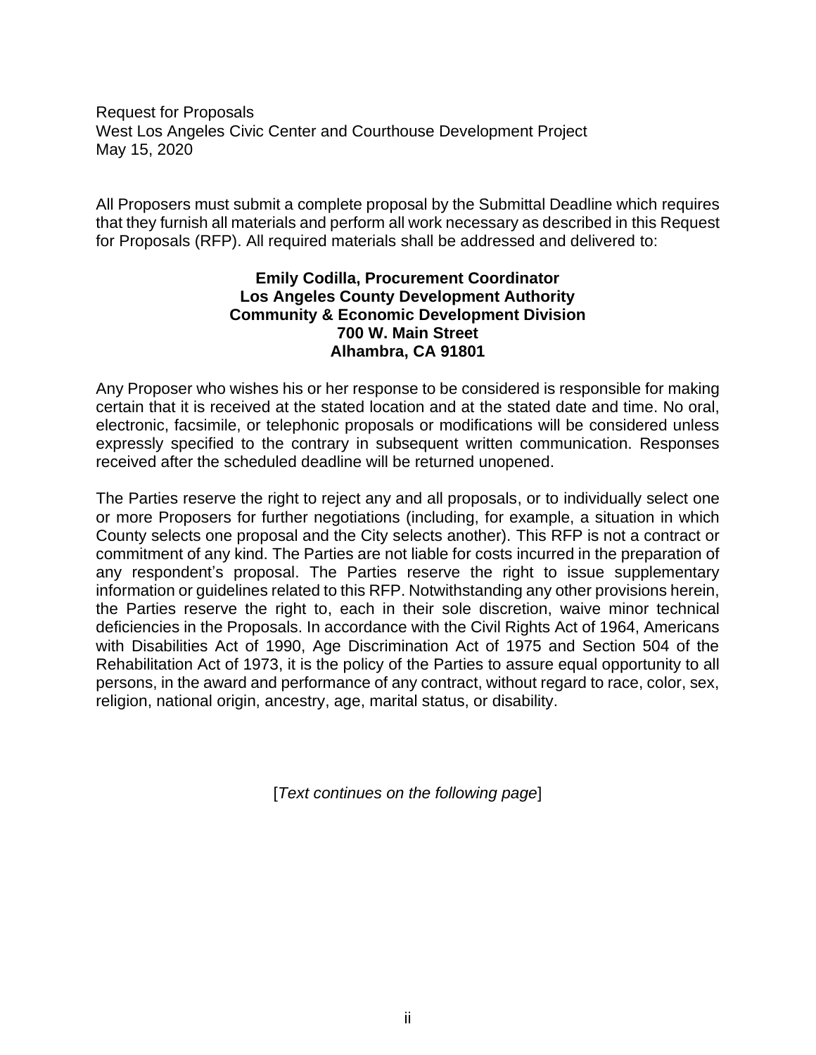Request for Proposals
West Los Angeles Civic Center and Courthouse Development Project
May 15, 2020

All Proposers must submit a complete proposal by the Submittal Deadline which requires that they furnish all materials and perform all work necessary as described in this Request for Proposals (RFP). All required materials shall be addressed and delivered to:

**Emily Codilla, Procurement Coordinator**
**Los Angeles County Development Authority**
**Community & Economic Development Division**
**700 W. Main Street**
**Alhambra, CA 91801**

Any Proposer who wishes his or her response to be considered is responsible for making certain that it is received at the stated location and at the stated date and time. No oral, electronic, facsimile, or telephonic proposals or modifications will be considered unless expressly specified to the contrary in subsequent written communication. Responses received after the scheduled deadline will be returned unopened.

The Parties reserve the right to reject any and all proposals, or to individually select one or more Proposers for further negotiations (including, for example, a situation in which County selects one proposal and the City selects another). This RFP is not a contract or commitment of any kind. The Parties are not liable for costs incurred in the preparation of any respondent's proposal. The Parties reserve the right to issue supplementary information or guidelines related to this RFP. Notwithstanding any other provisions herein, the Parties reserve the right to, each in their sole discretion, waive minor technical deficiencies in the Proposals. In accordance with the Civil Rights Act of 1964, Americans with Disabilities Act of 1990, Age Discrimination Act of 1975 and Section 504 of the Rehabilitation Act of 1973, it is the policy of the Parties to assure equal opportunity to all persons, in the award and performance of any contract, without regard to race, color, sex, religion, national origin, ancestry, age, marital status, or disability.

[*Text continues on the following page*]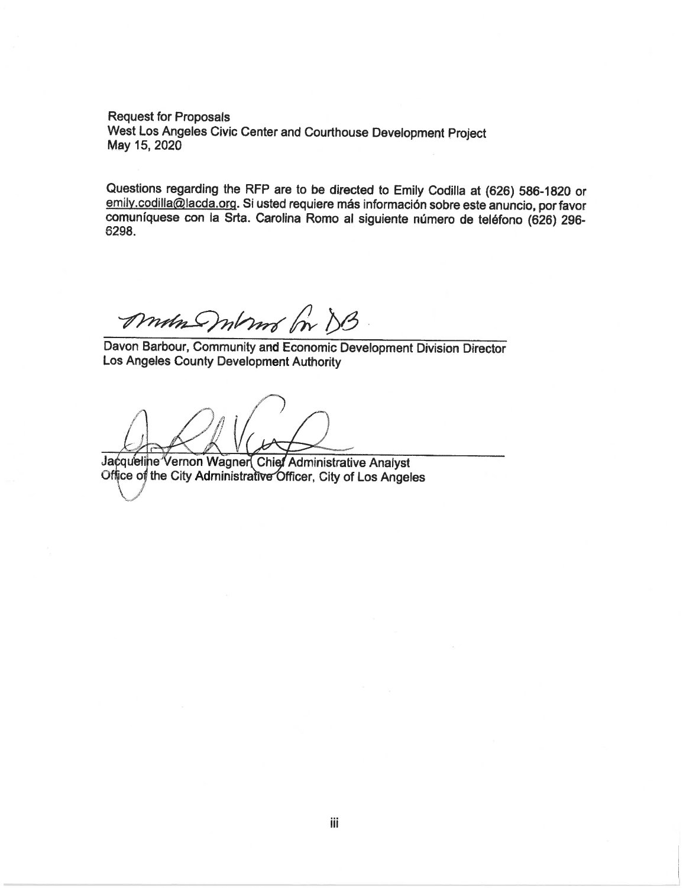Request for Proposals
West Los Angeles Civic Center and Courthouse Development Project
May 15, 2020

Questions regarding the RFP are to be directed to Emily Codilla at (626) 586-1820 or emily.codilla@lacda.org. Si usted requiere más información sobre este anuncio, por favor comuníquese con la Srta. Carolina Romo al siguiente número de teléfono (626) 296-6298.

Davon Barbour, Community and Economic Development Division Director
Los Angeles County Development Authority

Jacqueline Vernon Wagner, Chief Administrative Analyst
Office of the City Administrative Officer, City of Los Angeles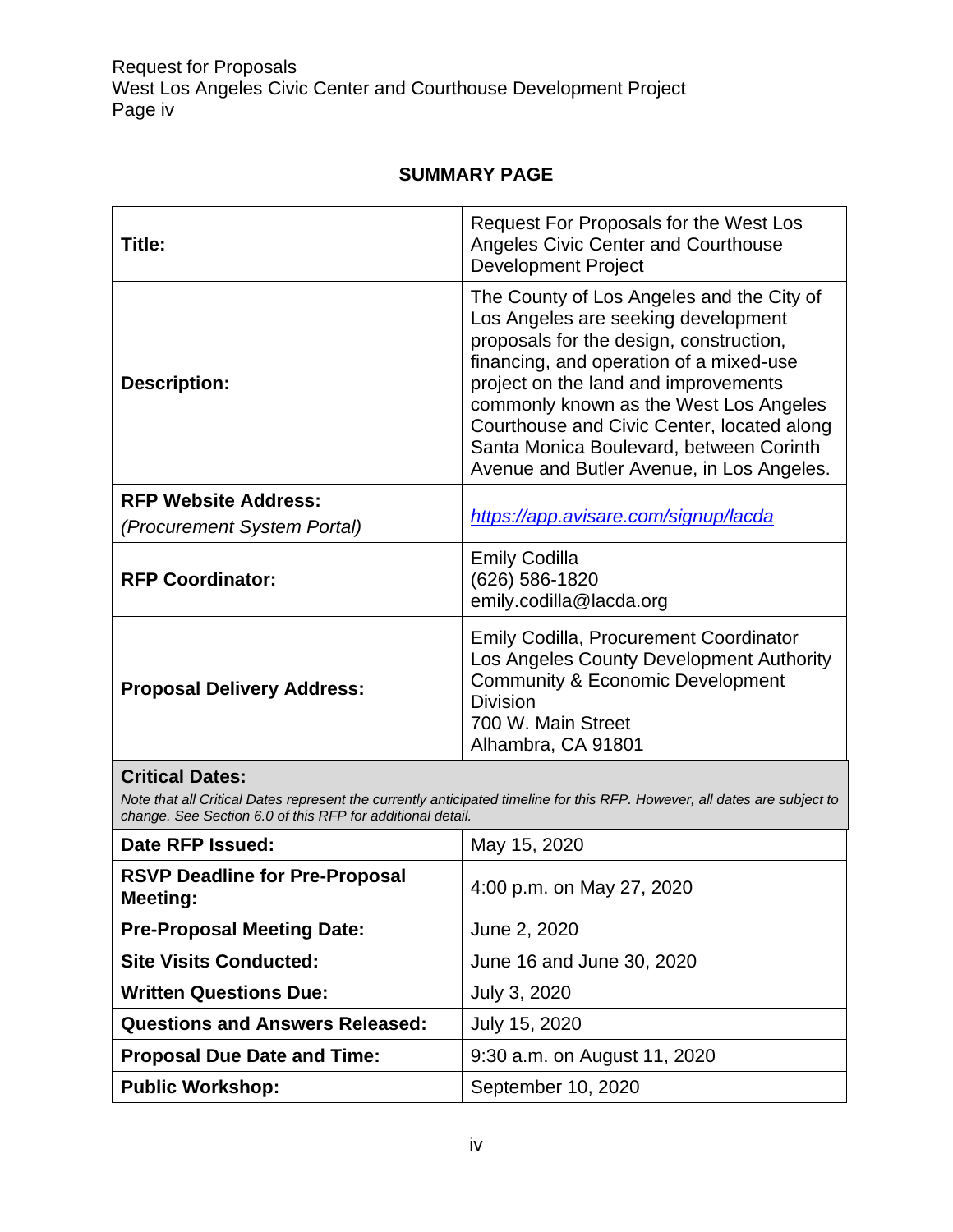## SUMMARY PAGE

| | |
|---|---|
| **Title:** | Request For Proposals for the West Los Angeles Civic Center and Courthouse Development Project |
| **Description:** | The County of Los Angeles and the City of Los Angeles are seeking development proposals for the design, construction, financing, and operation of a mixed-use project on the land and improvements commonly known as the West Los Angeles Courthouse and Civic Center, located along Santa Monica Boulevard, between Corinth Avenue and Butler Avenue, in Los Angeles. |
| **RFP Website Address:** *(Procurement System Portal)* | *https://app.avisare.com/signup/lacda* |
| **RFP Coordinator:** | Emily Codilla<br>(626) 586-1820<br>emily.codilla@lacda.org |
| **Proposal Delivery Address:** | Emily Codilla, Procurement Coordinator<br>Los Angeles County Development Authority<br>Community & Economic Development Division<br>700 W. Main Street<br>Alhambra, CA 91801 |
| **Critical Dates:**<br>*Note that all Critical Dates represent the currently anticipated timeline for this RFP. However, all dates are subject to change. See Section 6.0 of this RFP for additional detail.* | |
| **Date RFP Issued:** | May 15, 2020 |
| **RSVP Deadline for Pre-Proposal Meeting:** | 4:00 p.m. on May 27, 2020 |
| **Pre-Proposal Meeting Date:** | June 2, 2020 |
| **Site Visits Conducted:** | June 16 and June 30, 2020 |
| **Written Questions Due:** | July 3, 2020 |
| **Questions and Answers Released:** | July 15, 2020 |
| **Proposal Due Date and Time:** | 9:30 a.m. on August 11, 2020 |
| **Public Workshop:** | September 10, 2020 |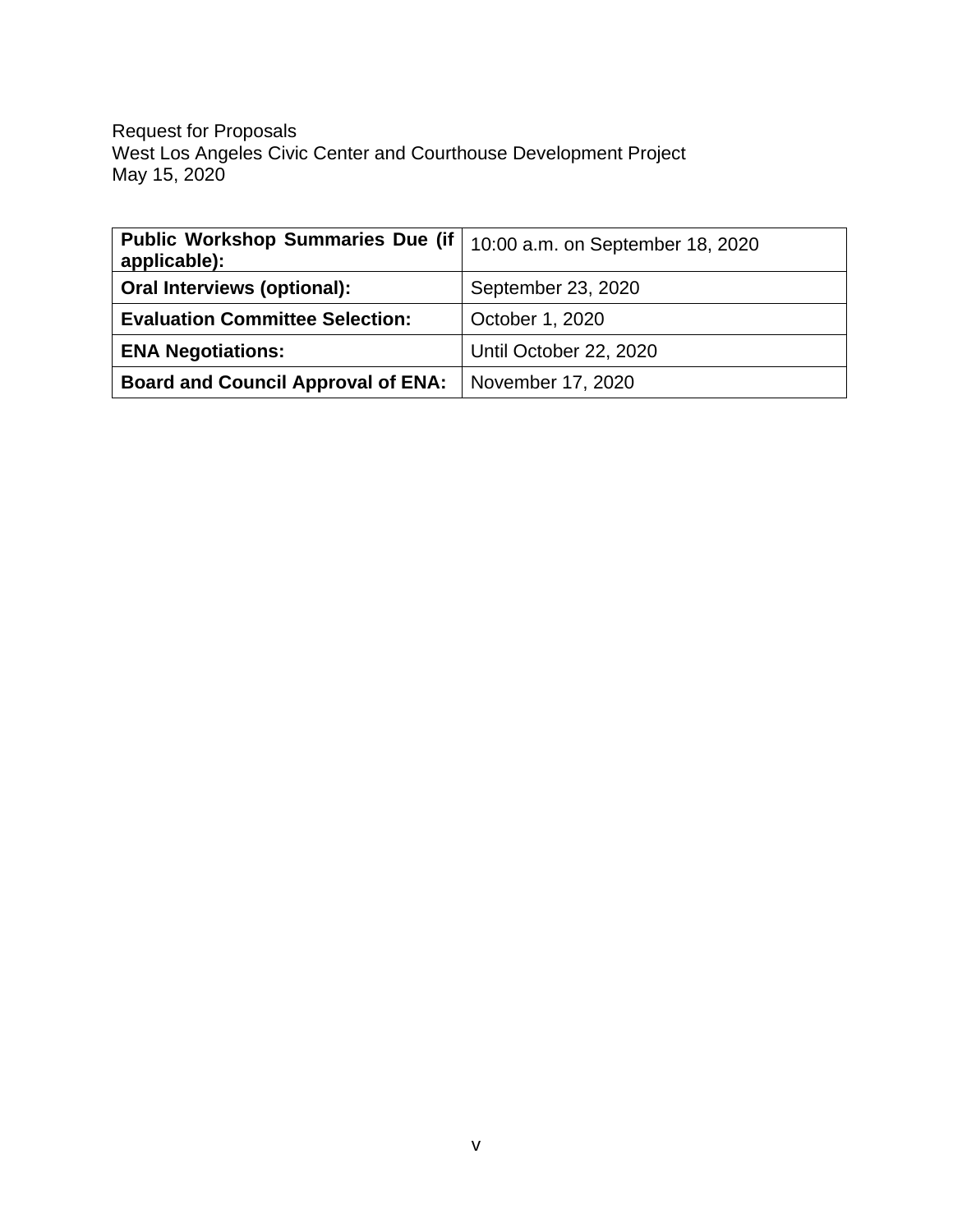| **Public Workshop Summaries Due (if applicable):** | 10:00 a.m. on September 18, 2020 |
| --- | --- |
| **Oral Interviews (optional):** | September 23, 2020 |
| **Evaluation Committee Selection:** | October 1, 2020 |
| **ENA Negotiations:** | Until October 22, 2020 |
| **Board and Council Approval of ENA:** | November 17, 2020 |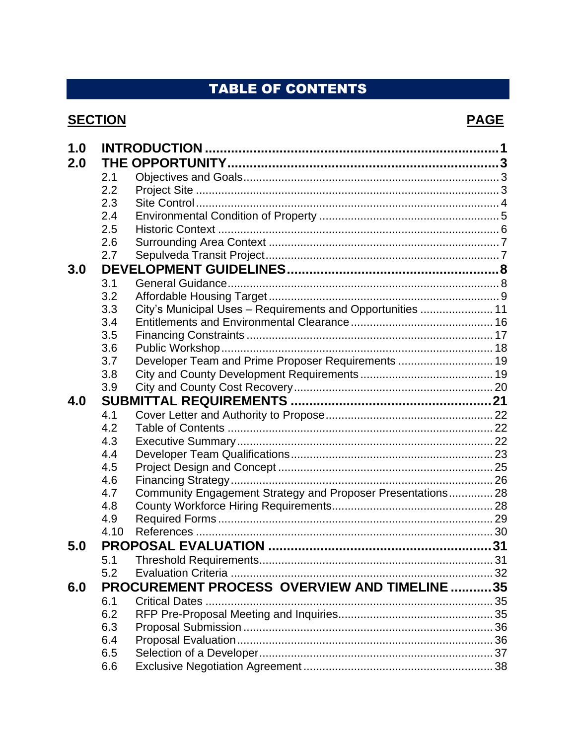# TABLE OF CONTENTS

| **SECTION** | | | **PAGE** |
|---|---|---|---|
| **1.0** | **INTRODUCTION** | | **1** |
| **2.0** | **THE OPPORTUNITY** | | **3** |
| | 2.1 | Objectives and Goals | 3 |
| | 2.2 | Project Site | 3 |
| | 2.3 | Site Control | 4 |
| | 2.4 | Environmental Condition of Property | 5 |
| | 2.5 | Historic Context | 6 |
| | 2.6 | Surrounding Area Context | 7 |
| | 2.7 | Sepulveda Transit Project | 7 |
| **3.0** | **DEVELOPMENT GUIDELINES** | | **8** |
| | 3.1 | General Guidance | 8 |
| | 3.2 | Affordable Housing Target | 9 |
| | 3.3 | City's Municipal Uses – Requirements and Opportunities | 11 |
| | 3.4 | Entitlements and Environmental Clearance | 16 |
| | 3.5 | Financing Constraints | 17 |
| | 3.6 | Public Workshop | 18 |
| | 3.7 | Developer Team and Prime Proposer Requirements | 19 |
| | 3.8 | City and County Development Requirements | 19 |
| | 3.9 | City and County Cost Recovery | 20 |
| **4.0** | **SUBMITTAL REQUIREMENTS** | | **21** |
| | 4.1 | Cover Letter and Authority to Propose | 22 |
| | 4.2 | Table of Contents | 22 |
| | 4.3 | Executive Summary | 22 |
| | 4.4 | Developer Team Qualifications | 23 |
| | 4.5 | Project Design and Concept | 25 |
| | 4.6 | Financing Strategy | 26 |
| | 4.7 | Community Engagement Strategy and Proposer Presentations | 28 |
| | 4.8 | County Workforce Hiring Requirements | 28 |
| | 4.9 | Required Forms | 29 |
| | 4.10 | References | 30 |
| **5.0** | **PROPOSAL EVALUATION** | | **31** |
| | 5.1 | Threshold Requirements | 31 |
| | 5.2 | Evaluation Criteria | 32 |
| **6.0** | **PROCUREMENT PROCESS OVERVIEW AND TIMELINE** | | **35** |
| | 6.1 | Critical Dates | 35 |
| | 6.2 | RFP Pre-Proposal Meeting and Inquiries | 35 |
| | 6.3 | Proposal Submission | 36 |
| | 6.4 | Proposal Evaluation | 36 |
| | 6.5 | Selection of a Developer | 37 |
| | 6.6 | Exclusive Negotiation Agreement | 38 |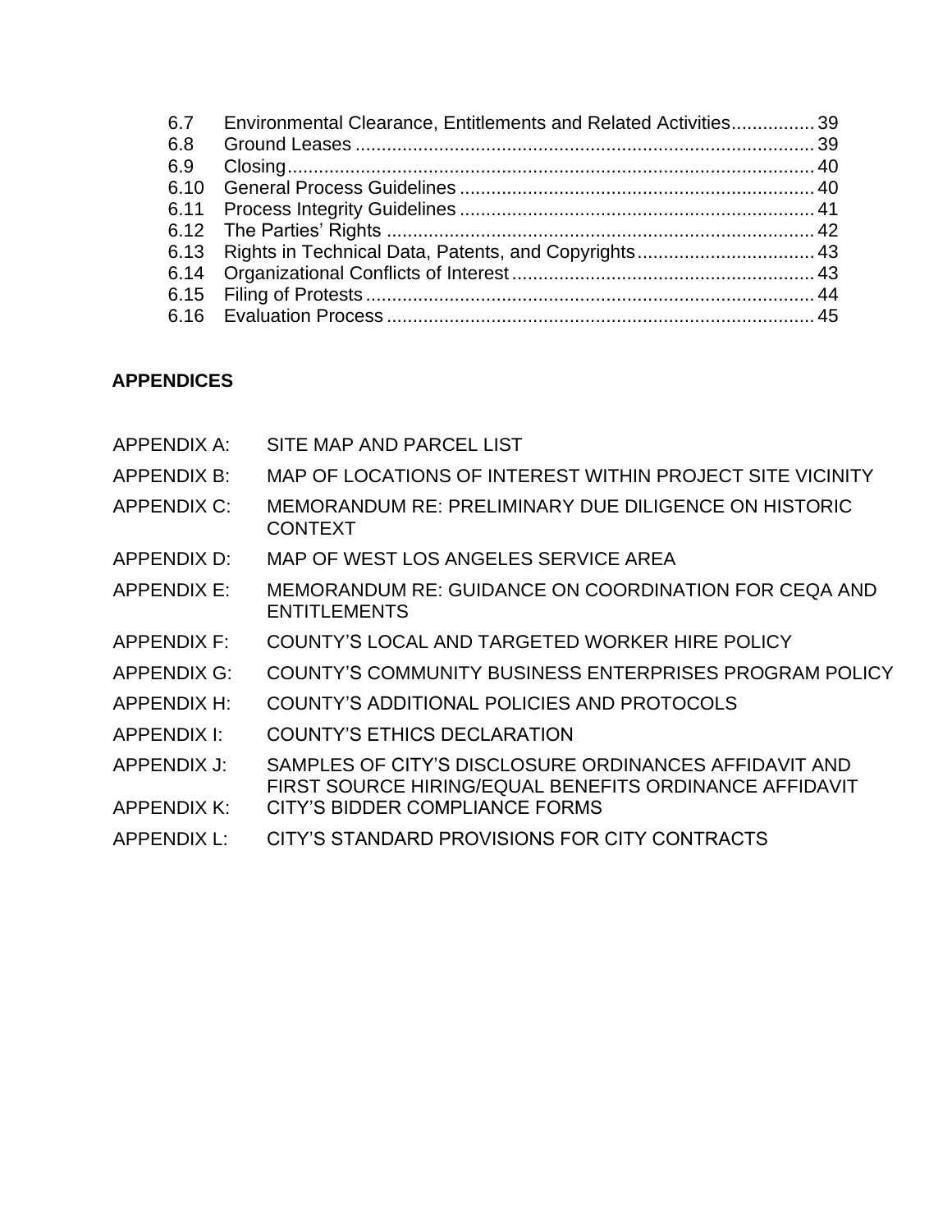| | | |
|---|---|---|
| 6.7 | Environmental Clearance, Entitlements and Related Activities | 39 |
| 6.8 | Ground Leases | 39 |
| 6.9 | Closing | 40 |
| 6.10 | General Process Guidelines | 40 |
| 6.11 | Process Integrity Guidelines | 41 |
| 6.12 | The Parties' Rights | 42 |
| 6.13 | Rights in Technical Data, Patents, and Copyrights | 43 |
| 6.14 | Organizational Conflicts of Interest | 43 |
| 6.15 | Filing of Protests | 44 |
| 6.16 | Evaluation Process | 45 |

**APPENDICES**

| | |
|---|---|
| APPENDIX A: | SITE MAP AND PARCEL LIST |
| APPENDIX B: | MAP OF LOCATIONS OF INTEREST WITHIN PROJECT SITE VICINITY |
| APPENDIX C: | MEMORANDUM RE: PRELIMINARY DUE DILIGENCE ON HISTORIC CONTEXT |
| APPENDIX D: | MAP OF WEST LOS ANGELES SERVICE AREA |
| APPENDIX E: | MEMORANDUM RE: GUIDANCE ON COORDINATION FOR CEQA AND ENTITLEMENTS |
| APPENDIX F: | COUNTY'S LOCAL AND TARGETED WORKER HIRE POLICY |
| APPENDIX G: | COUNTY'S COMMUNITY BUSINESS ENTERPRISES PROGRAM POLICY |
| APPENDIX H: | COUNTY'S ADDITIONAL POLICIES AND PROTOCOLS |
| APPENDIX I: | COUNTY'S ETHICS DECLARATION |
| APPENDIX J: | SAMPLES OF CITY'S DISCLOSURE ORDINANCES AFFIDAVIT AND FIRST SOURCE HIRING/EQUAL BENEFITS ORDINANCE AFFIDAVIT |
| APPENDIX K: | CITY'S BIDDER COMPLIANCE FORMS |
| APPENDIX L: | CITY'S STANDARD PROVISIONS FOR CITY CONTRACTS |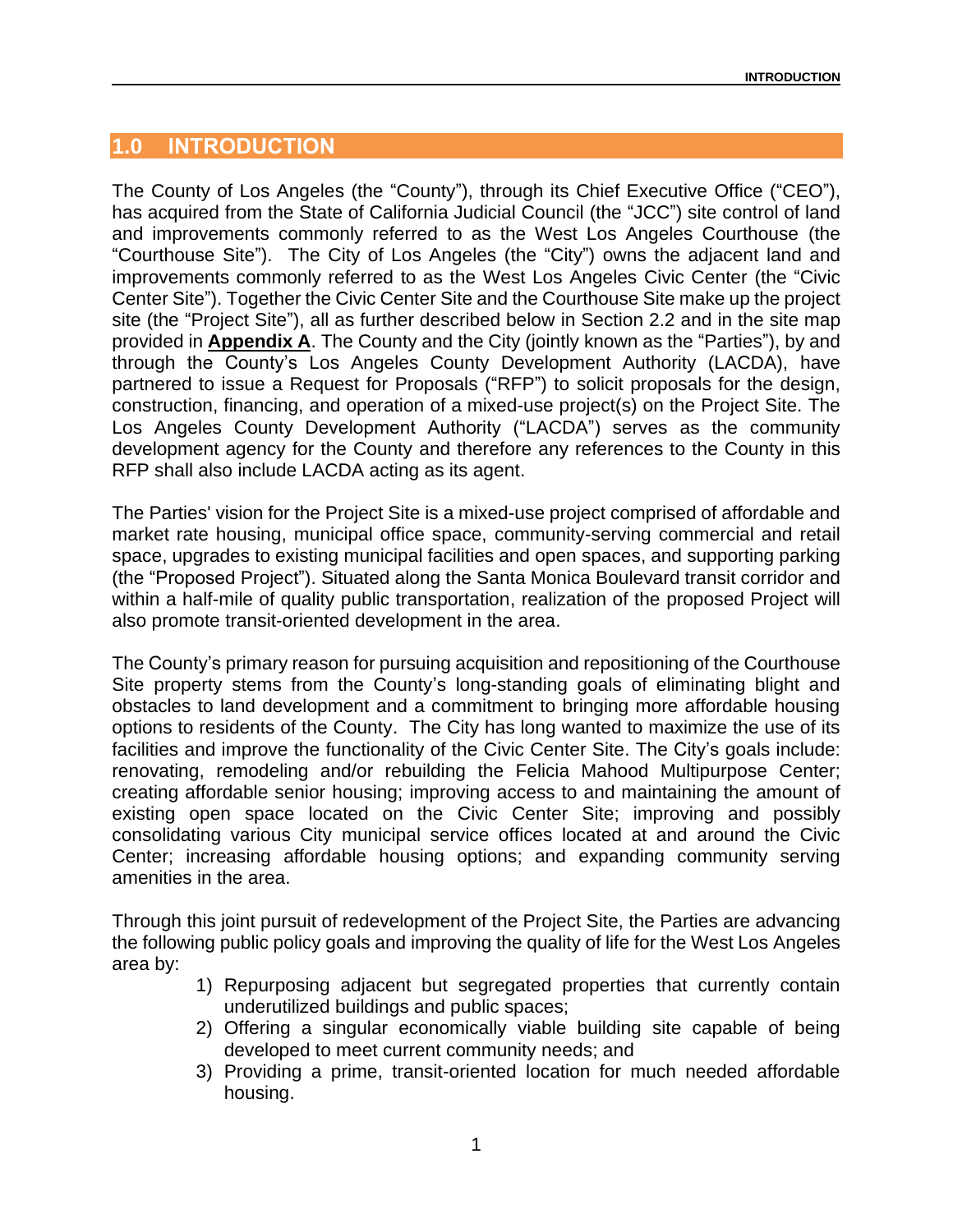## 1.0 INTRODUCTION

The County of Los Angeles (the "County"), through its Chief Executive Office ("CEO"), has acquired from the State of California Judicial Council (the "JCC") site control of land and improvements commonly referred to as the West Los Angeles Courthouse (the "Courthouse Site"). The City of Los Angeles (the "City") owns the adjacent land and improvements commonly referred to as the West Los Angeles Civic Center (the "Civic Center Site"). Together the Civic Center Site and the Courthouse Site make up the project site (the "Project Site"), all as further described below in Section 2.2 and in the site map provided in **Appendix A**. The County and the City (jointly known as the "Parties"), by and through the County's Los Angeles County Development Authority (LACDA), have partnered to issue a Request for Proposals ("RFP") to solicit proposals for the design, construction, financing, and operation of a mixed-use project(s) on the Project Site. The Los Angeles County Development Authority ("LACDA") serves as the community development agency for the County and therefore any references to the County in this RFP shall also include LACDA acting as its agent.

The Parties' vision for the Project Site is a mixed-use project comprised of affordable and market rate housing, municipal office space, community-serving commercial and retail space, upgrades to existing municipal facilities and open spaces, and supporting parking (the "Proposed Project"). Situated along the Santa Monica Boulevard transit corridor and within a half-mile of quality public transportation, realization of the proposed Project will also promote transit-oriented development in the area.

The County's primary reason for pursuing acquisition and repositioning of the Courthouse Site property stems from the County's long-standing goals of eliminating blight and obstacles to land development and a commitment to bringing more affordable housing options to residents of the County. The City has long wanted to maximize the use of its facilities and improve the functionality of the Civic Center Site. The City's goals include: renovating, remodeling and/or rebuilding the Felicia Mahood Multipurpose Center; creating affordable senior housing; improving access to and maintaining the amount of existing open space located on the Civic Center Site; improving and possibly consolidating various City municipal service offices located at and around the Civic Center; increasing affordable housing options; and expanding community serving amenities in the area.

Through this joint pursuit of redevelopment of the Project Site, the Parties are advancing the following public policy goals and improving the quality of life for the West Los Angeles area by:

1) Repurposing adjacent but segregated properties that currently contain underutilized buildings and public spaces;
2) Offering a singular economically viable building site capable of being developed to meet current community needs; and
3) Providing a prime, transit-oriented location for much needed affordable housing.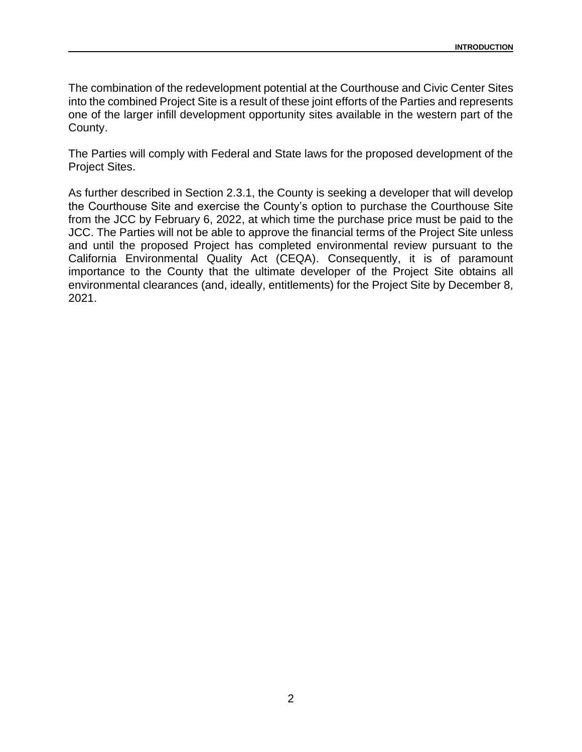The combination of the redevelopment potential at the Courthouse and Civic Center Sites into the combined Project Site is a result of these joint efforts of the Parties and represents one of the larger infill development opportunity sites available in the western part of the County.

The Parties will comply with Federal and State laws for the proposed development of the Project Sites.

As further described in Section 2.3.1, the County is seeking a developer that will develop the Courthouse Site and exercise the County's option to purchase the Courthouse Site from the JCC by February 6, 2022, at which time the purchase price must be paid to the JCC. The Parties will not be able to approve the financial terms of the Project Site unless and until the proposed Project has completed environmental review pursuant to the California Environmental Quality Act (CEQA). Consequently, it is of paramount importance to the County that the ultimate developer of the Project Site obtains all environmental clearances (and, ideally, entitlements) for the Project Site by December 8, 2021.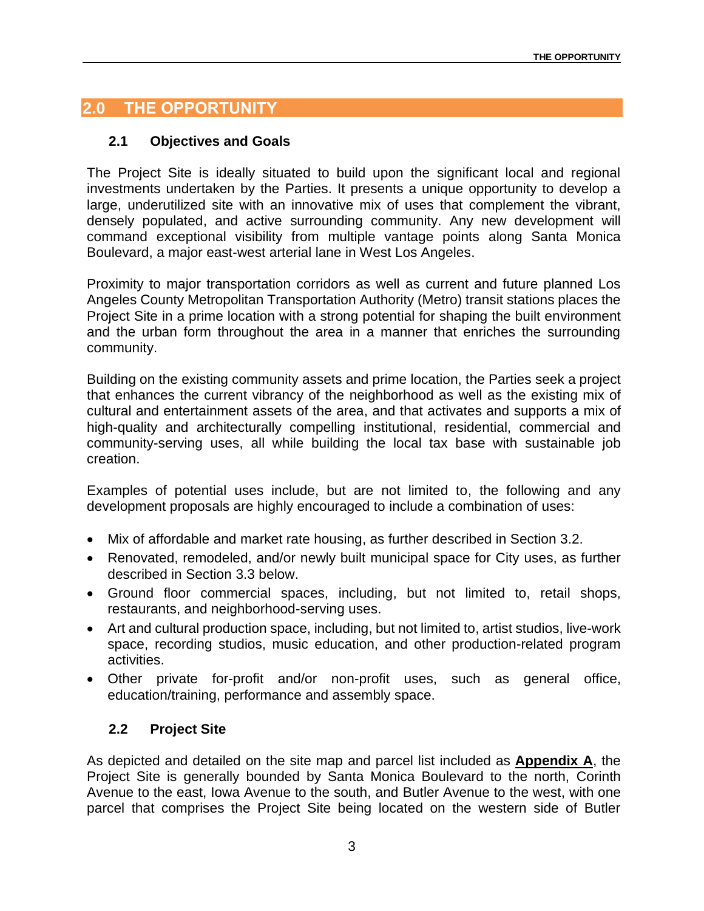## 2.0 THE OPPORTUNITY

### 2.1 Objectives and Goals

The Project Site is ideally situated to build upon the significant local and regional investments undertaken by the Parties. It presents a unique opportunity to develop a large, underutilized site with an innovative mix of uses that complement the vibrant, densely populated, and active surrounding community. Any new development will command exceptional visibility from multiple vantage points along Santa Monica Boulevard, a major east-west arterial lane in West Los Angeles.

Proximity to major transportation corridors as well as current and future planned Los Angeles County Metropolitan Transportation Authority (Metro) transit stations places the Project Site in a prime location with a strong potential for shaping the built environment and the urban form throughout the area in a manner that enriches the surrounding community.

Building on the existing community assets and prime location, the Parties seek a project that enhances the current vibrancy of the neighborhood as well as the existing mix of cultural and entertainment assets of the area, and that activates and supports a mix of high-quality and architecturally compelling institutional, residential, commercial and community-serving uses, all while building the local tax base with sustainable job creation.

Examples of potential uses include, but are not limited to, the following and any development proposals are highly encouraged to include a combination of uses:

- Mix of affordable and market rate housing, as further described in Section 3.2.
- Renovated, remodeled, and/or newly built municipal space for City uses, as further described in Section 3.3 below.
- Ground floor commercial spaces, including, but not limited to, retail shops, restaurants, and neighborhood-serving uses.
- Art and cultural production space, including, but not limited to, artist studios, live-work space, recording studios, music education, and other production-related program activities.
- Other private for-profit and/or non-profit uses, such as general office, education/training, performance and assembly space.

### 2.2 Project Site

As depicted and detailed on the site map and parcel list included as **Appendix A**, the Project Site is generally bounded by Santa Monica Boulevard to the north, Corinth Avenue to the east, Iowa Avenue to the south, and Butler Avenue to the west, with one parcel that comprises the Project Site being located on the western side of Butler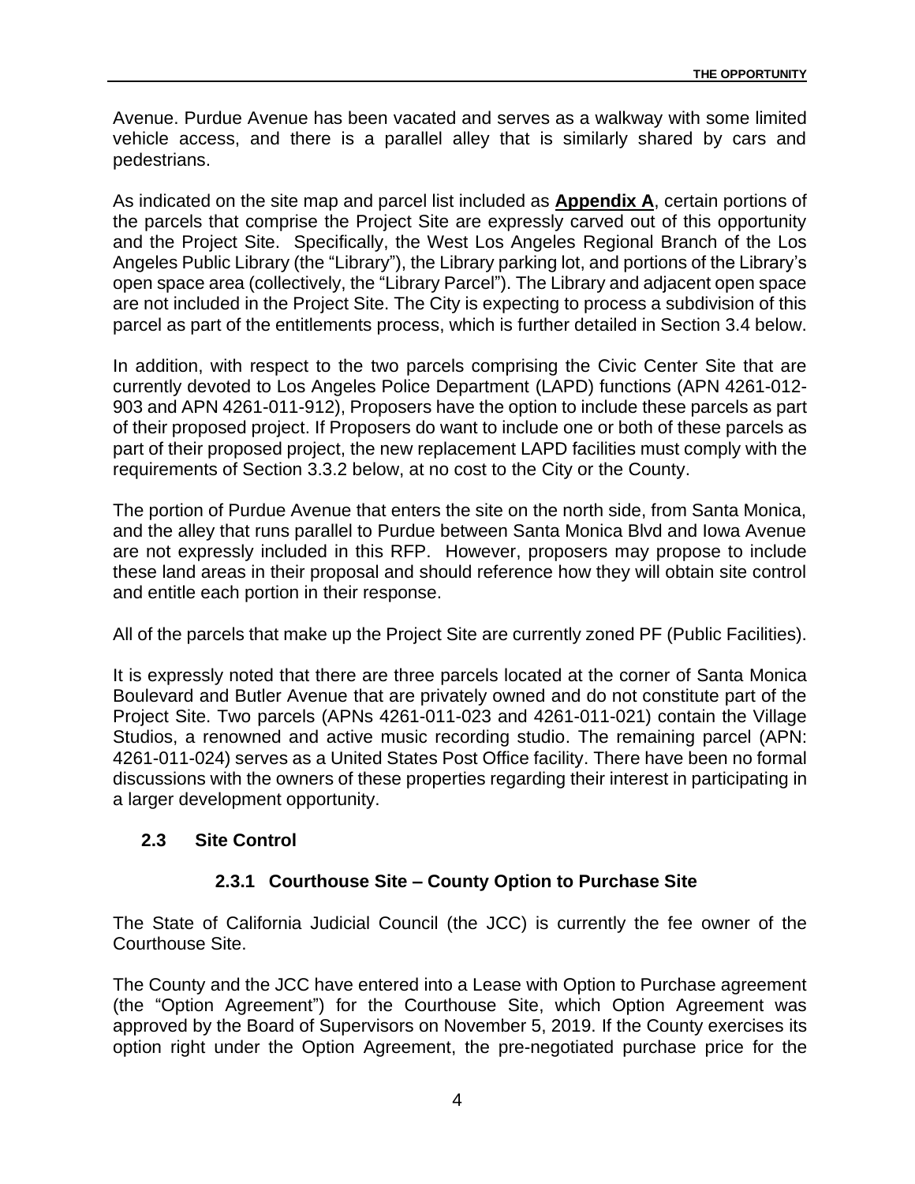Avenue. Purdue Avenue has been vacated and serves as a walkway with some limited vehicle access, and there is a parallel alley that is similarly shared by cars and pedestrians.

As indicated on the site map and parcel list included as **Appendix A**, certain portions of the parcels that comprise the Project Site are expressly carved out of this opportunity and the Project Site. Specifically, the West Los Angeles Regional Branch of the Los Angeles Public Library (the "Library"), the Library parking lot, and portions of the Library's open space area (collectively, the "Library Parcel"). The Library and adjacent open space are not included in the Project Site. The City is expecting to process a subdivision of this parcel as part of the entitlements process, which is further detailed in Section 3.4 below.

In addition, with respect to the two parcels comprising the Civic Center Site that are currently devoted to Los Angeles Police Department (LAPD) functions (APN 4261-012-903 and APN 4261-011-912), Proposers have the option to include these parcels as part of their proposed project. If Proposers do want to include one or both of these parcels as part of their proposed project, the new replacement LAPD facilities must comply with the requirements of Section 3.3.2 below, at no cost to the City or the County.

The portion of Purdue Avenue that enters the site on the north side, from Santa Monica, and the alley that runs parallel to Purdue between Santa Monica Blvd and Iowa Avenue are not expressly included in this RFP. However, proposers may propose to include these land areas in their proposal and should reference how they will obtain site control and entitle each portion in their response.

All of the parcels that make up the Project Site are currently zoned PF (Public Facilities).

It is expressly noted that there are three parcels located at the corner of Santa Monica Boulevard and Butler Avenue that are privately owned and do not constitute part of the Project Site. Two parcels (APNs 4261-011-023 and 4261-011-021) contain the Village Studios, a renowned and active music recording studio. The remaining parcel (APN: 4261-011-024) serves as a United States Post Office facility. There have been no formal discussions with the owners of these properties regarding their interest in participating in a larger development opportunity.

## 2.3 Site Control

### 2.3.1 Courthouse Site – County Option to Purchase Site

The State of California Judicial Council (the JCC) is currently the fee owner of the Courthouse Site.

The County and the JCC have entered into a Lease with Option to Purchase agreement (the "Option Agreement") for the Courthouse Site, which Option Agreement was approved by the Board of Supervisors on November 5, 2019. If the County exercises its option right under the Option Agreement, the pre-negotiated purchase price for the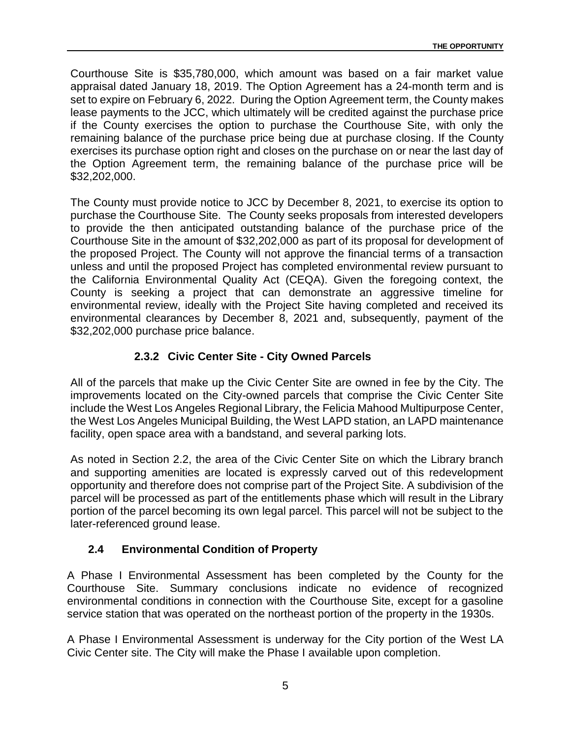Courthouse Site is $35,780,000, which amount was based on a fair market value appraisal dated January 18, 2019. The Option Agreement has a 24-month term and is set to expire on February 6, 2022. During the Option Agreement term, the County makes lease payments to the JCC, which ultimately will be credited against the purchase price if the County exercises the option to purchase the Courthouse Site, with only the remaining balance of the purchase price being due at purchase closing. If the County exercises its purchase option right and closes on the purchase on or near the last day of the Option Agreement term, the remaining balance of the purchase price will be $32,202,000.

The County must provide notice to JCC by December 8, 2021, to exercise its option to purchase the Courthouse Site. The County seeks proposals from interested developers to provide the then anticipated outstanding balance of the purchase price of the Courthouse Site in the amount of $32,202,000 as part of its proposal for development of the proposed Project. The County will not approve the financial terms of a transaction unless and until the proposed Project has completed environmental review pursuant to the California Environmental Quality Act (CEQA). Given the foregoing context, the County is seeking a project that can demonstrate an aggressive timeline for environmental review, ideally with the Project Site having completed and received its environmental clearances by December 8, 2021 and, subsequently, payment of the $32,202,000 purchase price balance.

### 2.3.2 Civic Center Site - City Owned Parcels

All of the parcels that make up the Civic Center Site are owned in fee by the City. The improvements located on the City-owned parcels that comprise the Civic Center Site include the West Los Angeles Regional Library, the Felicia Mahood Multipurpose Center, the West Los Angeles Municipal Building, the West LAPD station, an LAPD maintenance facility, open space area with a bandstand, and several parking lots.

As noted in Section 2.2, the area of the Civic Center Site on which the Library branch and supporting amenities are located is expressly carved out of this redevelopment opportunity and therefore does not comprise part of the Project Site. A subdivision of the parcel will be processed as part of the entitlements phase which will result in the Library portion of the parcel becoming its own legal parcel. This parcel will not be subject to the later-referenced ground lease.

## 2.4 Environmental Condition of Property

A Phase I Environmental Assessment has been completed by the County for the Courthouse Site. Summary conclusions indicate no evidence of recognized environmental conditions in connection with the Courthouse Site, except for a gasoline service station that was operated on the northeast portion of the property in the 1930s.

A Phase I Environmental Assessment is underway for the City portion of the West LA Civic Center site. The City will make the Phase I available upon completion.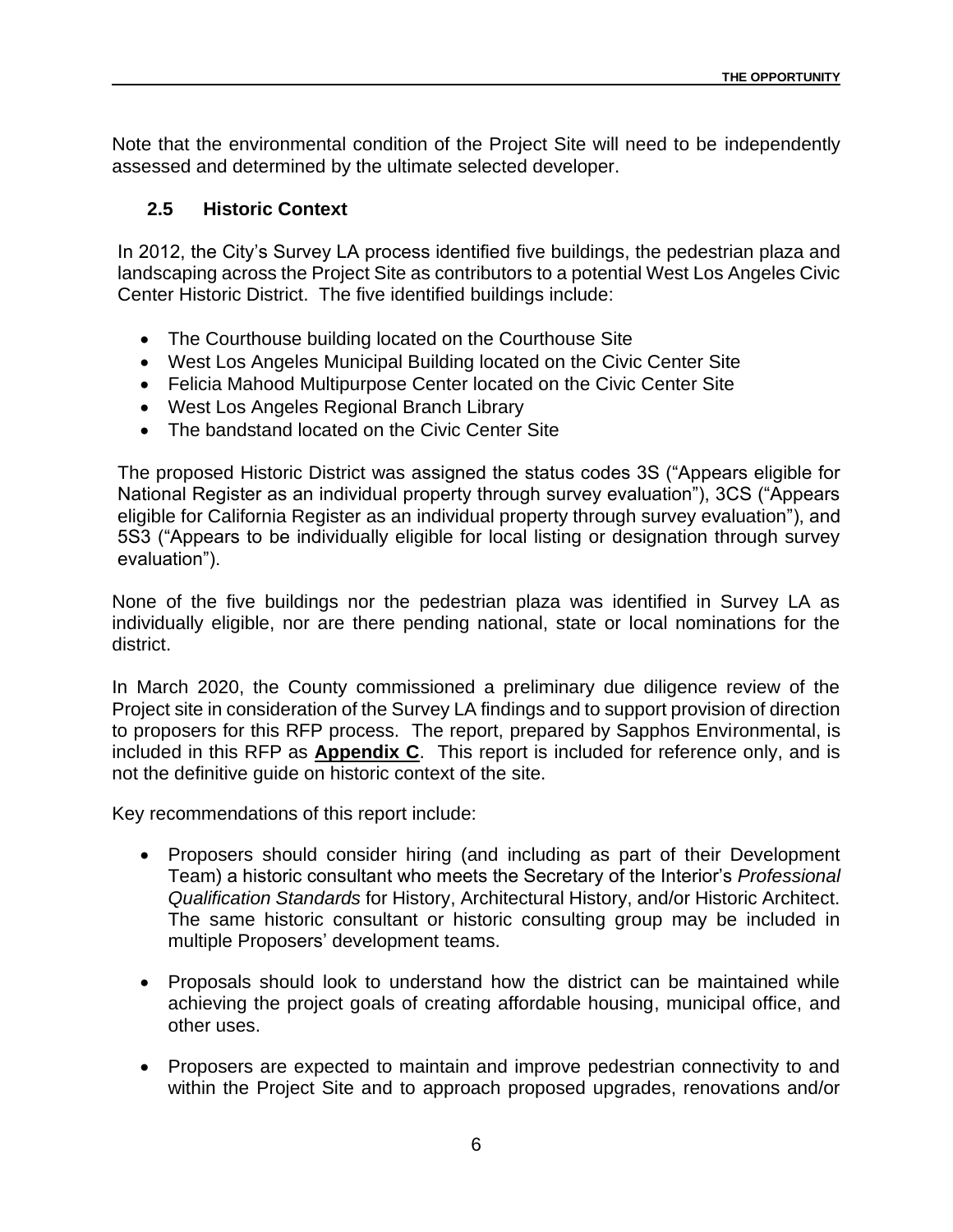Note that the environmental condition of the Project Site will need to be independently assessed and determined by the ultimate selected developer.

## 2.5 Historic Context

In 2012, the City's Survey LA process identified five buildings, the pedestrian plaza and landscaping across the Project Site as contributors to a potential West Los Angeles Civic Center Historic District. The five identified buildings include:

- The Courthouse building located on the Courthouse Site
- West Los Angeles Municipal Building located on the Civic Center Site
- Felicia Mahood Multipurpose Center located on the Civic Center Site
- West Los Angeles Regional Branch Library
- The bandstand located on the Civic Center Site

The proposed Historic District was assigned the status codes 3S ("Appears eligible for National Register as an individual property through survey evaluation"), 3CS ("Appears eligible for California Register as an individual property through survey evaluation"), and 5S3 ("Appears to be individually eligible for local listing or designation through survey evaluation").

None of the five buildings nor the pedestrian plaza was identified in Survey LA as individually eligible, nor are there pending national, state or local nominations for the district.

In March 2020, the County commissioned a preliminary due diligence review of the Project site in consideration of the Survey LA findings and to support provision of direction to proposers for this RFP process. The report, prepared by Sapphos Environmental, is included in this RFP as **Appendix C**. This report is included for reference only, and is not the definitive guide on historic context of the site.

Key recommendations of this report include:

- Proposers should consider hiring (and including as part of their Development Team) a historic consultant who meets the Secretary of the Interior's *Professional Qualification Standards* for History, Architectural History, and/or Historic Architect. The same historic consultant or historic consulting group may be included in multiple Proposers' development teams.

- Proposals should look to understand how the district can be maintained while achieving the project goals of creating affordable housing, municipal office, and other uses.

- Proposers are expected to maintain and improve pedestrian connectivity to and within the Project Site and to approach proposed upgrades, renovations and/or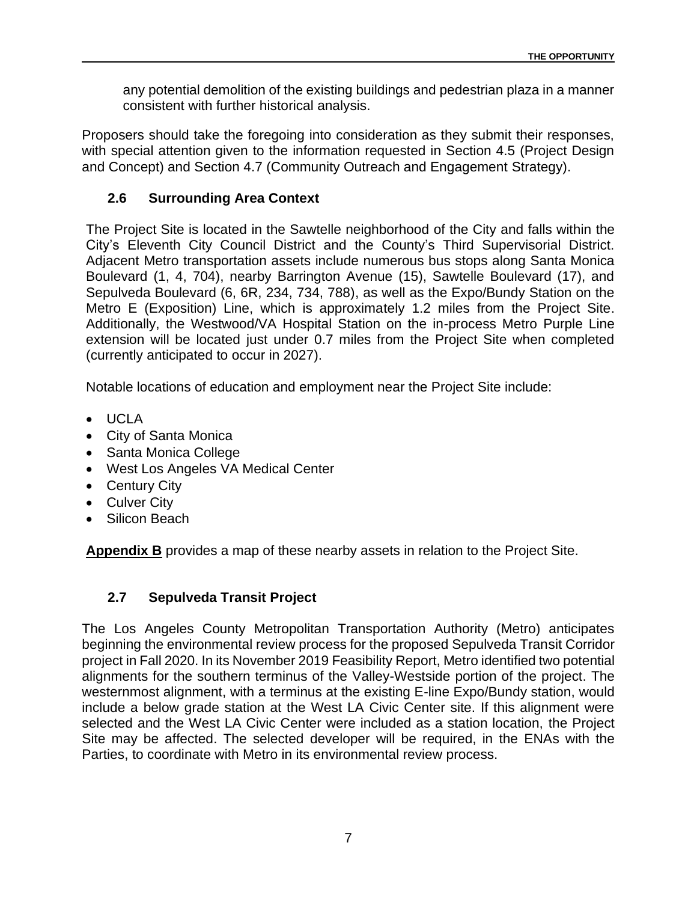any potential demolition of the existing buildings and pedestrian plaza in a manner consistent with further historical analysis.

Proposers should take the foregoing into consideration as they submit their responses, with special attention given to the information requested in Section 4.5 (Project Design and Concept) and Section 4.7 (Community Outreach and Engagement Strategy).

## 2.6 Surrounding Area Context

The Project Site is located in the Sawtelle neighborhood of the City and falls within the City's Eleventh City Council District and the County's Third Supervisorial District. Adjacent Metro transportation assets include numerous bus stops along Santa Monica Boulevard (1, 4, 704), nearby Barrington Avenue (15), Sawtelle Boulevard (17), and Sepulveda Boulevard (6, 6R, 234, 734, 788), as well as the Expo/Bundy Station on the Metro E (Exposition) Line, which is approximately 1.2 miles from the Project Site. Additionally, the Westwood/VA Hospital Station on the in-process Metro Purple Line extension will be located just under 0.7 miles from the Project Site when completed (currently anticipated to occur in 2027).

Notable locations of education and employment near the Project Site include:

- UCLA
- City of Santa Monica
- Santa Monica College
- West Los Angeles VA Medical Center
- Century City
- Culver City
- Silicon Beach

**Appendix B** provides a map of these nearby assets in relation to the Project Site.

## 2.7 Sepulveda Transit Project

The Los Angeles County Metropolitan Transportation Authority (Metro) anticipates beginning the environmental review process for the proposed Sepulveda Transit Corridor project in Fall 2020. In its November 2019 Feasibility Report, Metro identified two potential alignments for the southern terminus of the Valley-Westside portion of the project. The westernmost alignment, with a terminus at the existing E-line Expo/Bundy station, would include a below grade station at the West LA Civic Center site. If this alignment were selected and the West LA Civic Center were included as a station location, the Project Site may be affected. The selected developer will be required, in the ENAs with the Parties, to coordinate with Metro in its environmental review process.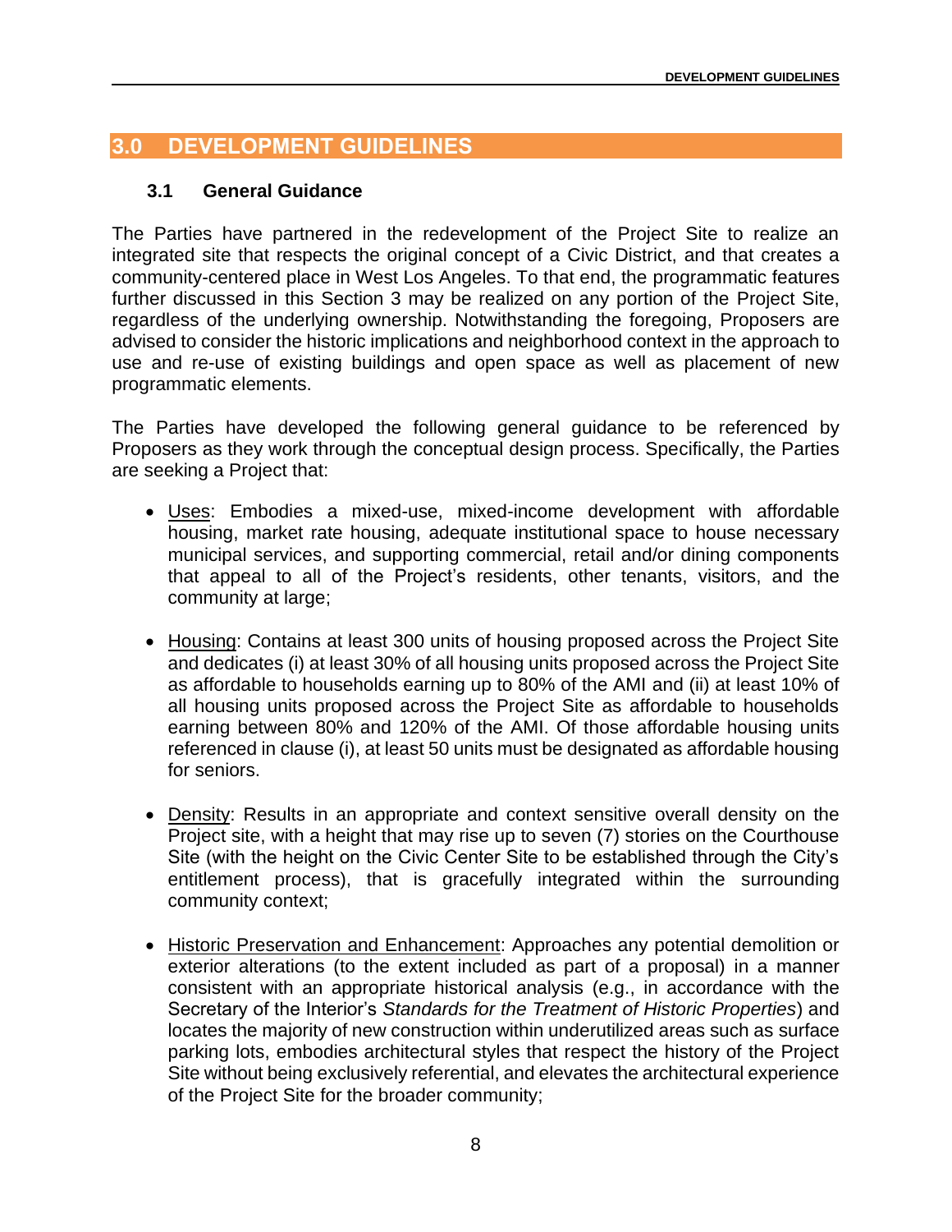# 3.0 DEVELOPMENT GUIDELINES

## 3.1 General Guidance

The Parties have partnered in the redevelopment of the Project Site to realize an integrated site that respects the original concept of a Civic District, and that creates a community-centered place in West Los Angeles. To that end, the programmatic features further discussed in this Section 3 may be realized on any portion of the Project Site, regardless of the underlying ownership. Notwithstanding the foregoing, Proposers are advised to consider the historic implications and neighborhood context in the approach to use and re-use of existing buildings and open space as well as placement of new programmatic elements.

The Parties have developed the following general guidance to be referenced by Proposers as they work through the conceptual design process. Specifically, the Parties are seeking a Project that:

- Uses: Embodies a mixed-use, mixed-income development with affordable housing, market rate housing, adequate institutional space to house necessary municipal services, and supporting commercial, retail and/or dining components that appeal to all of the Project's residents, other tenants, visitors, and the community at large;

- Housing: Contains at least 300 units of housing proposed across the Project Site and dedicates (i) at least 30% of all housing units proposed across the Project Site as affordable to households earning up to 80% of the AMI and (ii) at least 10% of all housing units proposed across the Project Site as affordable to households earning between 80% and 120% of the AMI. Of those affordable housing units referenced in clause (i), at least 50 units must be designated as affordable housing for seniors.

- Density: Results in an appropriate and context sensitive overall density on the Project site, with a height that may rise up to seven (7) stories on the Courthouse Site (with the height on the Civic Center Site to be established through the City's entitlement process), that is gracefully integrated within the surrounding community context;

- Historic Preservation and Enhancement: Approaches any potential demolition or exterior alterations (to the extent included as part of a proposal) in a manner consistent with an appropriate historical analysis (e.g., in accordance with the Secretary of the Interior's *Standards for the Treatment of Historic Properties*) and locates the majority of new construction within underutilized areas such as surface parking lots, embodies architectural styles that respect the history of the Project Site without being exclusively referential, and elevates the architectural experience of the Project Site for the broader community;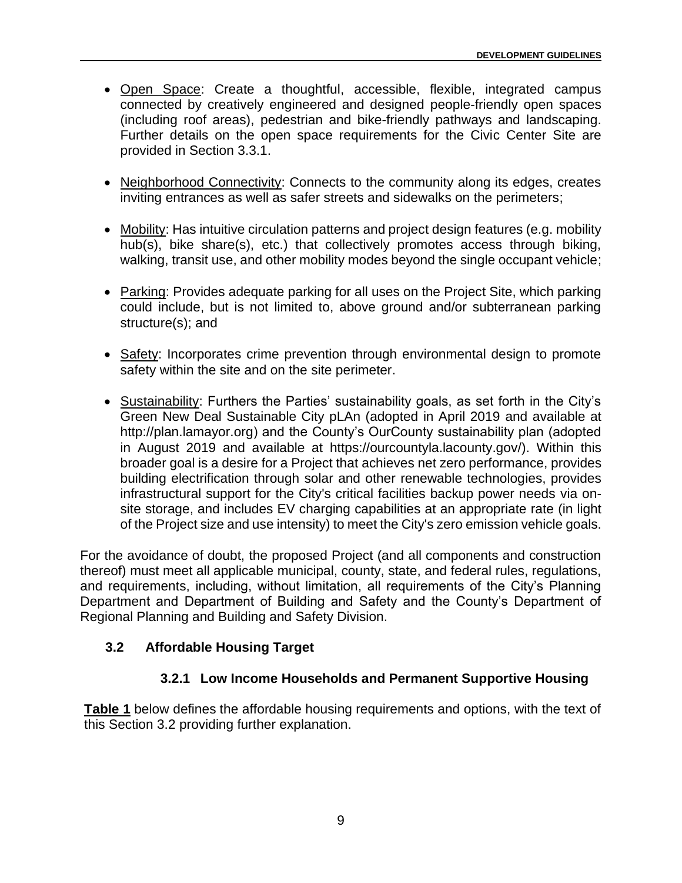- Open Space: Create a thoughtful, accessible, flexible, integrated campus connected by creatively engineered and designed people-friendly open spaces (including roof areas), pedestrian and bike-friendly pathways and landscaping. Further details on the open space requirements for the Civic Center Site are provided in Section 3.3.1.

- Neighborhood Connectivity: Connects to the community along its edges, creates inviting entrances as well as safer streets and sidewalks on the perimeters;

- Mobility: Has intuitive circulation patterns and project design features (e.g. mobility hub(s), bike share(s), etc.) that collectively promotes access through biking, walking, transit use, and other mobility modes beyond the single occupant vehicle;

- Parking: Provides adequate parking for all uses on the Project Site, which parking could include, but is not limited to, above ground and/or subterranean parking structure(s); and

- Safety: Incorporates crime prevention through environmental design to promote safety within the site and on the site perimeter.

- Sustainability: Furthers the Parties' sustainability goals, as set forth in the City's Green New Deal Sustainable City pLAn (adopted in April 2019 and available at http://plan.lamayor.org) and the County's OurCounty sustainability plan (adopted in August 2019 and available at https://ourcountyla.lacounty.gov/). Within this broader goal is a desire for a Project that achieves net zero performance, provides building electrification through solar and other renewable technologies, provides infrastructural support for the City's critical facilities backup power needs via on-site storage, and includes EV charging capabilities at an appropriate rate (in light of the Project size and use intensity) to meet the City's zero emission vehicle goals.

For the avoidance of doubt, the proposed Project (and all components and construction thereof) must meet all applicable municipal, county, state, and federal rules, regulations, and requirements, including, without limitation, all requirements of the City's Planning Department and Department of Building and Safety and the County's Department of Regional Planning and Building and Safety Division.

## 3.2 Affordable Housing Target

### 3.2.1 Low Income Households and Permanent Supportive Housing

**Table 1** below defines the affordable housing requirements and options, with the text of this Section 3.2 providing further explanation.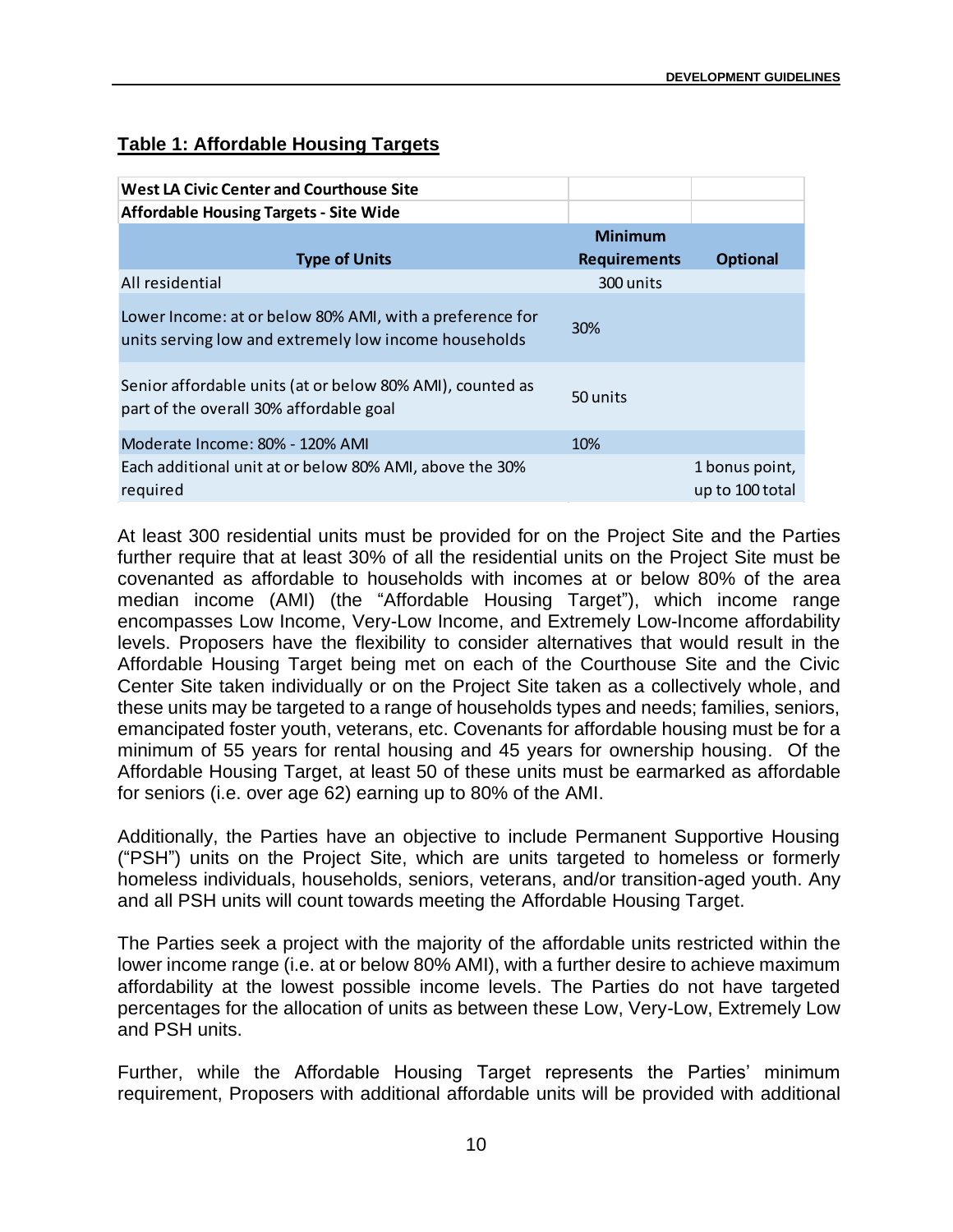**Table 1: Affordable Housing Targets**

| West LA Civic Center and Courthouse Site | | |
|---|---|---|
| **Affordable Housing Targets - Site Wide** | | |
| **Type of Units** | **Minimum Requirements** | **Optional** |
| All residential | 300 units | |
| Lower Income: at or below 80% AMI, with a preference for units serving low and extremely low income households | 30% | |
| Senior affordable units (at or below 80% AMI), counted as part of the overall 30% affordable goal | 50 units | |
| Moderate Income: 80% - 120% AMI | 10% | |
| Each additional unit at or below 80% AMI, above the 30% required | | 1 bonus point, up to 100 total |

At least 300 residential units must be provided for on the Project Site and the Parties further require that at least 30% of all the residential units on the Project Site must be covenanted as affordable to households with incomes at or below 80% of the area median income (AMI) (the "Affordable Housing Target"), which income range encompasses Low Income, Very-Low Income, and Extremely Low-Income affordability levels. Proposers have the flexibility to consider alternatives that would result in the Affordable Housing Target being met on each of the Courthouse Site and the Civic Center Site taken individually or on the Project Site taken as a collectively whole, and these units may be targeted to a range of households types and needs; families, seniors, emancipated foster youth, veterans, etc. Covenants for affordable housing must be for a minimum of 55 years for rental housing and 45 years for ownership housing. Of the Affordable Housing Target, at least 50 of these units must be earmarked as affordable for seniors (i.e. over age 62) earning up to 80% of the AMI.

Additionally, the Parties have an objective to include Permanent Supportive Housing ("PSH") units on the Project Site, which are units targeted to homeless or formerly homeless individuals, households, seniors, veterans, and/or transition-aged youth. Any and all PSH units will count towards meeting the Affordable Housing Target.

The Parties seek a project with the majority of the affordable units restricted within the lower income range (i.e. at or below 80% AMI), with a further desire to achieve maximum affordability at the lowest possible income levels. The Parties do not have targeted percentages for the allocation of units as between these Low, Very-Low, Extremely Low and PSH units.

Further, while the Affordable Housing Target represents the Parties' minimum requirement, Proposers with additional affordable units will be provided with additional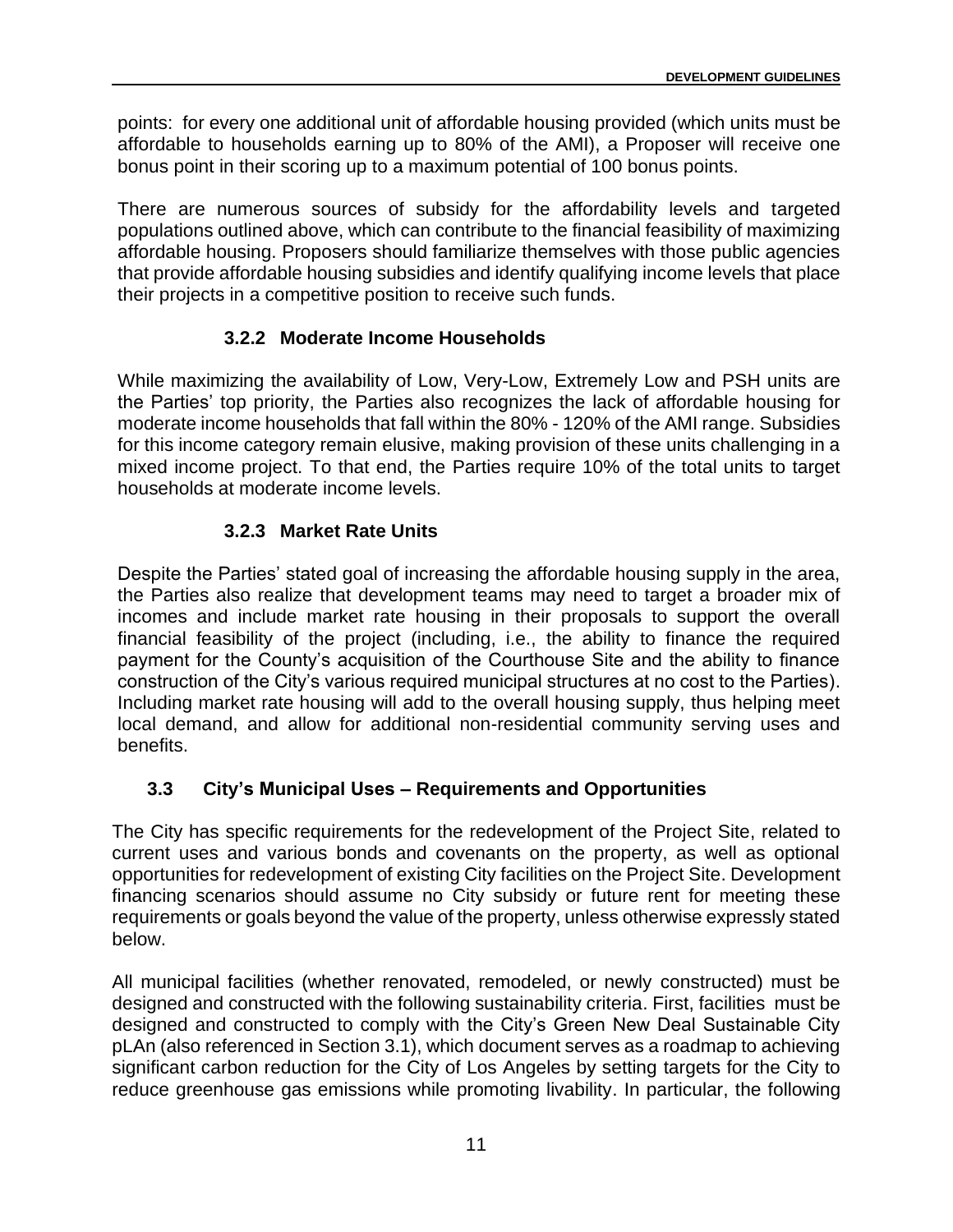points: for every one additional unit of affordable housing provided (which units must be affordable to households earning up to 80% of the AMI), a Proposer will receive one bonus point in their scoring up to a maximum potential of 100 bonus points.

There are numerous sources of subsidy for the affordability levels and targeted populations outlined above, which can contribute to the financial feasibility of maximizing affordable housing. Proposers should familiarize themselves with those public agencies that provide affordable housing subsidies and identify qualifying income levels that place their projects in a competitive position to receive such funds.

#### 3.2.2 Moderate Income Households

While maximizing the availability of Low, Very-Low, Extremely Low and PSH units are the Parties' top priority, the Parties also recognizes the lack of affordable housing for moderate income households that fall within the 80% - 120% of the AMI range. Subsidies for this income category remain elusive, making provision of these units challenging in a mixed income project. To that end, the Parties require 10% of the total units to target households at moderate income levels.

#### 3.2.3 Market Rate Units

Despite the Parties' stated goal of increasing the affordable housing supply in the area, the Parties also realize that development teams may need to target a broader mix of incomes and include market rate housing in their proposals to support the overall financial feasibility of the project (including, i.e., the ability to finance the required payment for the County's acquisition of the Courthouse Site and the ability to finance construction of the City's various required municipal structures at no cost to the Parties). Including market rate housing will add to the overall housing supply, thus helping meet local demand, and allow for additional non-residential community serving uses and benefits.

### 3.3 City's Municipal Uses – Requirements and Opportunities

The City has specific requirements for the redevelopment of the Project Site, related to current uses and various bonds and covenants on the property, as well as optional opportunities for redevelopment of existing City facilities on the Project Site. Development financing scenarios should assume no City subsidy or future rent for meeting these requirements or goals beyond the value of the property, unless otherwise expressly stated below.

All municipal facilities (whether renovated, remodeled, or newly constructed) must be designed and constructed with the following sustainability criteria. First, facilities must be designed and constructed to comply with the City's Green New Deal Sustainable City pLAn (also referenced in Section 3.1), which document serves as a roadmap to achieving significant carbon reduction for the City of Los Angeles by setting targets for the City to reduce greenhouse gas emissions while promoting livability. In particular, the following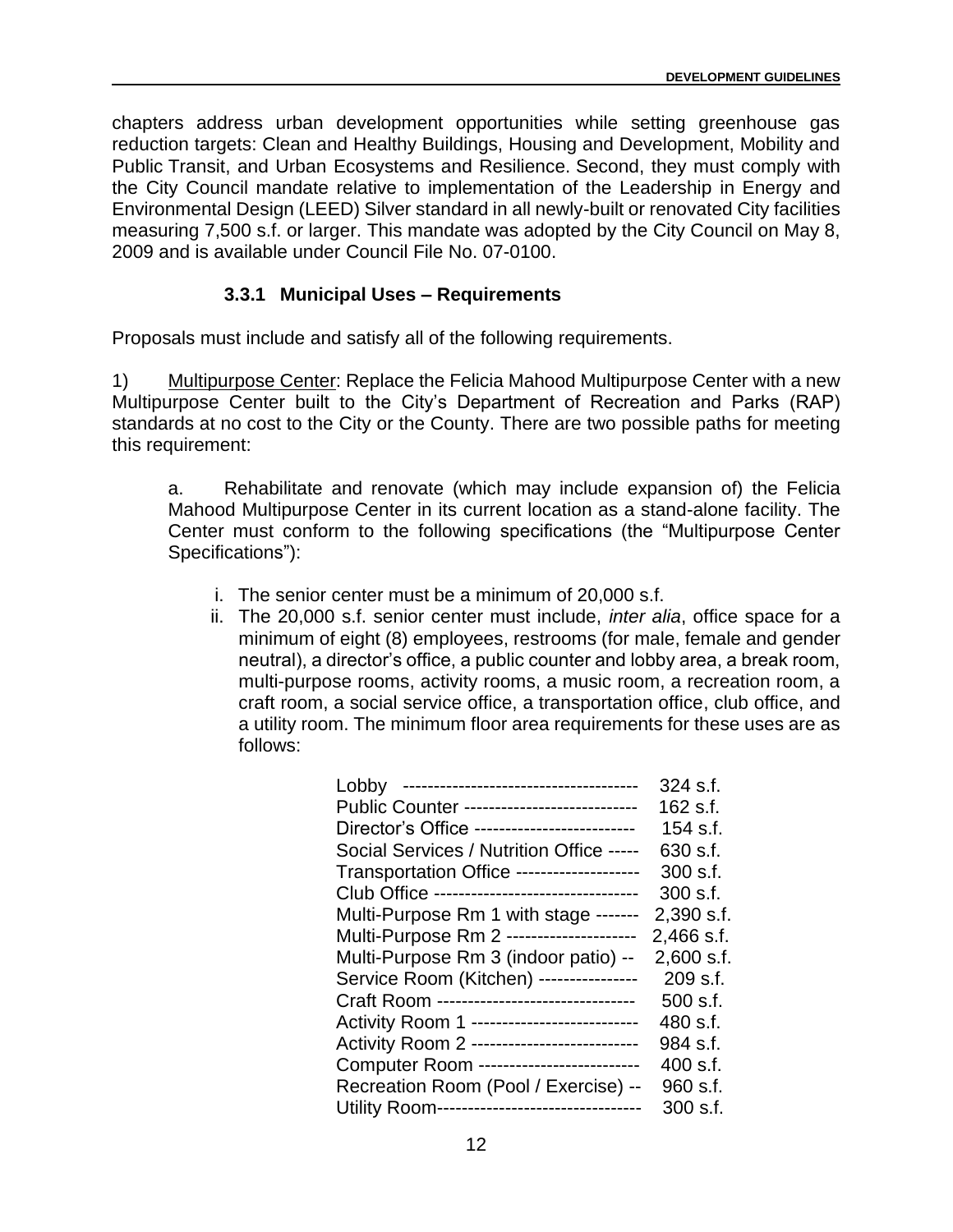chapters address urban development opportunities while setting greenhouse gas reduction targets: Clean and Healthy Buildings, Housing and Development, Mobility and Public Transit, and Urban Ecosystems and Resilience. Second, they must comply with the City Council mandate relative to implementation of the Leadership in Energy and Environmental Design (LEED) Silver standard in all newly-built or renovated City facilities measuring 7,500 s.f. or larger. This mandate was adopted by the City Council on May 8, 2009 and is available under Council File No. 07-0100.

### 3.3.1 Municipal Uses – Requirements

Proposals must include and satisfy all of the following requirements.

1) Multipurpose Center: Replace the Felicia Mahood Multipurpose Center with a new Multipurpose Center built to the City's Department of Recreation and Parks (RAP) standards at no cost to the City or the County. There are two possible paths for meeting this requirement:

a. Rehabilitate and renovate (which may include expansion of) the Felicia Mahood Multipurpose Center in its current location as a stand-alone facility. The Center must conform to the following specifications (the "Multipurpose Center Specifications"):

i. The senior center must be a minimum of 20,000 s.f.

ii. The 20,000 s.f. senior center must include, *inter alia*, office space for a minimum of eight (8) employees, restrooms (for male, female and gender neutral), a director's office, a public counter and lobby area, a break room, multi-purpose rooms, activity rooms, a music room, a recreation room, a craft room, a social service office, a transportation office, club office, and a utility room. The minimum floor area requirements for these uses are as follows:

| Use | Minimum Floor Area |
|---|---|
| Lobby | 324 s.f. |
| Public Counter | 162 s.f. |
| Director's Office | 154 s.f. |
| Social Services / Nutrition Office | 630 s.f. |
| Transportation Office | 300 s.f. |
| Club Office | 300 s.f. |
| Multi-Purpose Rm 1 with stage | 2,390 s.f. |
| Multi-Purpose Rm 2 | 2,466 s.f. |
| Multi-Purpose Rm 3 (indoor patio) | 2,600 s.f. |
| Service Room (Kitchen) | 209 s.f. |
| Craft Room | 500 s.f. |
| Activity Room 1 | 480 s.f. |
| Activity Room 2 | 984 s.f. |
| Computer Room | 400 s.f. |
| Recreation Room (Pool / Exercise) | 960 s.f. |
| Utility Room | 300 s.f. |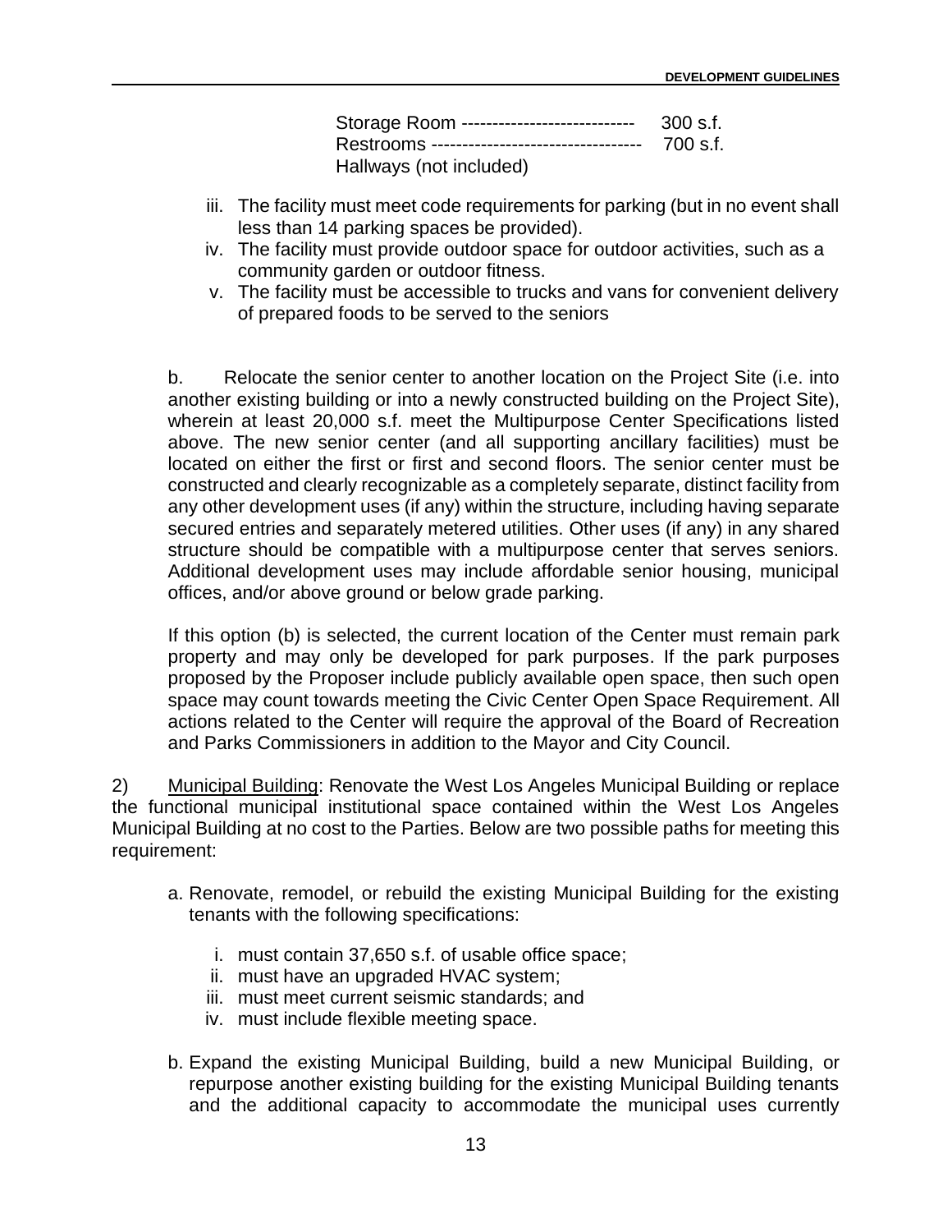Storage Room ---------------------------- 300 s.f.
Restrooms ---------------------------------- 700 s.f.
Hallways (not included)

iii. The facility must meet code requirements for parking (but in no event shall less than 14 parking spaces be provided).
iv. The facility must provide outdoor space for outdoor activities, such as a community garden or outdoor fitness.
v. The facility must be accessible to trucks and vans for convenient delivery of prepared foods to be served to the seniors

b. Relocate the senior center to another location on the Project Site (i.e. into another existing building or into a newly constructed building on the Project Site), wherein at least 20,000 s.f. meet the Multipurpose Center Specifications listed above. The new senior center (and all supporting ancillary facilities) must be located on either the first or first and second floors. The senior center must be constructed and clearly recognizable as a completely separate, distinct facility from any other development uses (if any) within the structure, including having separate secured entries and separately metered utilities. Other uses (if any) in any shared structure should be compatible with a multipurpose center that serves seniors. Additional development uses may include affordable senior housing, municipal offices, and/or above ground or below grade parking.

If this option (b) is selected, the current location of the Center must remain park property and may only be developed for park purposes. If the park purposes proposed by the Proposer include publicly available open space, then such open space may count towards meeting the Civic Center Open Space Requirement. All actions related to the Center will require the approval of the Board of Recreation and Parks Commissioners in addition to the Mayor and City Council.

2) <u>Municipal Building</u>: Renovate the West Los Angeles Municipal Building or replace the functional municipal institutional space contained within the West Los Angeles Municipal Building at no cost to the Parties. Below are two possible paths for meeting this requirement:

a. Renovate, remodel, or rebuild the existing Municipal Building for the existing tenants with the following specifications:

   i. must contain 37,650 s.f. of usable office space;
   ii. must have an upgraded HVAC system;
   iii. must meet current seismic standards; and
   iv. must include flexible meeting space.

b. Expand the existing Municipal Building, build a new Municipal Building, or repurpose another existing building for the existing Municipal Building tenants and the additional capacity to accommodate the municipal uses currently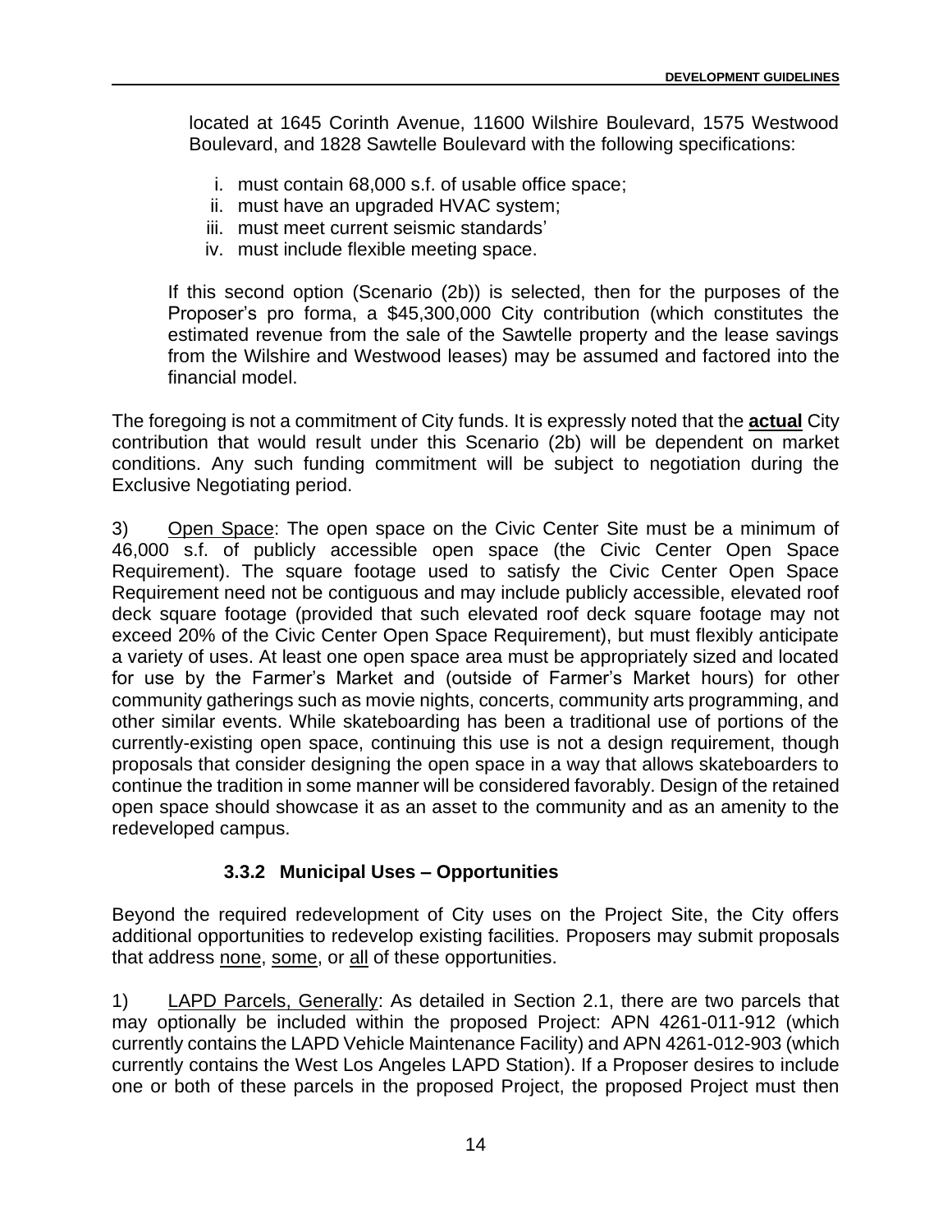located at 1645 Corinth Avenue, 11600 Wilshire Boulevard, 1575 Westwood Boulevard, and 1828 Sawtelle Boulevard with the following specifications:

i. must contain 68,000 s.f. of usable office space;
ii. must have an upgraded HVAC system;
iii. must meet current seismic standards'
iv. must include flexible meeting space.

If this second option (Scenario (2b)) is selected, then for the purposes of the Proposer's pro forma, a $45,300,000 City contribution (which constitutes the estimated revenue from the sale of the Sawtelle property and the lease savings from the Wilshire and Westwood leases) may be assumed and factored into the financial model.

The foregoing is not a commitment of City funds. It is expressly noted that the **actual** City contribution that would result under this Scenario (2b) will be dependent on market conditions. Any such funding commitment will be subject to negotiation during the Exclusive Negotiating period.

3) Open Space: The open space on the Civic Center Site must be a minimum of 46,000 s.f. of publicly accessible open space (the Civic Center Open Space Requirement). The square footage used to satisfy the Civic Center Open Space Requirement need not be contiguous and may include publicly accessible, elevated roof deck square footage (provided that such elevated roof deck square footage may not exceed 20% of the Civic Center Open Space Requirement), but must flexibly anticipate a variety of uses. At least one open space area must be appropriately sized and located for use by the Farmer's Market and (outside of Farmer's Market hours) for other community gatherings such as movie nights, concerts, community arts programming, and other similar events. While skateboarding has been a traditional use of portions of the currently-existing open space, continuing this use is not a design requirement, though proposals that consider designing the open space in a way that allows skateboarders to continue the tradition in some manner will be considered favorably. Design of the retained open space should showcase it as an asset to the community and as an amenity to the redeveloped campus.

### 3.3.2 Municipal Uses – Opportunities

Beyond the required redevelopment of City uses on the Project Site, the City offers additional opportunities to redevelop existing facilities. Proposers may submit proposals that address none, some, or all of these opportunities.

1) LAPD Parcels, Generally: As detailed in Section 2.1, there are two parcels that may optionally be included within the proposed Project: APN 4261-011-912 (which currently contains the LAPD Vehicle Maintenance Facility) and APN 4261-012-903 (which currently contains the West Los Angeles LAPD Station). If a Proposer desires to include one or both of these parcels in the proposed Project, the proposed Project must then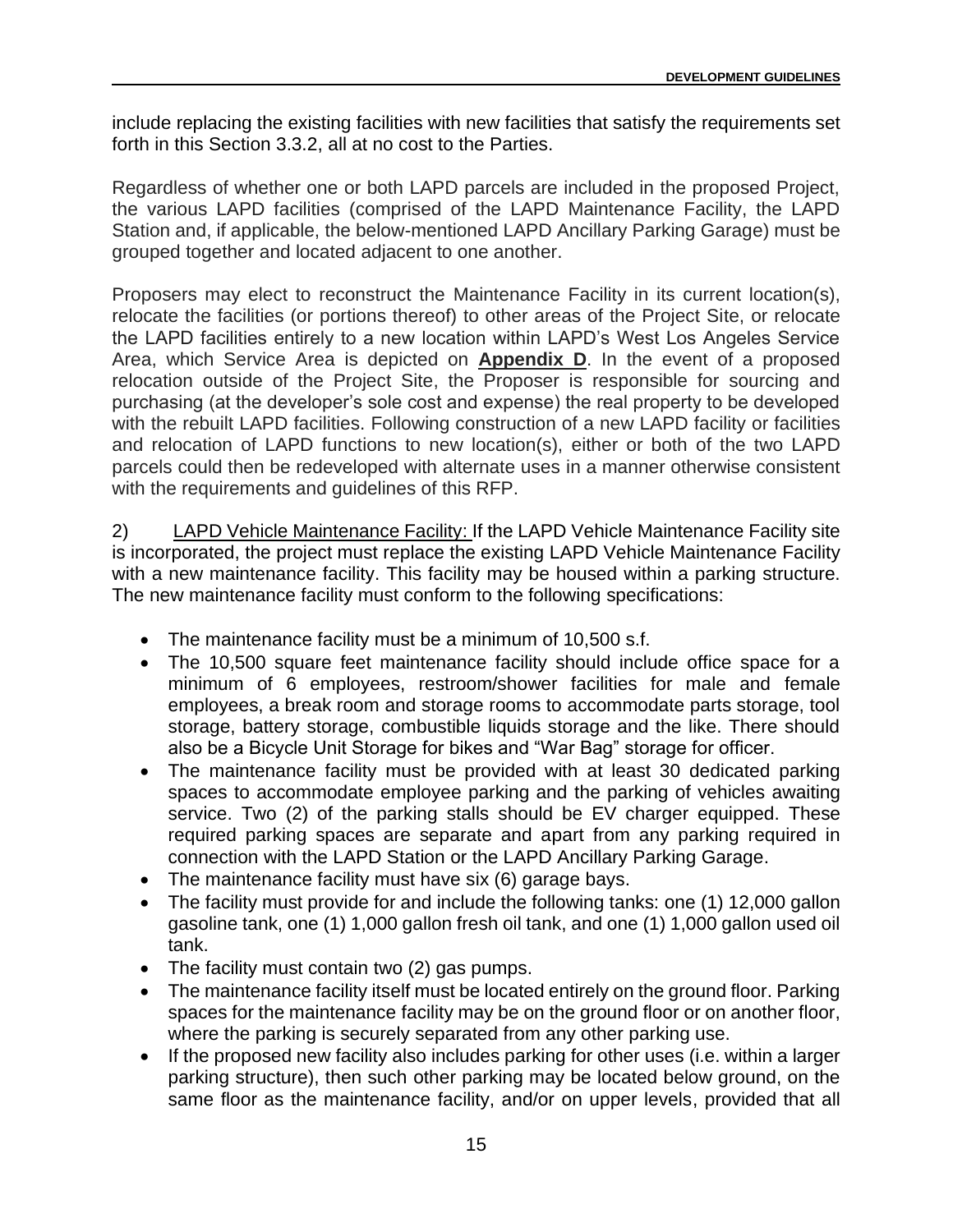include replacing the existing facilities with new facilities that satisfy the requirements set forth in this Section 3.3.2, all at no cost to the Parties.

Regardless of whether one or both LAPD parcels are included in the proposed Project, the various LAPD facilities (comprised of the LAPD Maintenance Facility, the LAPD Station and, if applicable, the below-mentioned LAPD Ancillary Parking Garage) must be grouped together and located adjacent to one another.

Proposers may elect to reconstruct the Maintenance Facility in its current location(s), relocate the facilities (or portions thereof) to other areas of the Project Site, or relocate the LAPD facilities entirely to a new location within LAPD's West Los Angeles Service Area, which Service Area is depicted on **Appendix D**. In the event of a proposed relocation outside of the Project Site, the Proposer is responsible for sourcing and purchasing (at the developer's sole cost and expense) the real property to be developed with the rebuilt LAPD facilities. Following construction of a new LAPD facility or facilities and relocation of LAPD functions to new location(s), either or both of the two LAPD parcels could then be redeveloped with alternate uses in a manner otherwise consistent with the requirements and guidelines of this RFP.

2) LAPD Vehicle Maintenance Facility: If the LAPD Vehicle Maintenance Facility site is incorporated, the project must replace the existing LAPD Vehicle Maintenance Facility with a new maintenance facility. This facility may be housed within a parking structure. The new maintenance facility must conform to the following specifications:

- The maintenance facility must be a minimum of 10,500 s.f.
- The 10,500 square feet maintenance facility should include office space for a minimum of 6 employees, restroom/shower facilities for male and female employees, a break room and storage rooms to accommodate parts storage, tool storage, battery storage, combustible liquids storage and the like. There should also be a Bicycle Unit Storage for bikes and "War Bag" storage for officer.
- The maintenance facility must be provided with at least 30 dedicated parking spaces to accommodate employee parking and the parking of vehicles awaiting service. Two (2) of the parking stalls should be EV charger equipped. These required parking spaces are separate and apart from any parking required in connection with the LAPD Station or the LAPD Ancillary Parking Garage.
- The maintenance facility must have six (6) garage bays.
- The facility must provide for and include the following tanks: one (1) 12,000 gallon gasoline tank, one (1) 1,000 gallon fresh oil tank, and one (1) 1,000 gallon used oil tank.
- The facility must contain two (2) gas pumps.
- The maintenance facility itself must be located entirely on the ground floor. Parking spaces for the maintenance facility may be on the ground floor or on another floor, where the parking is securely separated from any other parking use.
- If the proposed new facility also includes parking for other uses (i.e. within a larger parking structure), then such other parking may be located below ground, on the same floor as the maintenance facility, and/or on upper levels, provided that all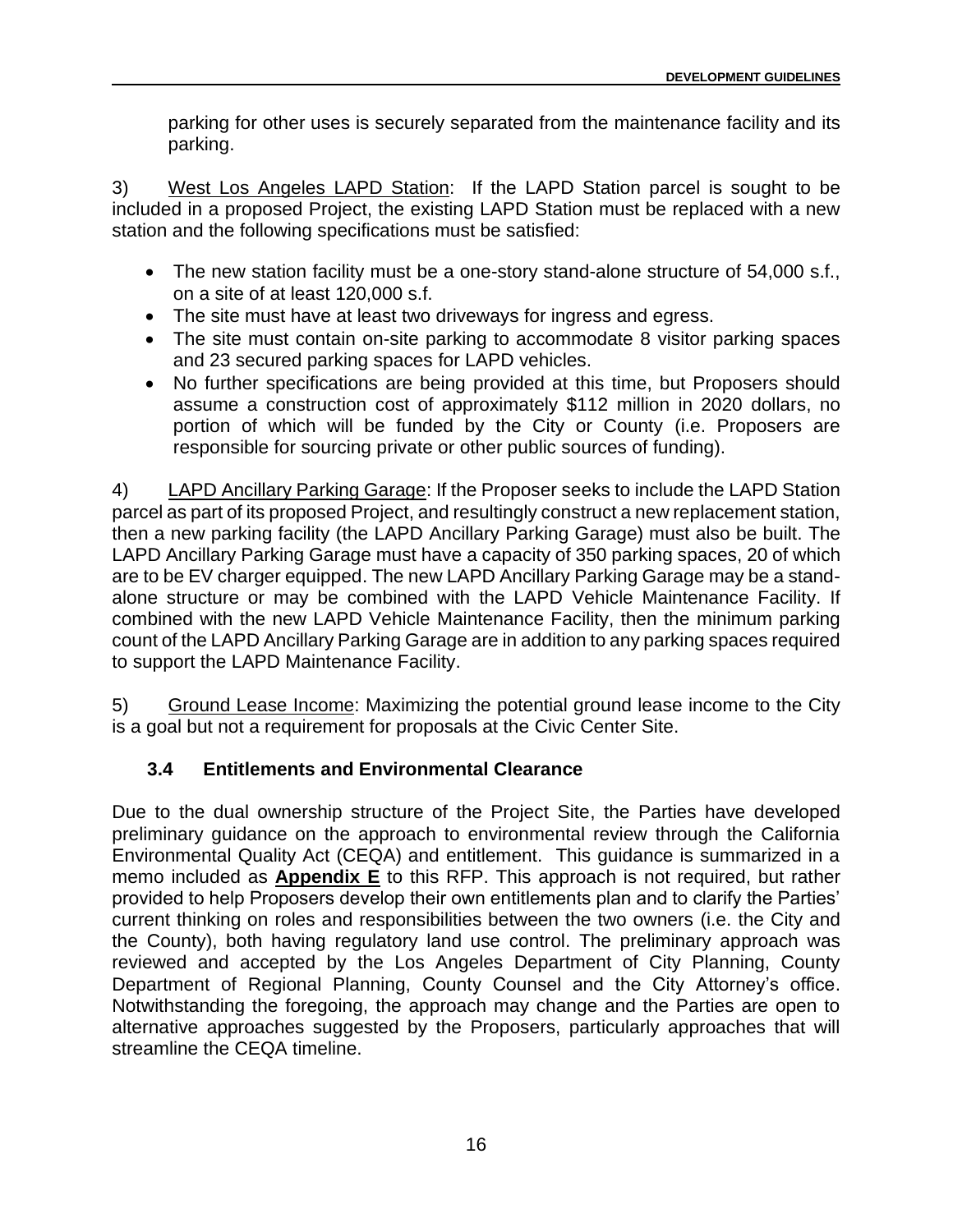parking for other uses is securely separated from the maintenance facility and its parking.

3) <u>West Los Angeles LAPD Station</u>: If the LAPD Station parcel is sought to be included in a proposed Project, the existing LAPD Station must be replaced with a new station and the following specifications must be satisfied:

- The new station facility must be a one-story stand-alone structure of 54,000 s.f., on a site of at least 120,000 s.f.
- The site must have at least two driveways for ingress and egress.
- The site must contain on-site parking to accommodate 8 visitor parking spaces and 23 secured parking spaces for LAPD vehicles.
- No further specifications are being provided at this time, but Proposers should assume a construction cost of approximately $112 million in 2020 dollars, no portion of which will be funded by the City or County (i.e. Proposers are responsible for sourcing private or other public sources of funding).

4) <u>LAPD Ancillary Parking Garage</u>: If the Proposer seeks to include the LAPD Station parcel as part of its proposed Project, and resultingly construct a new replacement station, then a new parking facility (the LAPD Ancillary Parking Garage) must also be built. The LAPD Ancillary Parking Garage must have a capacity of 350 parking spaces, 20 of which are to be EV charger equipped. The new LAPD Ancillary Parking Garage may be a stand-alone structure or may be combined with the LAPD Vehicle Maintenance Facility. If combined with the new LAPD Vehicle Maintenance Facility, then the minimum parking count of the LAPD Ancillary Parking Garage are in addition to any parking spaces required to support the LAPD Maintenance Facility.

5) <u>Ground Lease Income</u>: Maximizing the potential ground lease income to the City is a goal but not a requirement for proposals at the Civic Center Site.

### 3.4 Entitlements and Environmental Clearance

Due to the dual ownership structure of the Project Site, the Parties have developed preliminary guidance on the approach to environmental review through the California Environmental Quality Act (CEQA) and entitlement. This guidance is summarized in a memo included as **<u>Appendix E</u>** to this RFP. This approach is not required, but rather provided to help Proposers develop their own entitlements plan and to clarify the Parties' current thinking on roles and responsibilities between the two owners (i.e. the City and the County), both having regulatory land use control. The preliminary approach was reviewed and accepted by the Los Angeles Department of City Planning, County Department of Regional Planning, County Counsel and the City Attorney's office. Notwithstanding the foregoing, the approach may change and the Parties are open to alternative approaches suggested by the Proposers, particularly approaches that will streamline the CEQA timeline.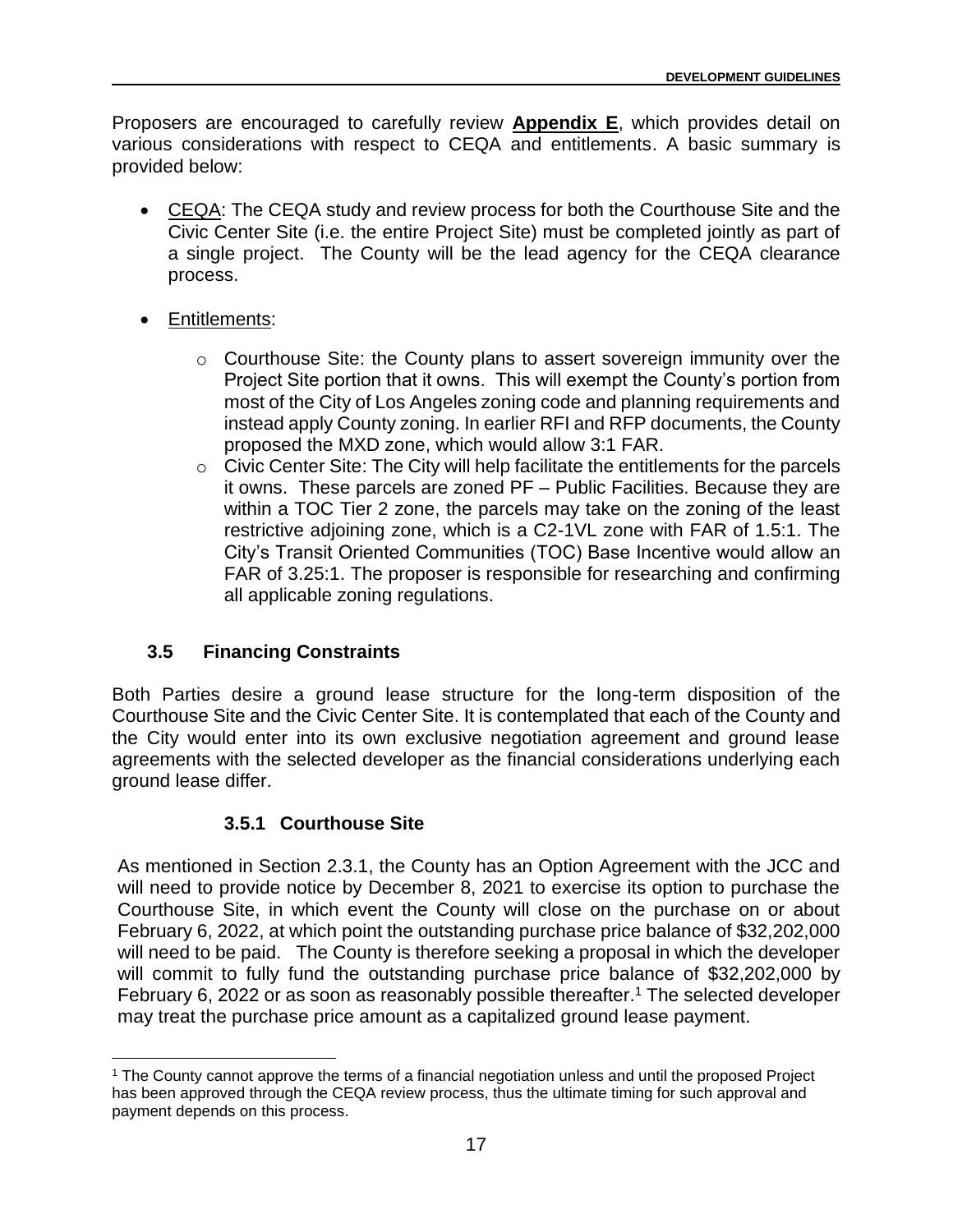Proposers are encouraged to carefully review **Appendix E**, which provides detail on various considerations with respect to CEQA and entitlements. A basic summary is provided below:

- CEQA: The CEQA study and review process for both the Courthouse Site and the Civic Center Site (i.e. the entire Project Site) must be completed jointly as part of a single project. The County will be the lead agency for the CEQA clearance process.

- Entitlements:
  - Courthouse Site: the County plans to assert sovereign immunity over the Project Site portion that it owns. This will exempt the County's portion from most of the City of Los Angeles zoning code and planning requirements and instead apply County zoning. In earlier RFI and RFP documents, the County proposed the MXD zone, which would allow 3:1 FAR.
  - Civic Center Site: The City will help facilitate the entitlements for the parcels it owns. These parcels are zoned PF – Public Facilities. Because they are within a TOC Tier 2 zone, the parcels may take on the zoning of the least restrictive adjoining zone, which is a C2-1VL zone with FAR of 1.5:1. The City's Transit Oriented Communities (TOC) Base Incentive would allow an FAR of 3.25:1. The proposer is responsible for researching and confirming all applicable zoning regulations.

## 3.5 Financing Constraints

Both Parties desire a ground lease structure for the long-term disposition of the Courthouse Site and the Civic Center Site. It is contemplated that each of the County and the City would enter into its own exclusive negotiation agreement and ground lease agreements with the selected developer as the financial considerations underlying each ground lease differ.

### 3.5.1 Courthouse Site

As mentioned in Section 2.3.1, the County has an Option Agreement with the JCC and will need to provide notice by December 8, 2021 to exercise its option to purchase the Courthouse Site, in which event the County will close on the purchase on or about February 6, 2022, at which point the outstanding purchase price balance of $32,202,000 will need to be paid. The County is therefore seeking a proposal in which the developer will commit to fully fund the outstanding purchase price balance of $32,202,000 by February 6, 2022 or as soon as reasonably possible thereafter.[1] The selected developer may treat the purchase price amount as a capitalized ground lease payment.

[1] The County cannot approve the terms of a financial negotiation unless and until the proposed Project has been approved through the CEQA review process, thus the ultimate timing for such approval and payment depends on this process.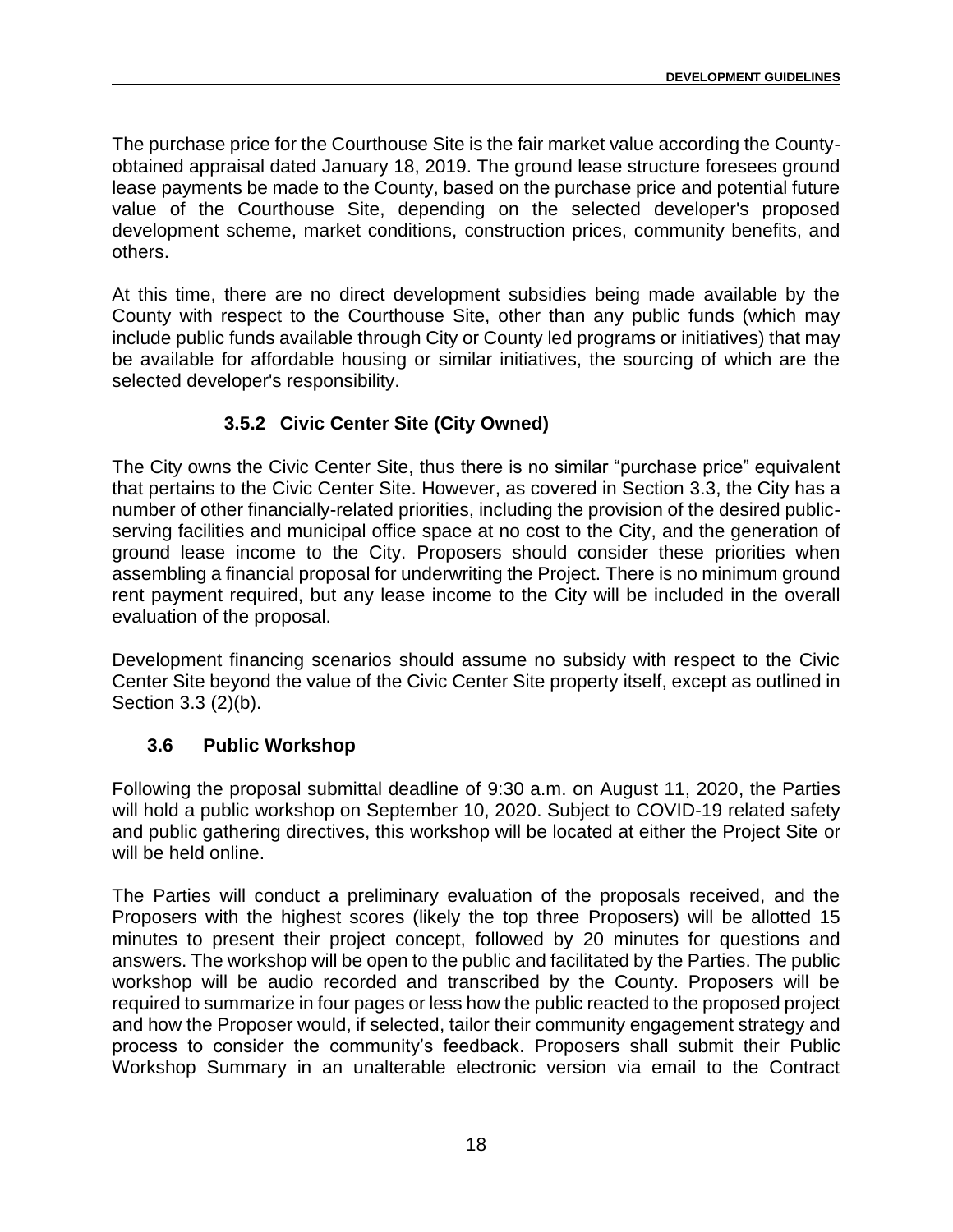The purchase price for the Courthouse Site is the fair market value according the County-obtained appraisal dated January 18, 2019. The ground lease structure foresees ground lease payments be made to the County, based on the purchase price and potential future value of the Courthouse Site, depending on the selected developer's proposed development scheme, market conditions, construction prices, community benefits, and others.

At this time, there are no direct development subsidies being made available by the County with respect to the Courthouse Site, other than any public funds (which may include public funds available through City or County led programs or initiatives) that may be available for affordable housing or similar initiatives, the sourcing of which are the selected developer's responsibility.

#### 3.5.2 Civic Center Site (City Owned)

The City owns the Civic Center Site, thus there is no similar "purchase price" equivalent that pertains to the Civic Center Site. However, as covered in Section 3.3, the City has a number of other financially-related priorities, including the provision of the desired public-serving facilities and municipal office space at no cost to the City, and the generation of ground lease income to the City. Proposers should consider these priorities when assembling a financial proposal for underwriting the Project. There is no minimum ground rent payment required, but any lease income to the City will be included in the overall evaluation of the proposal.

Development financing scenarios should assume no subsidy with respect to the Civic Center Site beyond the value of the Civic Center Site property itself, except as outlined in Section 3.3 (2)(b).

### 3.6 Public Workshop

Following the proposal submittal deadline of 9:30 a.m. on August 11, 2020, the Parties will hold a public workshop on September 10, 2020. Subject to COVID-19 related safety and public gathering directives, this workshop will be located at either the Project Site or will be held online.

The Parties will conduct a preliminary evaluation of the proposals received, and the Proposers with the highest scores (likely the top three Proposers) will be allotted 15 minutes to present their project concept, followed by 20 minutes for questions and answers. The workshop will be open to the public and facilitated by the Parties. The public workshop will be audio recorded and transcribed by the County. Proposers will be required to summarize in four pages or less how the public reacted to the proposed project and how the Proposer would, if selected, tailor their community engagement strategy and process to consider the community's feedback. Proposers shall submit their Public Workshop Summary in an unalterable electronic version via email to the Contract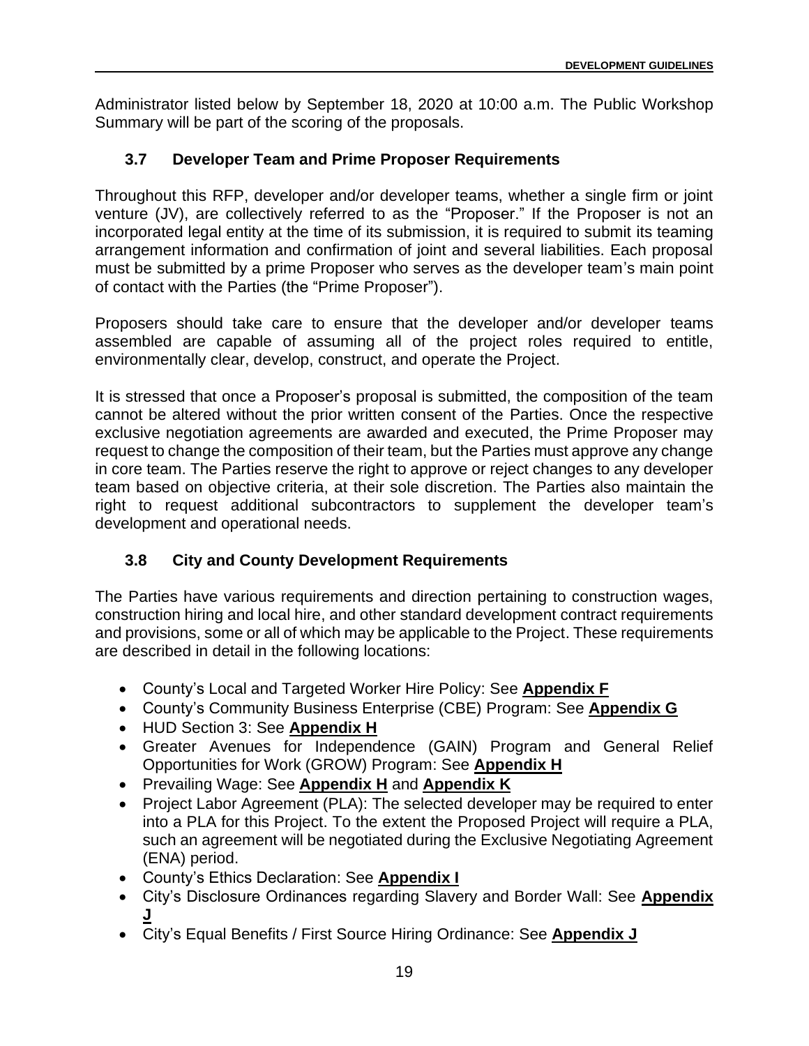Administrator listed below by September 18, 2020 at 10:00 a.m. The Public Workshop Summary will be part of the scoring of the proposals.

### 3.7 Developer Team and Prime Proposer Requirements

Throughout this RFP, developer and/or developer teams, whether a single firm or joint venture (JV), are collectively referred to as the "Proposer." If the Proposer is not an incorporated legal entity at the time of its submission, it is required to submit its teaming arrangement information and confirmation of joint and several liabilities. Each proposal must be submitted by a prime Proposer who serves as the developer team's main point of contact with the Parties (the "Prime Proposer").

Proposers should take care to ensure that the developer and/or developer teams assembled are capable of assuming all of the project roles required to entitle, environmentally clear, develop, construct, and operate the Project.

It is stressed that once a Proposer's proposal is submitted, the composition of the team cannot be altered without the prior written consent of the Parties. Once the respective exclusive negotiation agreements are awarded and executed, the Prime Proposer may request to change the composition of their team, but the Parties must approve any change in core team. The Parties reserve the right to approve or reject changes to any developer team based on objective criteria, at their sole discretion. The Parties also maintain the right to request additional subcontractors to supplement the developer team's development and operational needs.

### 3.8 City and County Development Requirements

The Parties have various requirements and direction pertaining to construction wages, construction hiring and local hire, and other standard development contract requirements and provisions, some or all of which may be applicable to the Project. These requirements are described in detail in the following locations:

- County's Local and Targeted Worker Hire Policy: See **Appendix F**
- County's Community Business Enterprise (CBE) Program: See **Appendix G**
- HUD Section 3: See **Appendix H**
- Greater Avenues for Independence (GAIN) Program and General Relief Opportunities for Work (GROW) Program: See **Appendix H**
- Prevailing Wage: See **Appendix H** and **Appendix K**
- Project Labor Agreement (PLA): The selected developer may be required to enter into a PLA for this Project. To the extent the Proposed Project will require a PLA, such an agreement will be negotiated during the Exclusive Negotiating Agreement (ENA) period.
- County's Ethics Declaration: See **Appendix I**
- City's Disclosure Ordinances regarding Slavery and Border Wall: See **Appendix J**
- City's Equal Benefits / First Source Hiring Ordinance: See **Appendix J**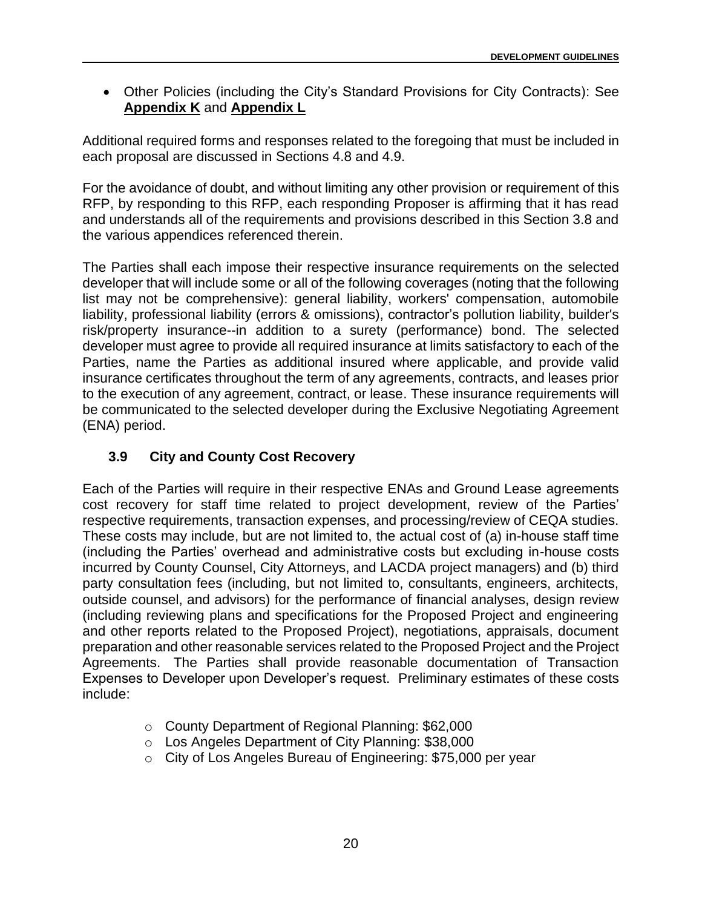- Other Policies (including the City's Standard Provisions for City Contracts): See **Appendix K** and **Appendix L**

Additional required forms and responses related to the foregoing that must be included in each proposal are discussed in Sections 4.8 and 4.9.

For the avoidance of doubt, and without limiting any other provision or requirement of this RFP, by responding to this RFP, each responding Proposer is affirming that it has read and understands all of the requirements and provisions described in this Section 3.8 and the various appendices referenced therein.

The Parties shall each impose their respective insurance requirements on the selected developer that will include some or all of the following coverages (noting that the following list may not be comprehensive): general liability, workers' compensation, automobile liability, professional liability (errors & omissions), contractor's pollution liability, builder's risk/property insurance--in addition to a surety (performance) bond. The selected developer must agree to provide all required insurance at limits satisfactory to each of the Parties, name the Parties as additional insured where applicable, and provide valid insurance certificates throughout the term of any agreements, contracts, and leases prior to the execution of any agreement, contract, or lease. These insurance requirements will be communicated to the selected developer during the Exclusive Negotiating Agreement (ENA) period.

### 3.9 City and County Cost Recovery

Each of the Parties will require in their respective ENAs and Ground Lease agreements cost recovery for staff time related to project development, review of the Parties' respective requirements, transaction expenses, and processing/review of CEQA studies. These costs may include, but are not limited to, the actual cost of (a) in-house staff time (including the Parties' overhead and administrative costs but excluding in-house costs incurred by County Counsel, City Attorneys, and LACDA project managers) and (b) third party consultation fees (including, but not limited to, consultants, engineers, architects, outside counsel, and advisors) for the performance of financial analyses, design review (including reviewing plans and specifications for the Proposed Project and engineering and other reports related to the Proposed Project), negotiations, appraisals, document preparation and other reasonable services related to the Proposed Project and the Project Agreements. The Parties shall provide reasonable documentation of Transaction Expenses to Developer upon Developer's request. Preliminary estimates of these costs include:

- County Department of Regional Planning: $62,000
- Los Angeles Department of City Planning: $38,000
- City of Los Angeles Bureau of Engineering: $75,000 per year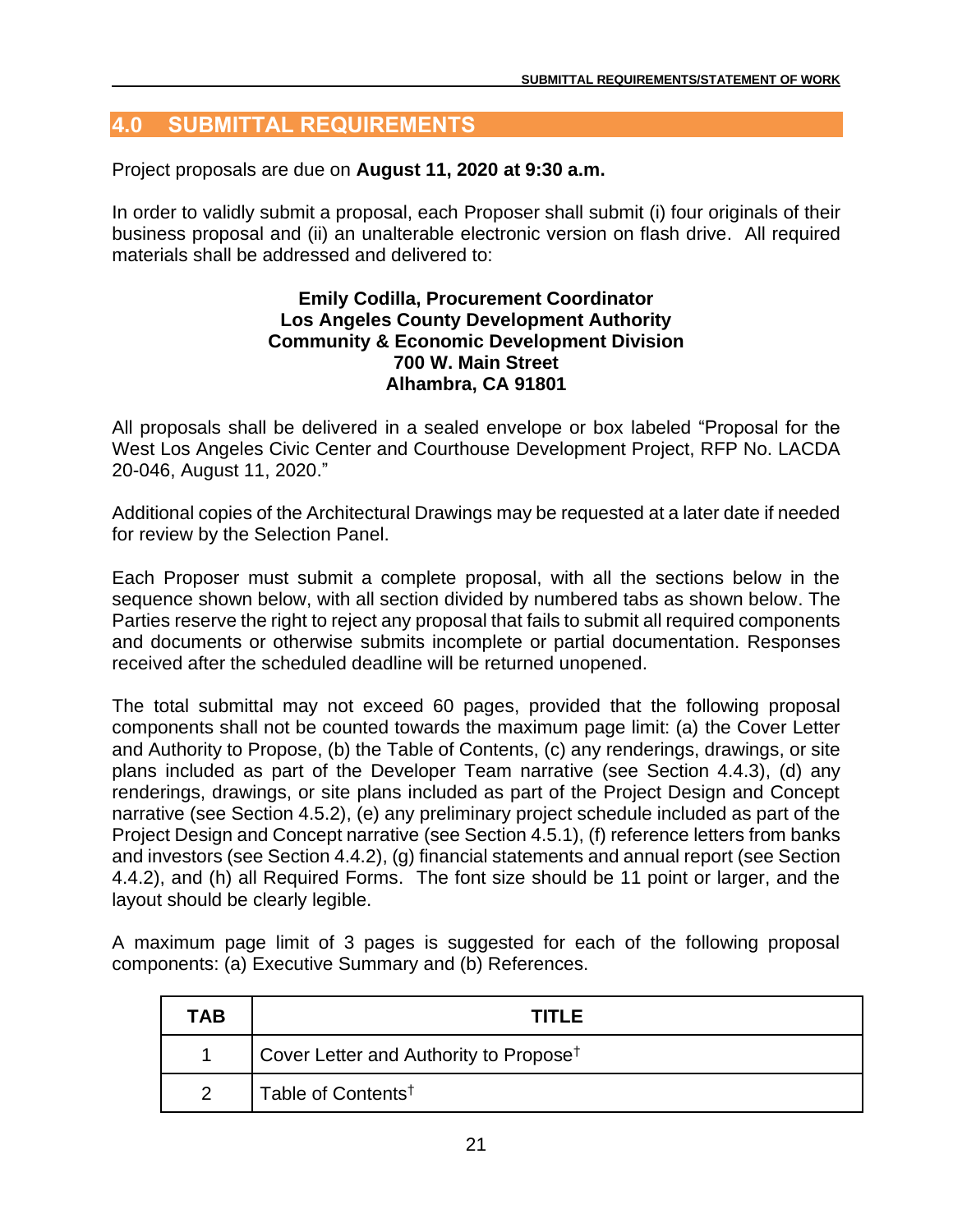## 4.0 SUBMITTAL REQUIREMENTS

Project proposals are due on **August 11, 2020 at 9:30 a.m.**

In order to validly submit a proposal, each Proposer shall submit (i) four originals of their business proposal and (ii) an unalterable electronic version on flash drive. All required materials shall be addressed and delivered to:

**Emily Codilla, Procurement Coordinator**
**Los Angeles County Development Authority**
**Community & Economic Development Division**
**700 W. Main Street**
**Alhambra, CA 91801**

All proposals shall be delivered in a sealed envelope or box labeled "Proposal for the West Los Angeles Civic Center and Courthouse Development Project, RFP No. LACDA 20-046, August 11, 2020."

Additional copies of the Architectural Drawings may be requested at a later date if needed for review by the Selection Panel.

Each Proposer must submit a complete proposal, with all the sections below in the sequence shown below, with all section divided by numbered tabs as shown below. The Parties reserve the right to reject any proposal that fails to submit all required components and documents or otherwise submits incomplete or partial documentation. Responses received after the scheduled deadline will be returned unopened.

The total submittal may not exceed 60 pages, provided that the following proposal components shall not be counted towards the maximum page limit: (a) the Cover Letter and Authority to Propose, (b) the Table of Contents, (c) any renderings, drawings, or site plans included as part of the Developer Team narrative (see Section 4.4.3), (d) any renderings, drawings, or site plans included as part of the Project Design and Concept narrative (see Section 4.5.2), (e) any preliminary project schedule included as part of the Project Design and Concept narrative (see Section 4.5.1), (f) reference letters from banks and investors (see Section 4.4.2), (g) financial statements and annual report (see Section 4.4.2), and (h) all Required Forms. The font size should be 11 point or larger, and the layout should be clearly legible.

A maximum page limit of 3 pages is suggested for each of the following proposal components: (a) Executive Summary and (b) References.

| TAB | TITLE |
|---|---|
| 1 | Cover Letter and Authority to Propose† |
| 2 | Table of Contents† |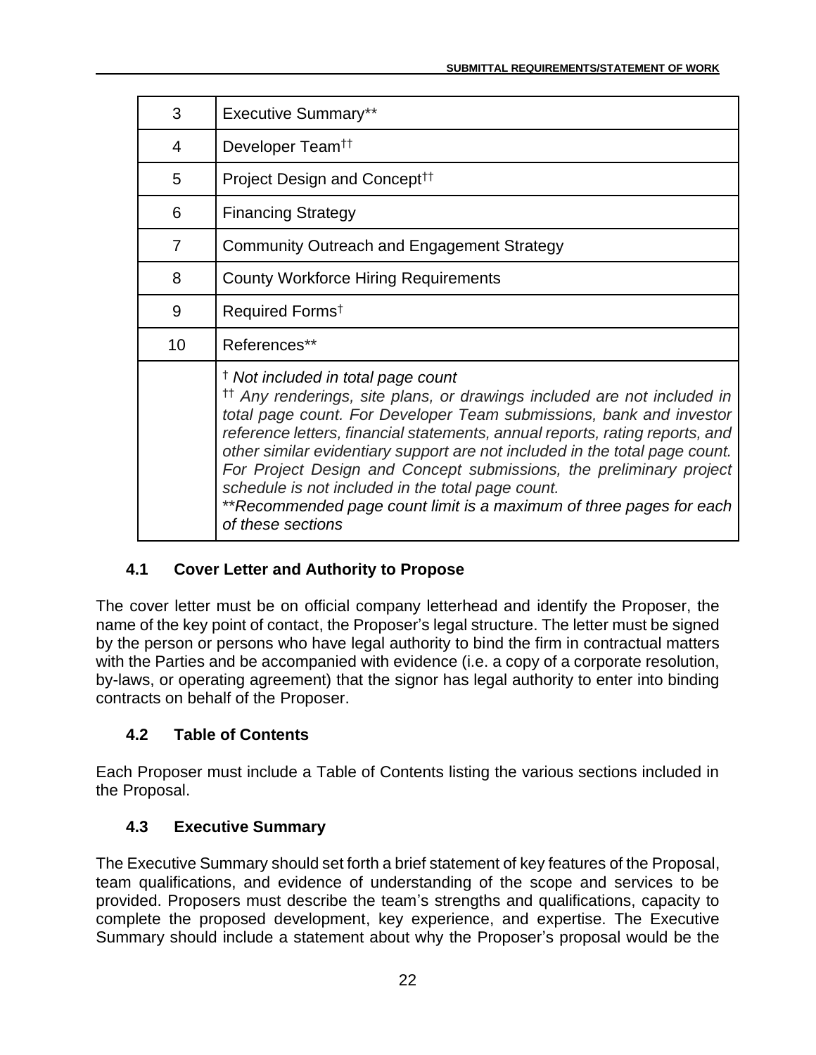| | |
|---|---|
| 3 | Executive Summary** |
| 4 | Developer Team†† |
| 5 | Project Design and Concept†† |
| 6 | Financing Strategy |
| 7 | Community Outreach and Engagement Strategy |
| 8 | County Workforce Hiring Requirements |
| 9 | Required Forms† |
| 10 | References** |
| | † *Not included in total page count* <br> †† *Any renderings, site plans, or drawings included are not included in total page count. For Developer Team submissions, bank and investor reference letters, financial statements, annual reports, rating reports, and other similar evidentiary support are not included in the total page count. For Project Design and Concept submissions, the preliminary project schedule is not included in the total page count.* <br> ***Recommended page count limit is a maximum of three pages for each of these sections* |

### 4.1 Cover Letter and Authority to Propose

The cover letter must be on official company letterhead and identify the Proposer, the name of the key point of contact, the Proposer's legal structure. The letter must be signed by the person or persons who have legal authority to bind the firm in contractual matters with the Parties and be accompanied with evidence (i.e. a copy of a corporate resolution, by-laws, or operating agreement) that the signor has legal authority to enter into binding contracts on behalf of the Proposer.

### 4.2 Table of Contents

Each Proposer must include a Table of Contents listing the various sections included in the Proposal.

### 4.3 Executive Summary

The Executive Summary should set forth a brief statement of key features of the Proposal, team qualifications, and evidence of understanding of the scope and services to be provided. Proposers must describe the team's strengths and qualifications, capacity to complete the proposed development, key experience, and expertise. The Executive Summary should include a statement about why the Proposer's proposal would be the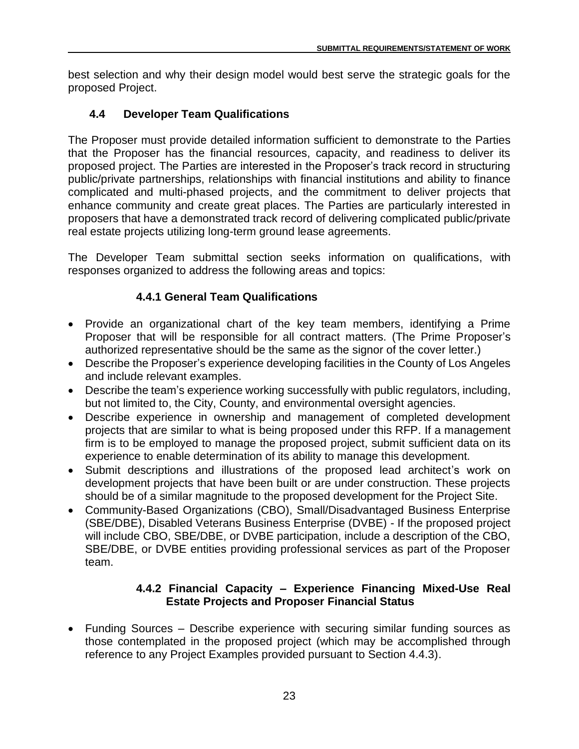best selection and why their design model would best serve the strategic goals for the proposed Project.

## 4.4 Developer Team Qualifications

The Proposer must provide detailed information sufficient to demonstrate to the Parties that the Proposer has the financial resources, capacity, and readiness to deliver its proposed project. The Parties are interested in the Proposer's track record in structuring public/private partnerships, relationships with financial institutions and ability to finance complicated and multi-phased projects, and the commitment to deliver projects that enhance community and create great places. The Parties are particularly interested in proposers that have a demonstrated track record of delivering complicated public/private real estate projects utilizing long-term ground lease agreements.

The Developer Team submittal section seeks information on qualifications, with responses organized to address the following areas and topics:

### 4.4.1 General Team Qualifications

- Provide an organizational chart of the key team members, identifying a Prime Proposer that will be responsible for all contract matters. (The Prime Proposer's authorized representative should be the same as the signor of the cover letter.)
- Describe the Proposer's experience developing facilities in the County of Los Angeles and include relevant examples.
- Describe the team's experience working successfully with public regulators, including, but not limited to, the City, County, and environmental oversight agencies.
- Describe experience in ownership and management of completed development projects that are similar to what is being proposed under this RFP. If a management firm is to be employed to manage the proposed project, submit sufficient data on its experience to enable determination of its ability to manage this development.
- Submit descriptions and illustrations of the proposed lead architect's work on development projects that have been built or are under construction. These projects should be of a similar magnitude to the proposed development for the Project Site.
- Community-Based Organizations (CBO), Small/Disadvantaged Business Enterprise (SBE/DBE), Disabled Veterans Business Enterprise (DVBE) - If the proposed project will include CBO, SBE/DBE, or DVBE participation, include a description of the CBO, SBE/DBE, or DVBE entities providing professional services as part of the Proposer team.

### 4.4.2 Financial Capacity – Experience Financing Mixed-Use Real Estate Projects and Proposer Financial Status

- Funding Sources – Describe experience with securing similar funding sources as those contemplated in the proposed project (which may be accomplished through reference to any Project Examples provided pursuant to Section 4.4.3).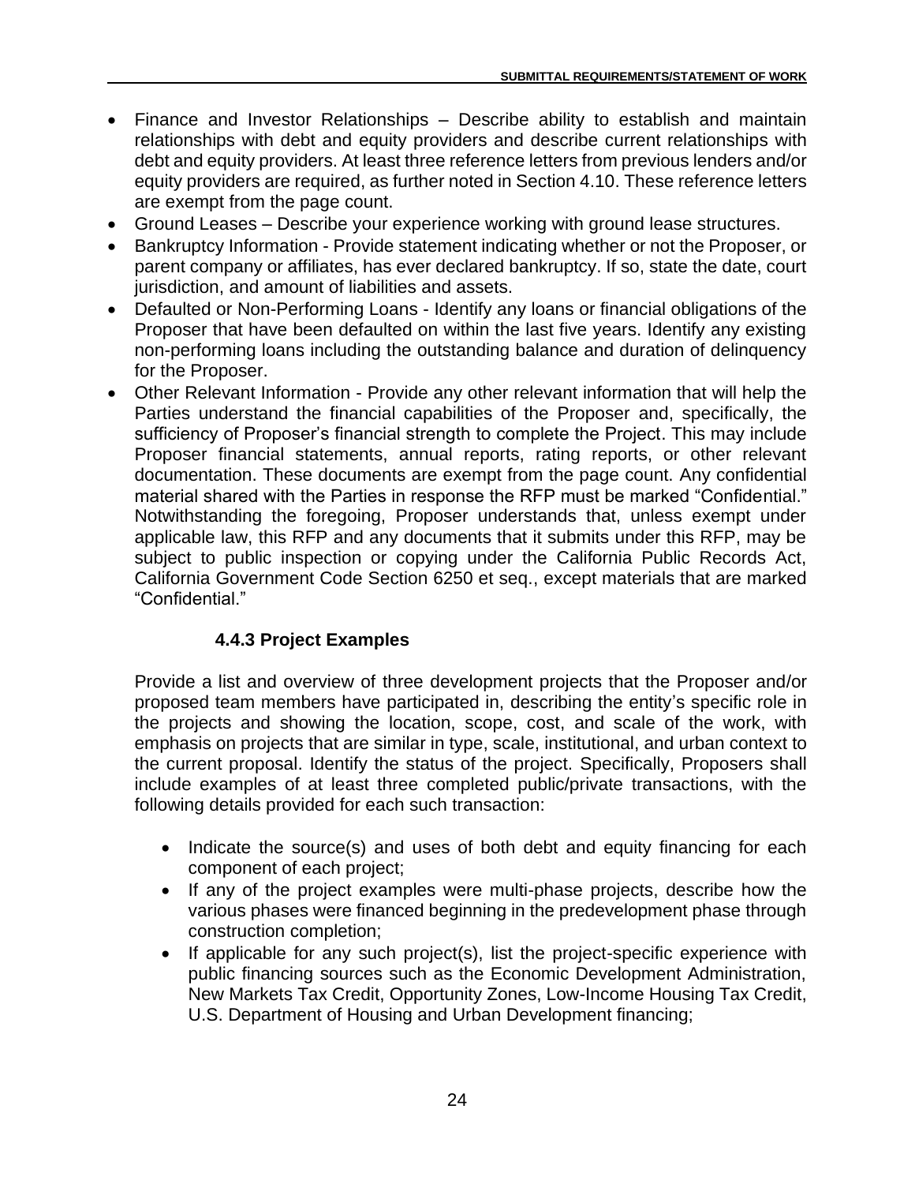- Finance and Investor Relationships – Describe ability to establish and maintain relationships with debt and equity providers and describe current relationships with debt and equity providers. At least three reference letters from previous lenders and/or equity providers are required, as further noted in Section 4.10. These reference letters are exempt from the page count.
- Ground Leases – Describe your experience working with ground lease structures.
- Bankruptcy Information - Provide statement indicating whether or not the Proposer, or parent company or affiliates, has ever declared bankruptcy. If so, state the date, court jurisdiction, and amount of liabilities and assets.
- Defaulted or Non-Performing Loans - Identify any loans or financial obligations of the Proposer that have been defaulted on within the last five years. Identify any existing non-performing loans including the outstanding balance and duration of delinquency for the Proposer.
- Other Relevant Information - Provide any other relevant information that will help the Parties understand the financial capabilities of the Proposer and, specifically, the sufficiency of Proposer's financial strength to complete the Project. This may include Proposer financial statements, annual reports, rating reports, or other relevant documentation. These documents are exempt from the page count. Any confidential material shared with the Parties in response the RFP must be marked "Confidential." Notwithstanding the foregoing, Proposer understands that, unless exempt under applicable law, this RFP and any documents that it submits under this RFP, may be subject to public inspection or copying under the California Public Records Act, California Government Code Section 6250 et seq., except materials that are marked "Confidential."

#### 4.4.3 Project Examples

Provide a list and overview of three development projects that the Proposer and/or proposed team members have participated in, describing the entity's specific role in the projects and showing the location, scope, cost, and scale of the work, with emphasis on projects that are similar in type, scale, institutional, and urban context to the current proposal. Identify the status of the project. Specifically, Proposers shall include examples of at least three completed public/private transactions, with the following details provided for each such transaction:

- Indicate the source(s) and uses of both debt and equity financing for each component of each project;
- If any of the project examples were multi-phase projects, describe how the various phases were financed beginning in the predevelopment phase through construction completion;
- If applicable for any such project(s), list the project-specific experience with public financing sources such as the Economic Development Administration, New Markets Tax Credit, Opportunity Zones, Low-Income Housing Tax Credit, U.S. Department of Housing and Urban Development financing;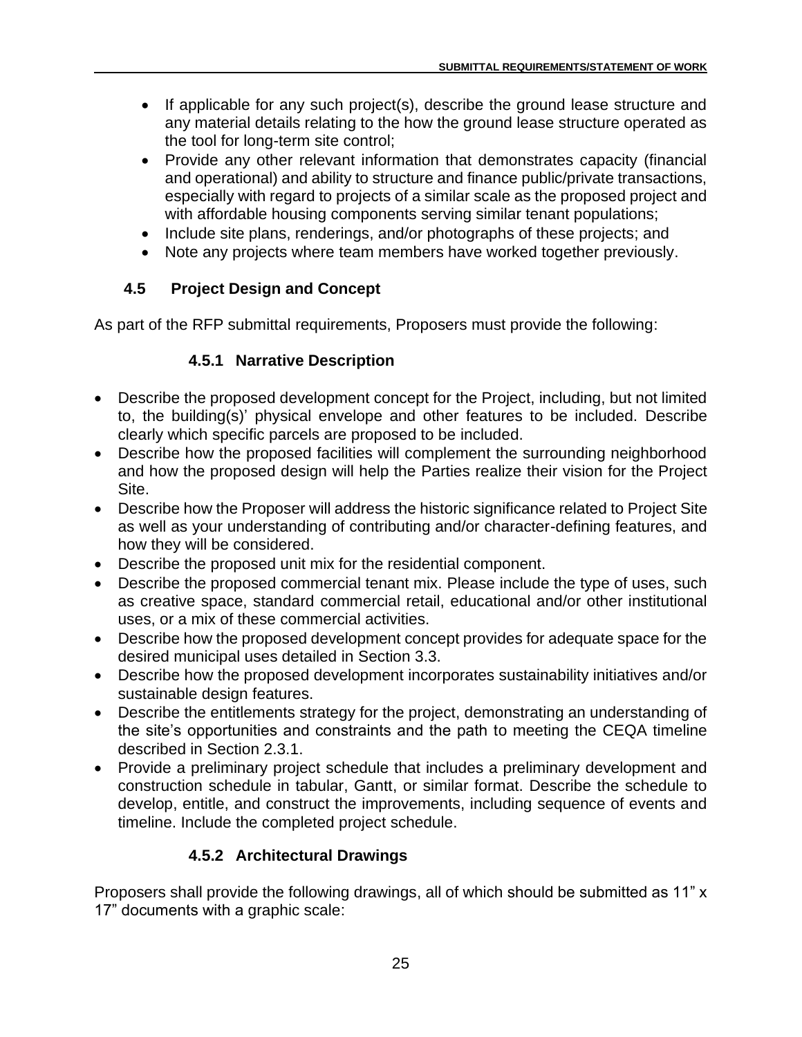- If applicable for any such project(s), describe the ground lease structure and any material details relating to the how the ground lease structure operated as the tool for long-term site control;
- Provide any other relevant information that demonstrates capacity (financial and operational) and ability to structure and finance public/private transactions, especially with regard to projects of a similar scale as the proposed project and with affordable housing components serving similar tenant populations;
- Include site plans, renderings, and/or photographs of these projects; and
- Note any projects where team members have worked together previously.

## 4.5 Project Design and Concept

As part of the RFP submittal requirements, Proposers must provide the following:

### 4.5.1 Narrative Description

- Describe the proposed development concept for the Project, including, but not limited to, the building(s)' physical envelope and other features to be included. Describe clearly which specific parcels are proposed to be included.
- Describe how the proposed facilities will complement the surrounding neighborhood and how the proposed design will help the Parties realize their vision for the Project Site.
- Describe how the Proposer will address the historic significance related to Project Site as well as your understanding of contributing and/or character-defining features, and how they will be considered.
- Describe the proposed unit mix for the residential component.
- Describe the proposed commercial tenant mix. Please include the type of uses, such as creative space, standard commercial retail, educational and/or other institutional uses, or a mix of these commercial activities.
- Describe how the proposed development concept provides for adequate space for the desired municipal uses detailed in Section 3.3.
- Describe how the proposed development incorporates sustainability initiatives and/or sustainable design features.
- Describe the entitlements strategy for the project, demonstrating an understanding of the site's opportunities and constraints and the path to meeting the CEQA timeline described in Section 2.3.1.
- Provide a preliminary project schedule that includes a preliminary development and construction schedule in tabular, Gantt, or similar format. Describe the schedule to develop, entitle, and construct the improvements, including sequence of events and timeline. Include the completed project schedule.

### 4.5.2 Architectural Drawings

Proposers shall provide the following drawings, all of which should be submitted as 11" x 17" documents with a graphic scale: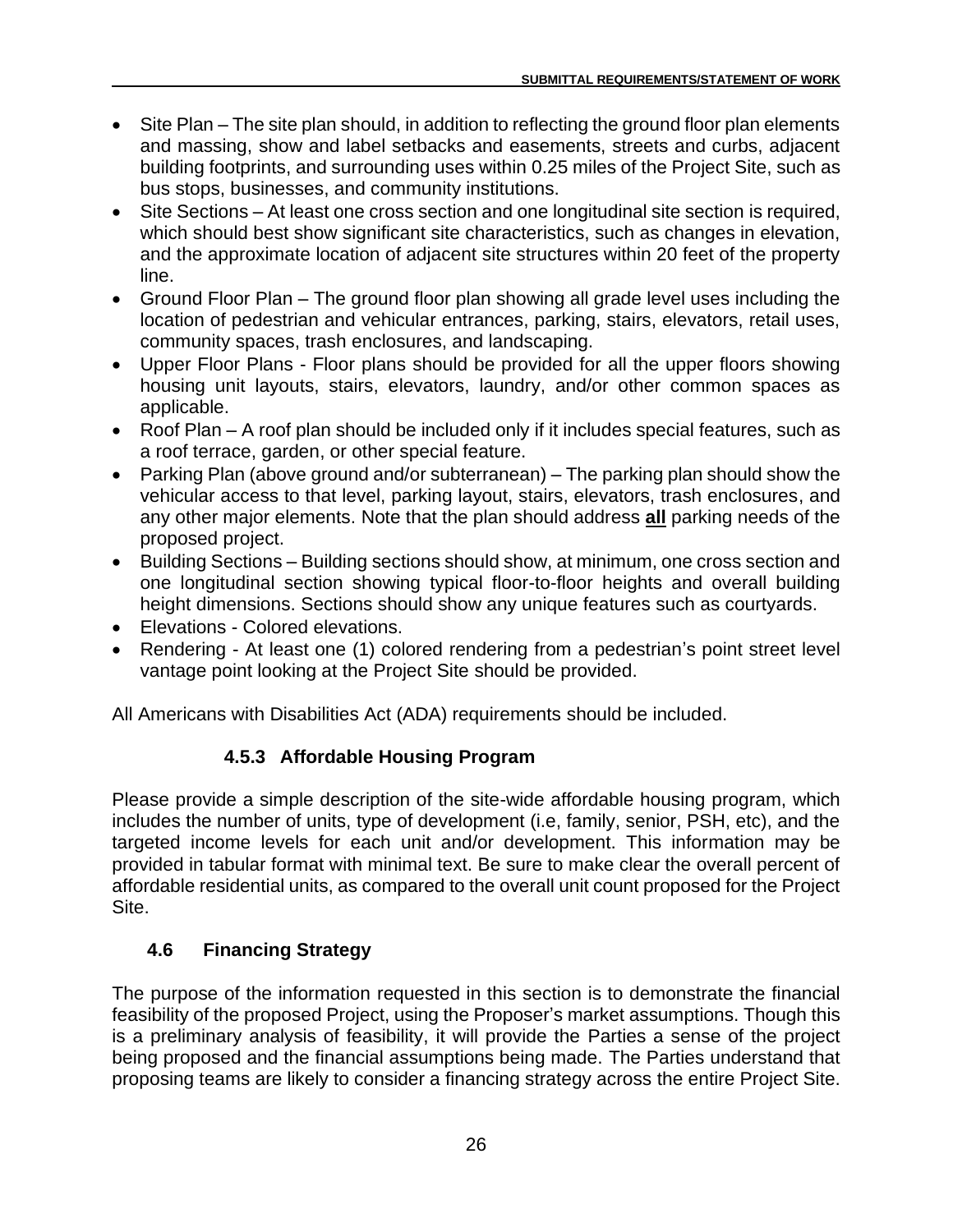- Site Plan – The site plan should, in addition to reflecting the ground floor plan elements and massing, show and label setbacks and easements, streets and curbs, adjacent building footprints, and surrounding uses within 0.25 miles of the Project Site, such as bus stops, businesses, and community institutions.
- Site Sections – At least one cross section and one longitudinal site section is required, which should best show significant site characteristics, such as changes in elevation, and the approximate location of adjacent site structures within 20 feet of the property line.
- Ground Floor Plan – The ground floor plan showing all grade level uses including the location of pedestrian and vehicular entrances, parking, stairs, elevators, retail uses, community spaces, trash enclosures, and landscaping.
- Upper Floor Plans - Floor plans should be provided for all the upper floors showing housing unit layouts, stairs, elevators, laundry, and/or other common spaces as applicable.
- Roof Plan – A roof plan should be included only if it includes special features, such as a roof terrace, garden, or other special feature.
- Parking Plan (above ground and/or subterranean) – The parking plan should show the vehicular access to that level, parking layout, stairs, elevators, trash enclosures, and any other major elements. Note that the plan should address **all** parking needs of the proposed project.
- Building Sections – Building sections should show, at minimum, one cross section and one longitudinal section showing typical floor-to-floor heights and overall building height dimensions. Sections should show any unique features such as courtyards.
- Elevations - Colored elevations.
- Rendering - At least one (1) colored rendering from a pedestrian's point street level vantage point looking at the Project Site should be provided.

All Americans with Disabilities Act (ADA) requirements should be included.

### 4.5.3 Affordable Housing Program

Please provide a simple description of the site-wide affordable housing program, which includes the number of units, type of development (i.e, family, senior, PSH, etc), and the targeted income levels for each unit and/or development. This information may be provided in tabular format with minimal text. Be sure to make clear the overall percent of affordable residential units, as compared to the overall unit count proposed for the Project Site.

## 4.6 Financing Strategy

The purpose of the information requested in this section is to demonstrate the financial feasibility of the proposed Project, using the Proposer's market assumptions. Though this is a preliminary analysis of feasibility, it will provide the Parties a sense of the project being proposed and the financial assumptions being made. The Parties understand that proposing teams are likely to consider a financing strategy across the entire Project Site.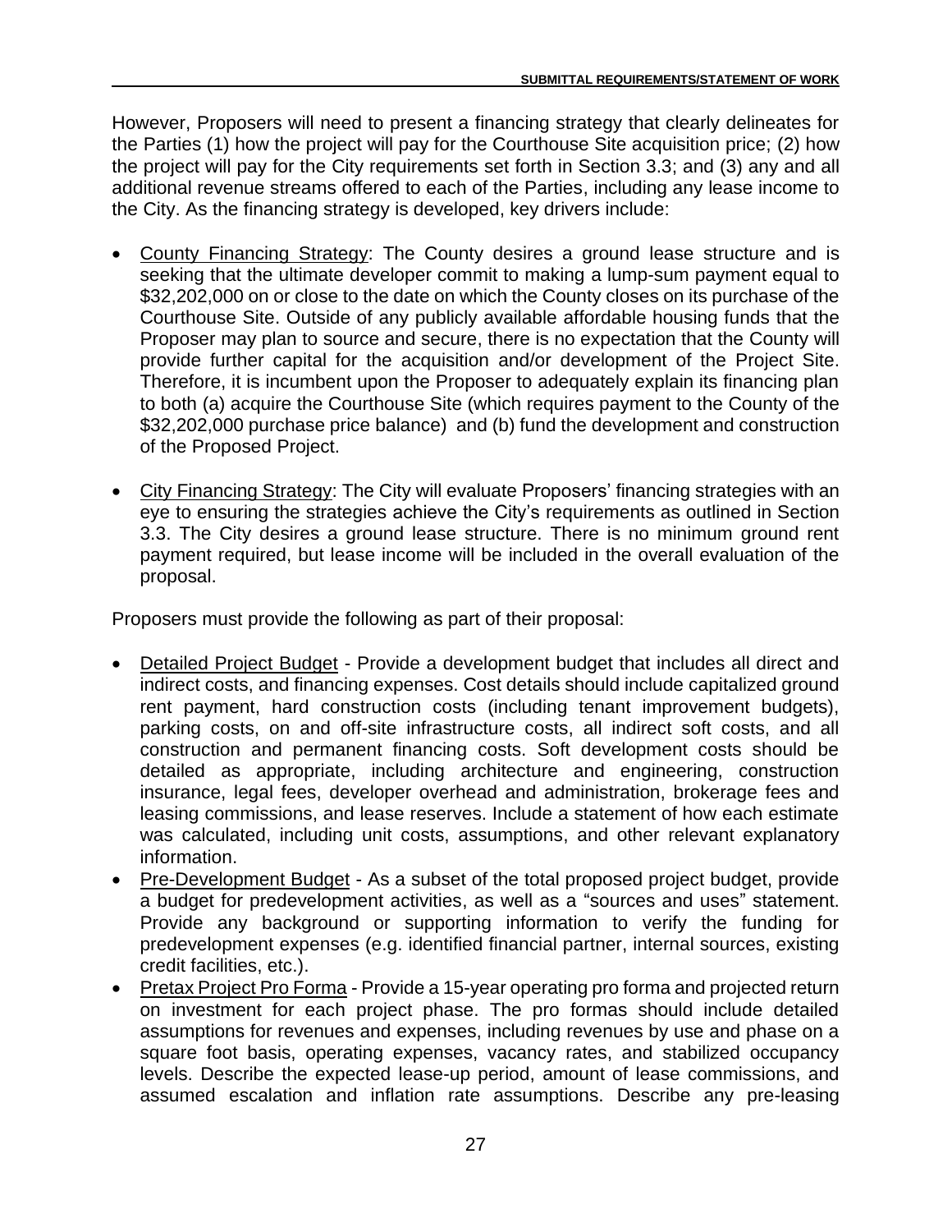However, Proposers will need to present a financing strategy that clearly delineates for the Parties (1) how the project will pay for the Courthouse Site acquisition price; (2) how the project will pay for the City requirements set forth in Section 3.3; and (3) any and all additional revenue streams offered to each of the Parties, including any lease income to the City. As the financing strategy is developed, key drivers include:

- County Financing Strategy: The County desires a ground lease structure and is seeking that the ultimate developer commit to making a lump-sum payment equal to $32,202,000 on or close to the date on which the County closes on its purchase of the Courthouse Site. Outside of any publicly available affordable housing funds that the Proposer may plan to source and secure, there is no expectation that the County will provide further capital for the acquisition and/or development of the Project Site. Therefore, it is incumbent upon the Proposer to adequately explain its financing plan to both (a) acquire the Courthouse Site (which requires payment to the County of the $32,202,000 purchase price balance) and (b) fund the development and construction of the Proposed Project.

- City Financing Strategy: The City will evaluate Proposers' financing strategies with an eye to ensuring the strategies achieve the City's requirements as outlined in Section 3.3. The City desires a ground lease structure. There is no minimum ground rent payment required, but lease income will be included in the overall evaluation of the proposal.

Proposers must provide the following as part of their proposal:

- Detailed Project Budget - Provide a development budget that includes all direct and indirect costs, and financing expenses. Cost details should include capitalized ground rent payment, hard construction costs (including tenant improvement budgets), parking costs, on and off-site infrastructure costs, all indirect soft costs, and all construction and permanent financing costs. Soft development costs should be detailed as appropriate, including architecture and engineering, construction insurance, legal fees, developer overhead and administration, brokerage fees and leasing commissions, and lease reserves. Include a statement of how each estimate was calculated, including unit costs, assumptions, and other relevant explanatory information.
- Pre-Development Budget - As a subset of the total proposed project budget, provide a budget for predevelopment activities, as well as a "sources and uses" statement. Provide any background or supporting information to verify the funding for predevelopment expenses (e.g. identified financial partner, internal sources, existing credit facilities, etc.).
- Pretax Project Pro Forma - Provide a 15-year operating pro forma and projected return on investment for each project phase. The pro formas should include detailed assumptions for revenues and expenses, including revenues by use and phase on a square foot basis, operating expenses, vacancy rates, and stabilized occupancy levels. Describe the expected lease-up period, amount of lease commissions, and assumed escalation and inflation rate assumptions. Describe any pre-leasing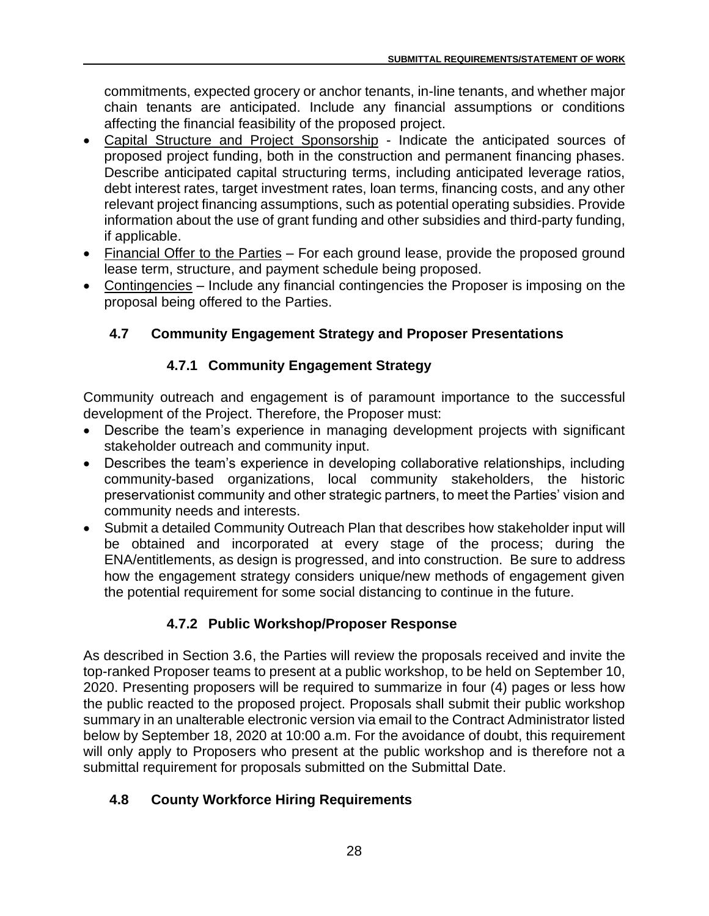commitments, expected grocery or anchor tenants, in-line tenants, and whether major chain tenants are anticipated. Include any financial assumptions or conditions affecting the financial feasibility of the proposed project.

- Capital Structure and Project Sponsorship - Indicate the anticipated sources of proposed project funding, both in the construction and permanent financing phases. Describe anticipated capital structuring terms, including anticipated leverage ratios, debt interest rates, target investment rates, loan terms, financing costs, and any other relevant project financing assumptions, such as potential operating subsidies. Provide information about the use of grant funding and other subsidies and third-party funding, if applicable.
- Financial Offer to the Parties – For each ground lease, provide the proposed ground lease term, structure, and payment schedule being proposed.
- Contingencies – Include any financial contingencies the Proposer is imposing on the proposal being offered to the Parties.

## 4.7 Community Engagement Strategy and Proposer Presentations

### 4.7.1 Community Engagement Strategy

Community outreach and engagement is of paramount importance to the successful development of the Project. Therefore, the Proposer must:

- Describe the team's experience in managing development projects with significant stakeholder outreach and community input.
- Describes the team's experience in developing collaborative relationships, including community-based organizations, local community stakeholders, the historic preservationist community and other strategic partners, to meet the Parties' vision and community needs and interests.
- Submit a detailed Community Outreach Plan that describes how stakeholder input will be obtained and incorporated at every stage of the process; during the ENA/entitlements, as design is progressed, and into construction. Be sure to address how the engagement strategy considers unique/new methods of engagement given the potential requirement for some social distancing to continue in the future.

### 4.7.2 Public Workshop/Proposer Response

As described in Section 3.6, the Parties will review the proposals received and invite the top-ranked Proposer teams to present at a public workshop, to be held on September 10, 2020. Presenting proposers will be required to summarize in four (4) pages or less how the public reacted to the proposed project. Proposals shall submit their public workshop summary in an unalterable electronic version via email to the Contract Administrator listed below by September 18, 2020 at 10:00 a.m. For the avoidance of doubt, this requirement will only apply to Proposers who present at the public workshop and is therefore not a submittal requirement for proposals submitted on the Submittal Date.

## 4.8 County Workforce Hiring Requirements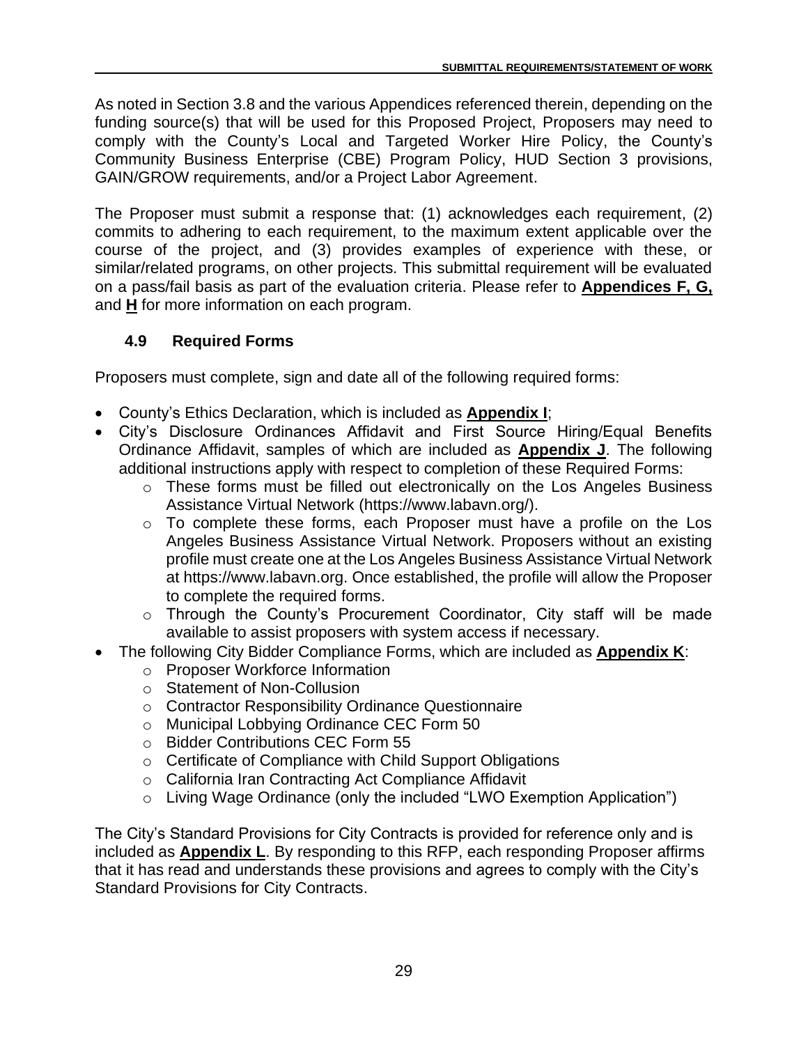As noted in Section 3.8 and the various Appendices referenced therein, depending on the funding source(s) that will be used for this Proposed Project, Proposers may need to comply with the County's Local and Targeted Worker Hire Policy, the County's Community Business Enterprise (CBE) Program Policy, HUD Section 3 provisions, GAIN/GROW requirements, and/or a Project Labor Agreement.

The Proposer must submit a response that: (1) acknowledges each requirement, (2) commits to adhering to each requirement, to the maximum extent applicable over the course of the project, and (3) provides examples of experience with these, or similar/related programs, on other projects. This submittal requirement will be evaluated on a pass/fail basis as part of the evaluation criteria. Please refer to **Appendices F, G,** and **H** for more information on each program.

### 4.9 Required Forms

Proposers must complete, sign and date all of the following required forms:

- County's Ethics Declaration, which is included as **Appendix I**;
- City's Disclosure Ordinances Affidavit and First Source Hiring/Equal Benefits Ordinance Affidavit, samples of which are included as **Appendix J**. The following additional instructions apply with respect to completion of these Required Forms:
  - These forms must be filled out electronically on the Los Angeles Business Assistance Virtual Network (https://www.labavn.org/).
  - To complete these forms, each Proposer must have a profile on the Los Angeles Business Assistance Virtual Network. Proposers without an existing profile must create one at the Los Angeles Business Assistance Virtual Network at https://www.labavn.org. Once established, the profile will allow the Proposer to complete the required forms.
  - Through the County's Procurement Coordinator, City staff will be made available to assist proposers with system access if necessary.
- The following City Bidder Compliance Forms, which are included as **Appendix K**:
  - Proposer Workforce Information
  - Statement of Non-Collusion
  - Contractor Responsibility Ordinance Questionnaire
  - Municipal Lobbying Ordinance CEC Form 50
  - Bidder Contributions CEC Form 55
  - Certificate of Compliance with Child Support Obligations
  - California Iran Contracting Act Compliance Affidavit
  - Living Wage Ordinance (only the included "LWO Exemption Application")

The City's Standard Provisions for City Contracts is provided for reference only and is included as **Appendix L**. By responding to this RFP, each responding Proposer affirms that it has read and understands these provisions and agrees to comply with the City's Standard Provisions for City Contracts.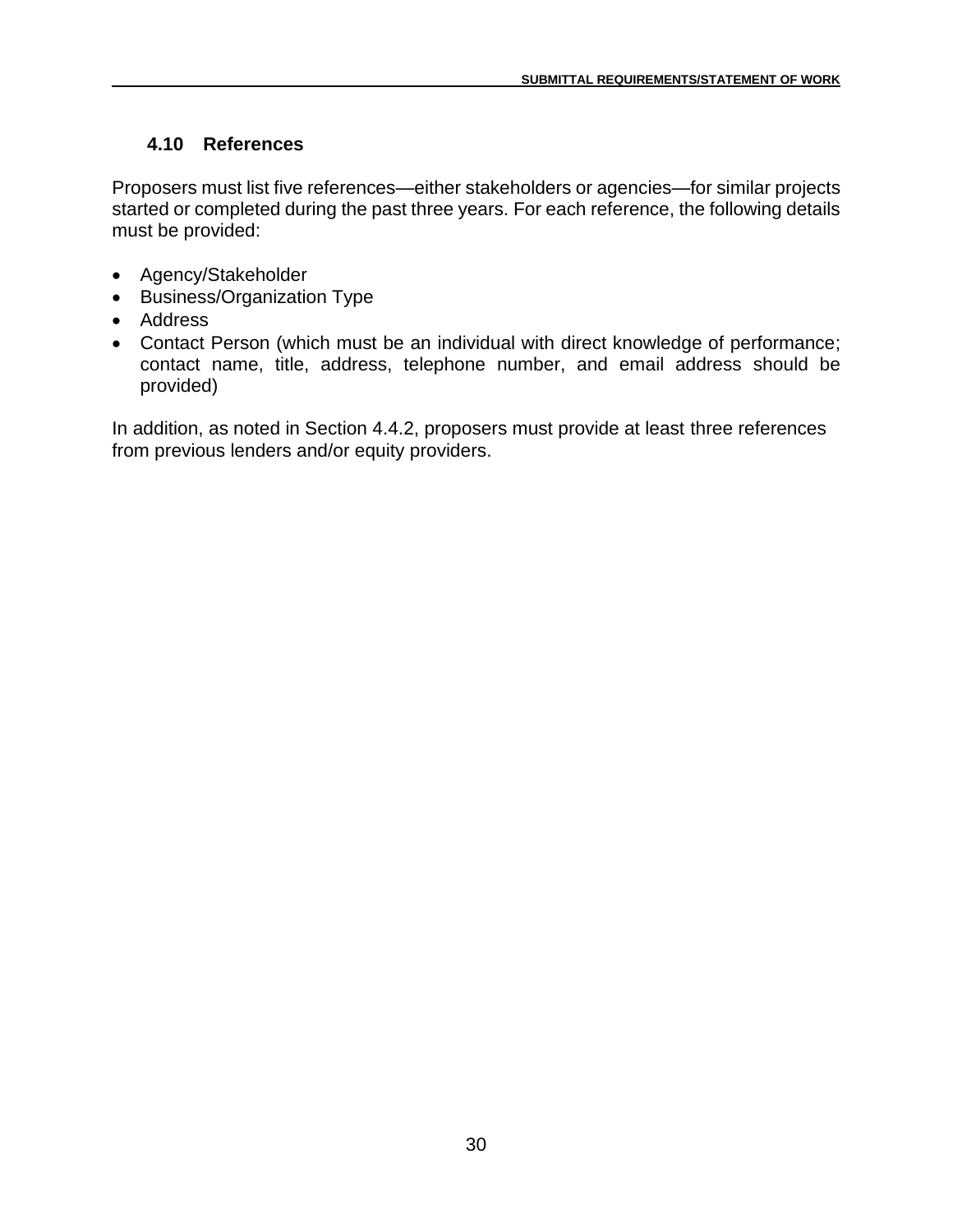## 4.10 References

Proposers must list five references—either stakeholders or agencies—for similar projects started or completed during the past three years. For each reference, the following details must be provided:

- Agency/Stakeholder
- Business/Organization Type
- Address
- Contact Person (which must be an individual with direct knowledge of performance; contact name, title, address, telephone number, and email address should be provided)

In addition, as noted in Section 4.4.2, proposers must provide at least three references from previous lenders and/or equity providers.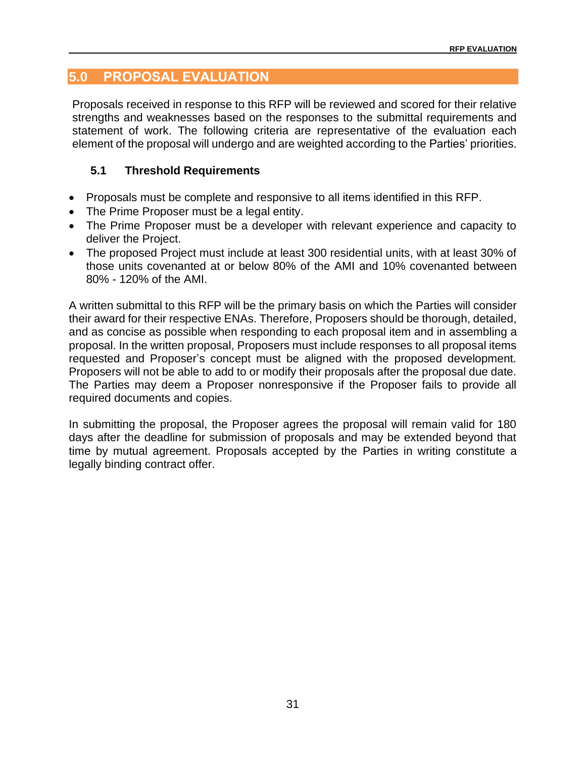## 5.0 PROPOSAL EVALUATION

Proposals received in response to this RFP will be reviewed and scored for their relative strengths and weaknesses based on the responses to the submittal requirements and statement of work. The following criteria are representative of the evaluation each element of the proposal will undergo and are weighted according to the Parties' priorities.

### 5.1 Threshold Requirements

- Proposals must be complete and responsive to all items identified in this RFP.
- The Prime Proposer must be a legal entity.
- The Prime Proposer must be a developer with relevant experience and capacity to deliver the Project.
- The proposed Project must include at least 300 residential units, with at least 30% of those units covenanted at or below 80% of the AMI and 10% covenanted between 80% - 120% of the AMI.

A written submittal to this RFP will be the primary basis on which the Parties will consider their award for their respective ENAs. Therefore, Proposers should be thorough, detailed, and as concise as possible when responding to each proposal item and in assembling a proposal. In the written proposal, Proposers must include responses to all proposal items requested and Proposer's concept must be aligned with the proposed development. Proposers will not be able to add to or modify their proposals after the proposal due date. The Parties may deem a Proposer nonresponsive if the Proposer fails to provide all required documents and copies.

In submitting the proposal, the Proposer agrees the proposal will remain valid for 180 days after the deadline for submission of proposals and may be extended beyond that time by mutual agreement. Proposals accepted by the Parties in writing constitute a legally binding contract offer.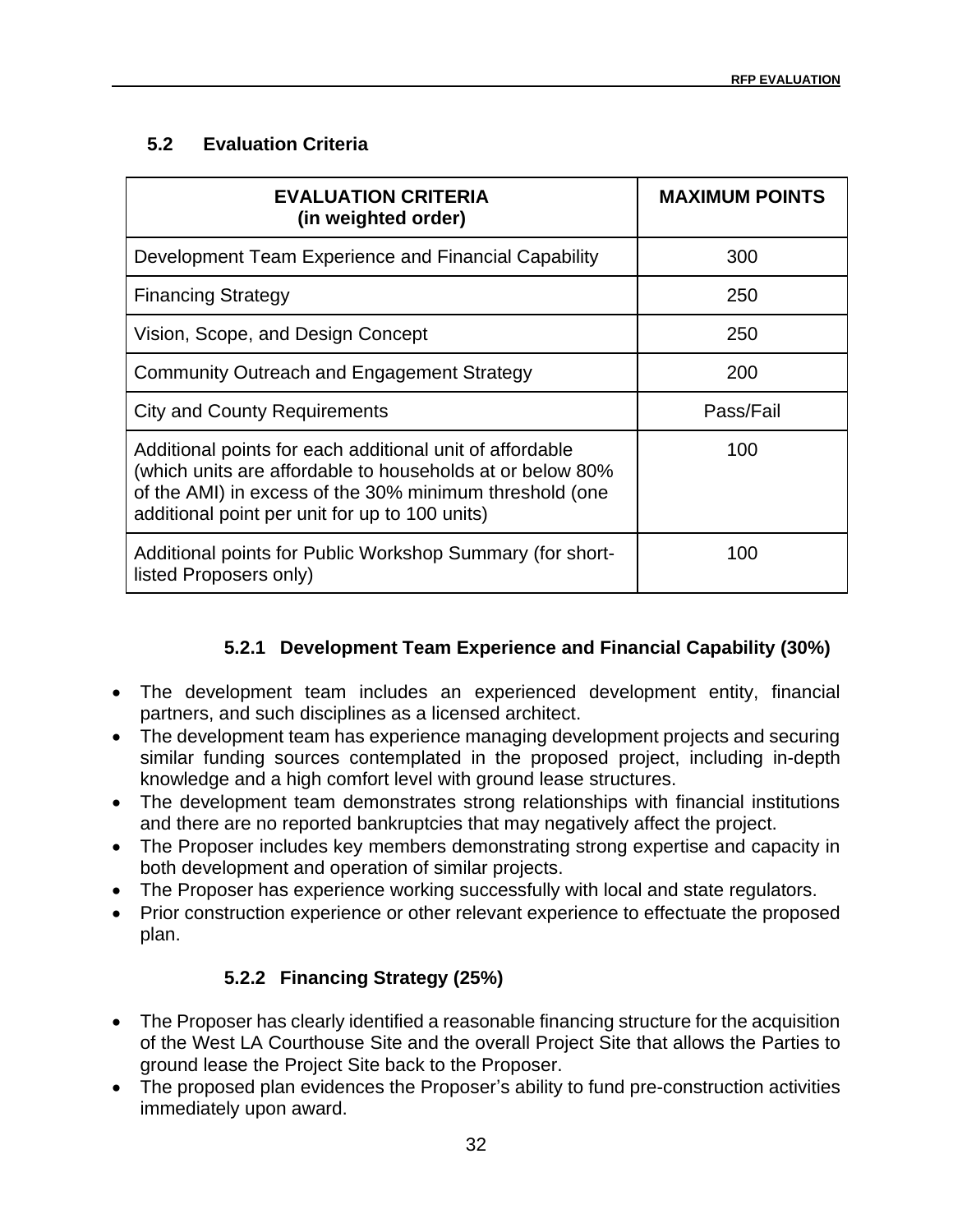## 5.2 Evaluation Criteria

| EVALUATION CRITERIA (in weighted order) | MAXIMUM POINTS |
|---|---|
| Development Team Experience and Financial Capability | 300 |
| Financing Strategy | 250 |
| Vision, Scope, and Design Concept | 250 |
| Community Outreach and Engagement Strategy | 200 |
| City and County Requirements | Pass/Fail |
| Additional points for each additional unit of affordable (which units are affordable to households at or below 80% of the AMI) in excess of the 30% minimum threshold (one additional point per unit for up to 100 units) | 100 |
| Additional points for Public Workshop Summary (for short-listed Proposers only) | 100 |

### 5.2.1 Development Team Experience and Financial Capability (30%)

- The development team includes an experienced development entity, financial partners, and such disciplines as a licensed architect.
- The development team has experience managing development projects and securing similar funding sources contemplated in the proposed project, including in-depth knowledge and a high comfort level with ground lease structures.
- The development team demonstrates strong relationships with financial institutions and there are no reported bankruptcies that may negatively affect the project.
- The Proposer includes key members demonstrating strong expertise and capacity in both development and operation of similar projects.
- The Proposer has experience working successfully with local and state regulators.
- Prior construction experience or other relevant experience to effectuate the proposed plan.

### 5.2.2 Financing Strategy (25%)

- The Proposer has clearly identified a reasonable financing structure for the acquisition of the West LA Courthouse Site and the overall Project Site that allows the Parties to ground lease the Project Site back to the Proposer.
- The proposed plan evidences the Proposer's ability to fund pre-construction activities immediately upon award.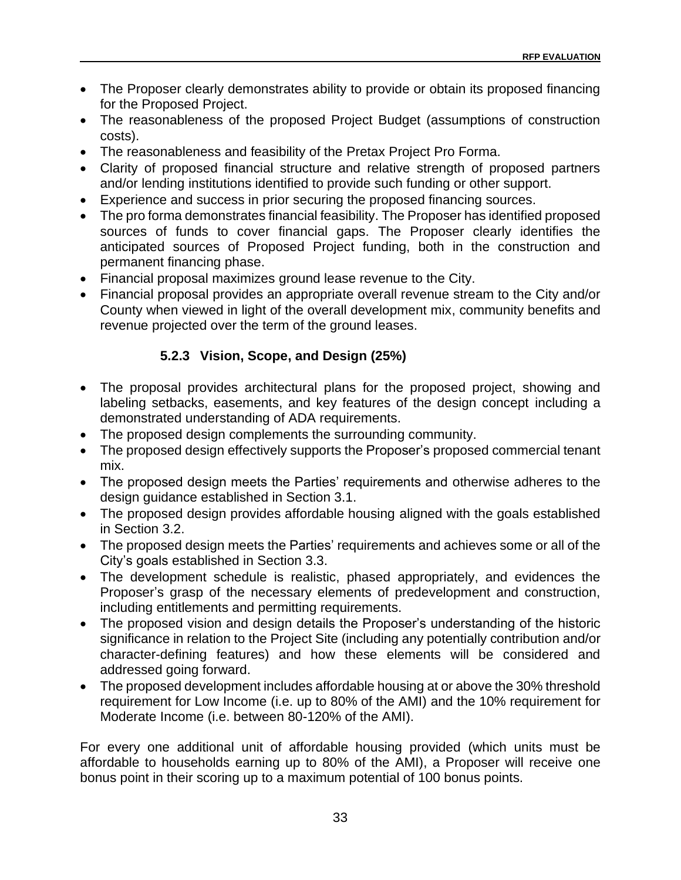- The Proposer clearly demonstrates ability to provide or obtain its proposed financing for the Proposed Project.
- The reasonableness of the proposed Project Budget (assumptions of construction costs).
- The reasonableness and feasibility of the Pretax Project Pro Forma.
- Clarity of proposed financial structure and relative strength of proposed partners and/or lending institutions identified to provide such funding or other support.
- Experience and success in prior securing the proposed financing sources.
- The pro forma demonstrates financial feasibility. The Proposer has identified proposed sources of funds to cover financial gaps. The Proposer clearly identifies the anticipated sources of Proposed Project funding, both in the construction and permanent financing phase.
- Financial proposal maximizes ground lease revenue to the City.
- Financial proposal provides an appropriate overall revenue stream to the City and/or County when viewed in light of the overall development mix, community benefits and revenue projected over the term of the ground leases.

### 5.2.3 Vision, Scope, and Design (25%)

- The proposal provides architectural plans for the proposed project, showing and labeling setbacks, easements, and key features of the design concept including a demonstrated understanding of ADA requirements.
- The proposed design complements the surrounding community.
- The proposed design effectively supports the Proposer's proposed commercial tenant mix.
- The proposed design meets the Parties' requirements and otherwise adheres to the design guidance established in Section 3.1.
- The proposed design provides affordable housing aligned with the goals established in Section 3.2.
- The proposed design meets the Parties' requirements and achieves some or all of the City's goals established in Section 3.3.
- The development schedule is realistic, phased appropriately, and evidences the Proposer's grasp of the necessary elements of predevelopment and construction, including entitlements and permitting requirements.
- The proposed vision and design details the Proposer's understanding of the historic significance in relation to the Project Site (including any potentially contribution and/or character-defining features) and how these elements will be considered and addressed going forward.
- The proposed development includes affordable housing at or above the 30% threshold requirement for Low Income (i.e. up to 80% of the AMI) and the 10% requirement for Moderate Income (i.e. between 80-120% of the AMI).

For every one additional unit of affordable housing provided (which units must be affordable to households earning up to 80% of the AMI), a Proposer will receive one bonus point in their scoring up to a maximum potential of 100 bonus points.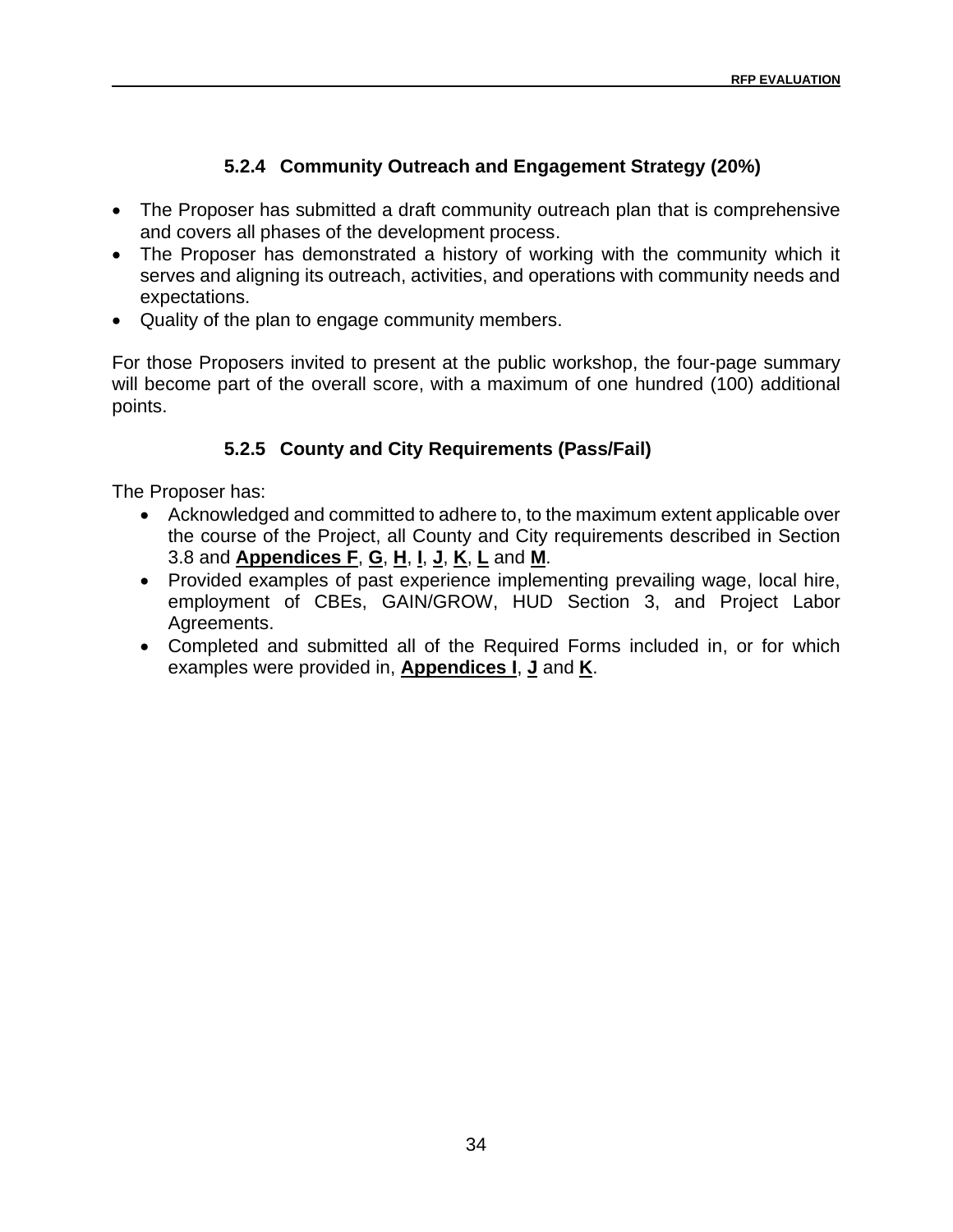### 5.2.4 Community Outreach and Engagement Strategy (20%)

- The Proposer has submitted a draft community outreach plan that is comprehensive and covers all phases of the development process.
- The Proposer has demonstrated a history of working with the community which it serves and aligning its outreach, activities, and operations with community needs and expectations.
- Quality of the plan to engage community members.

For those Proposers invited to present at the public workshop, the four-page summary will become part of the overall score, with a maximum of one hundred (100) additional points.

### 5.2.5 County and City Requirements (Pass/Fail)

The Proposer has:

- Acknowledged and committed to adhere to, to the maximum extent applicable over the course of the Project, all County and City requirements described in Section 3.8 and **Appendices F**, **G**, **H**, **I**, **J**, **K**, **L** and **M**.
- Provided examples of past experience implementing prevailing wage, local hire, employment of CBEs, GAIN/GROW, HUD Section 3, and Project Labor Agreements.
- Completed and submitted all of the Required Forms included in, or for which examples were provided in, **Appendices I**, **J** and **K**.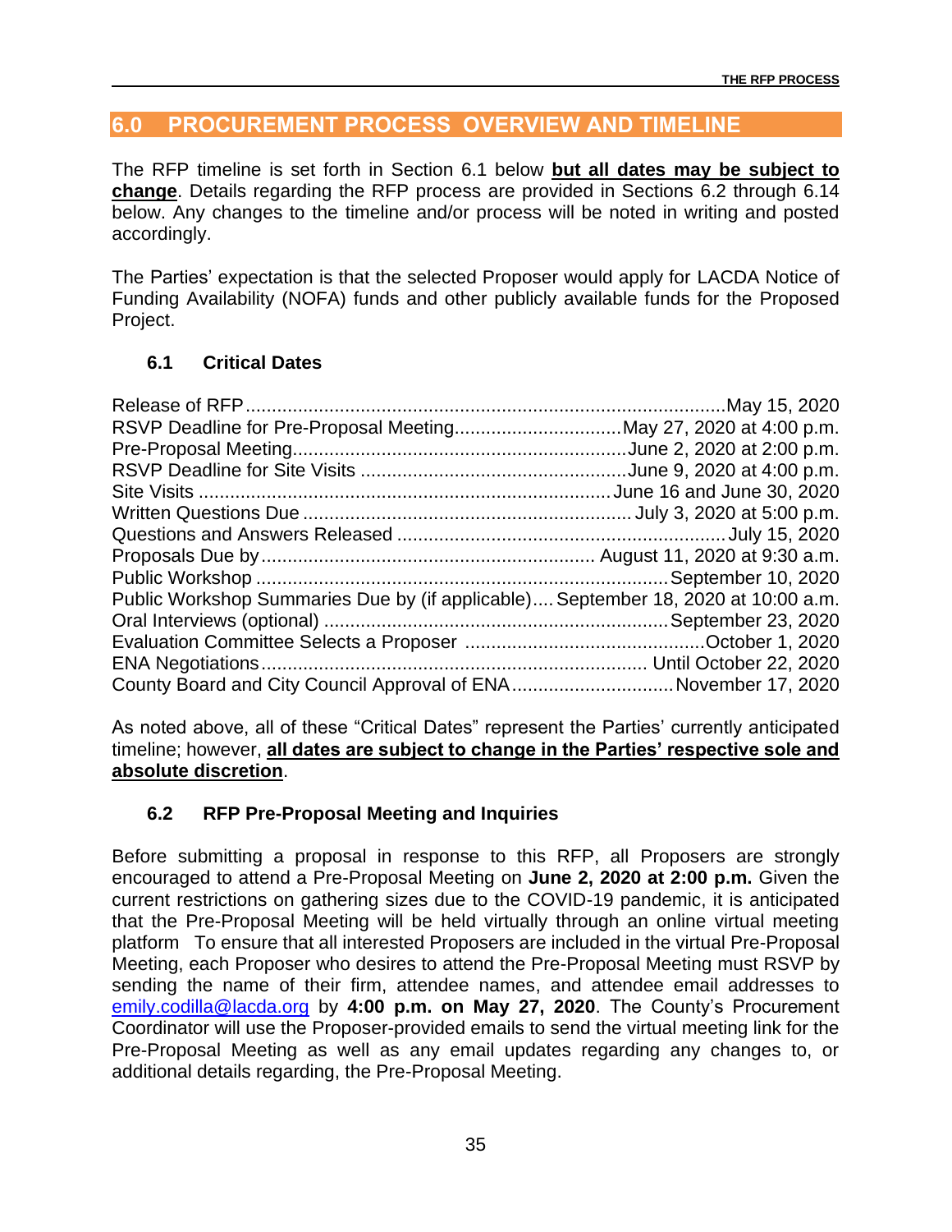## 6.0 PROCUREMENT PROCESS OVERVIEW AND TIMELINE

The RFP timeline is set forth in Section 6.1 below **but all dates may be subject to change**. Details regarding the RFP process are provided in Sections 6.2 through 6.14 below. Any changes to the timeline and/or process will be noted in writing and posted accordingly.

The Parties' expectation is that the selected Proposer would apply for LACDA Notice of Funding Availability (NOFA) funds and other publicly available funds for the Proposed Project.

### 6.1 Critical Dates

| Event | Date |
| --- | --- |
| Release of RFP | May 15, 2020 |
| RSVP Deadline for Pre-Proposal Meeting | May 27, 2020 at 4:00 p.m. |
| Pre-Proposal Meeting | June 2, 2020 at 2:00 p.m. |
| RSVP Deadline for Site Visits | June 9, 2020 at 4:00 p.m. |
| Site Visits | June 16 and June 30, 2020 |
| Written Questions Due | July 3, 2020 at 5:00 p.m. |
| Questions and Answers Released | July 15, 2020 |
| Proposals Due by | August 11, 2020 at 9:30 a.m. |
| Public Workshop | September 10, 2020 |
| Public Workshop Summaries Due by (if applicable) | September 18, 2020 at 10:00 a.m. |
| Oral Interviews (optional) | September 23, 2020 |
| Evaluation Committee Selects a Proposer | October 1, 2020 |
| ENA Negotiations | Until October 22, 2020 |
| County Board and City Council Approval of ENA | November 17, 2020 |

As noted above, all of these "Critical Dates" represent the Parties' currently anticipated timeline; however, **all dates are subject to change in the Parties' respective sole and absolute discretion**.

### 6.2 RFP Pre-Proposal Meeting and Inquiries

Before submitting a proposal in response to this RFP, all Proposers are strongly encouraged to attend a Pre-Proposal Meeting on **June 2, 2020 at 2:00 p.m.** Given the current restrictions on gathering sizes due to the COVID-19 pandemic, it is anticipated that the Pre-Proposal Meeting will be held virtually through an online virtual meeting platform To ensure that all interested Proposers are included in the virtual Pre-Proposal Meeting, each Proposer who desires to attend the Pre-Proposal Meeting must RSVP by sending the name of their firm, attendee names, and attendee email addresses to emily.codilla@lacda.org by **4:00 p.m. on May 27, 2020**. The County's Procurement Coordinator will use the Proposer-provided emails to send the virtual meeting link for the Pre-Proposal Meeting as well as any email updates regarding any changes to, or additional details regarding, the Pre-Proposal Meeting.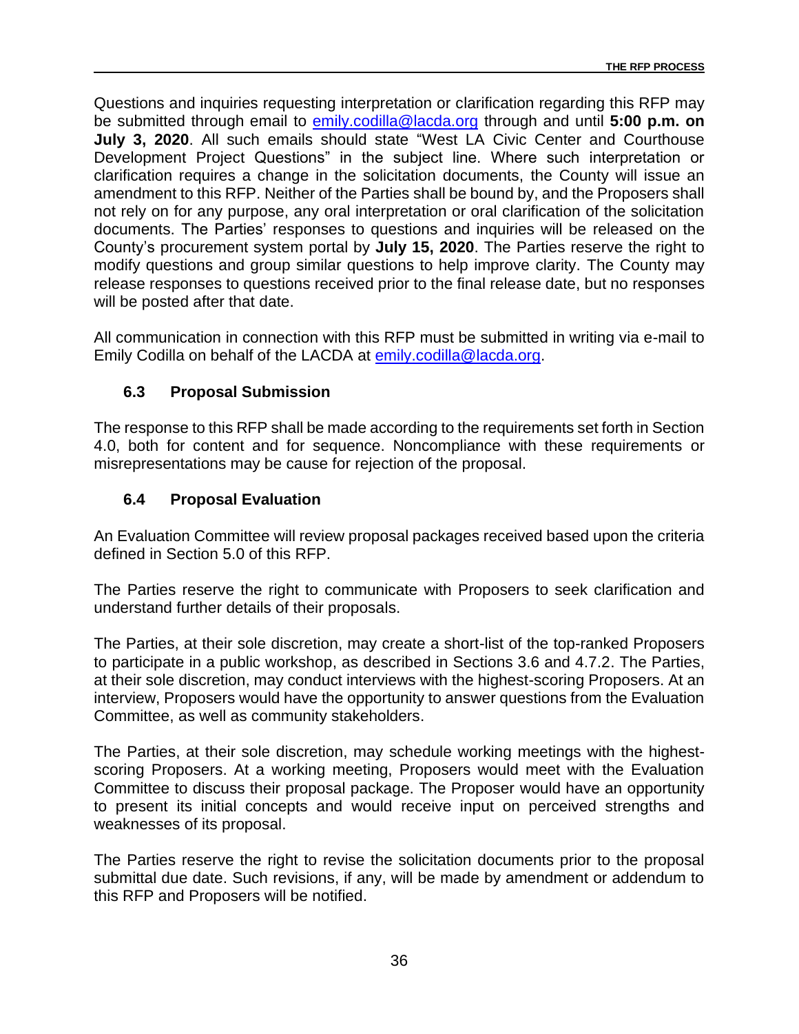Questions and inquiries requesting interpretation or clarification regarding this RFP may be submitted through email to emily.codilla@lacda.org through and until **5:00 p.m. on July 3, 2020**. All such emails should state "West LA Civic Center and Courthouse Development Project Questions" in the subject line. Where such interpretation or clarification requires a change in the solicitation documents, the County will issue an amendment to this RFP. Neither of the Parties shall be bound by, and the Proposers shall not rely on for any purpose, any oral interpretation or oral clarification of the solicitation documents. The Parties' responses to questions and inquiries will be released on the County's procurement system portal by **July 15, 2020**. The Parties reserve the right to modify questions and group similar questions to help improve clarity. The County may release responses to questions received prior to the final release date, but no responses will be posted after that date.

All communication in connection with this RFP must be submitted in writing via e-mail to Emily Codilla on behalf of the LACDA at emily.codilla@lacda.org.

### 6.3 Proposal Submission

The response to this RFP shall be made according to the requirements set forth in Section 4.0, both for content and for sequence. Noncompliance with these requirements or misrepresentations may be cause for rejection of the proposal.

### 6.4 Proposal Evaluation

An Evaluation Committee will review proposal packages received based upon the criteria defined in Section 5.0 of this RFP.

The Parties reserve the right to communicate with Proposers to seek clarification and understand further details of their proposals.

The Parties, at their sole discretion, may create a short-list of the top-ranked Proposers to participate in a public workshop, as described in Sections 3.6 and 4.7.2. The Parties, at their sole discretion, may conduct interviews with the highest-scoring Proposers. At an interview, Proposers would have the opportunity to answer questions from the Evaluation Committee, as well as community stakeholders.

The Parties, at their sole discretion, may schedule working meetings with the highest-scoring Proposers. At a working meeting, Proposers would meet with the Evaluation Committee to discuss their proposal package. The Proposer would have an opportunity to present its initial concepts and would receive input on perceived strengths and weaknesses of its proposal.

The Parties reserve the right to revise the solicitation documents prior to the proposal submittal due date. Such revisions, if any, will be made by amendment or addendum to this RFP and Proposers will be notified.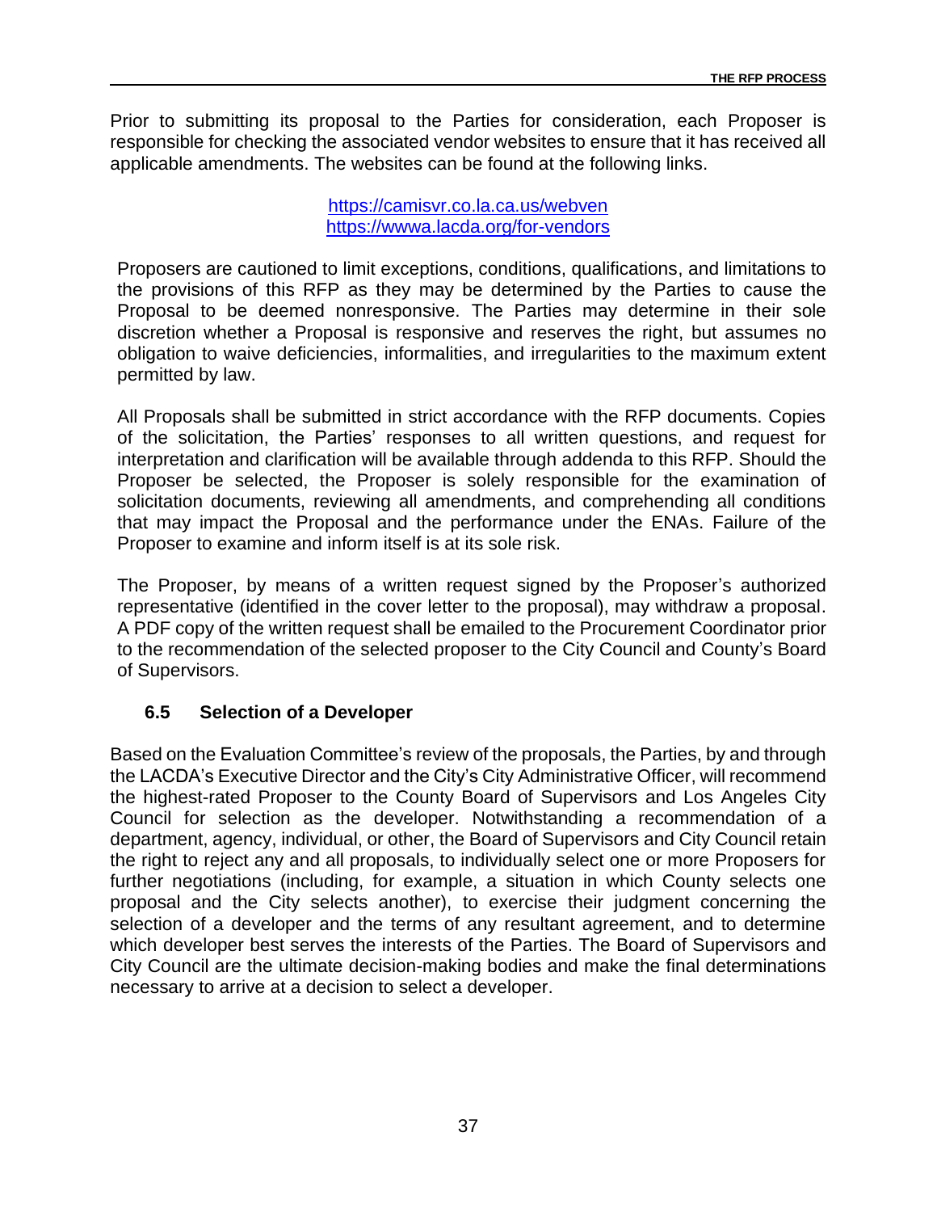Prior to submitting its proposal to the Parties for consideration, each Proposer is responsible for checking the associated vendor websites to ensure that it has received all applicable amendments. The websites can be found at the following links.

https://camisvr.co.la.ca.us/webven
https://wwwa.lacda.org/for-vendors

Proposers are cautioned to limit exceptions, conditions, qualifications, and limitations to the provisions of this RFP as they may be determined by the Parties to cause the Proposal to be deemed nonresponsive. The Parties may determine in their sole discretion whether a Proposal is responsive and reserves the right, but assumes no obligation to waive deficiencies, informalities, and irregularities to the maximum extent permitted by law.

All Proposals shall be submitted in strict accordance with the RFP documents. Copies of the solicitation, the Parties' responses to all written questions, and request for interpretation and clarification will be available through addenda to this RFP. Should the Proposer be selected, the Proposer is solely responsible for the examination of solicitation documents, reviewing all amendments, and comprehending all conditions that may impact the Proposal and the performance under the ENAs. Failure of the Proposer to examine and inform itself is at its sole risk.

The Proposer, by means of a written request signed by the Proposer's authorized representative (identified in the cover letter to the proposal), may withdraw a proposal. A PDF copy of the written request shall be emailed to the Procurement Coordinator prior to the recommendation of the selected proposer to the City Council and County's Board of Supervisors.

### 6.5 Selection of a Developer

Based on the Evaluation Committee's review of the proposals, the Parties, by and through the LACDA's Executive Director and the City's City Administrative Officer, will recommend the highest-rated Proposer to the County Board of Supervisors and Los Angeles City Council for selection as the developer. Notwithstanding a recommendation of a department, agency, individual, or other, the Board of Supervisors and City Council retain the right to reject any and all proposals, to individually select one or more Proposers for further negotiations (including, for example, a situation in which County selects one proposal and the City selects another), to exercise their judgment concerning the selection of a developer and the terms of any resultant agreement, and to determine which developer best serves the interests of the Parties. The Board of Supervisors and City Council are the ultimate decision-making bodies and make the final determinations necessary to arrive at a decision to select a developer.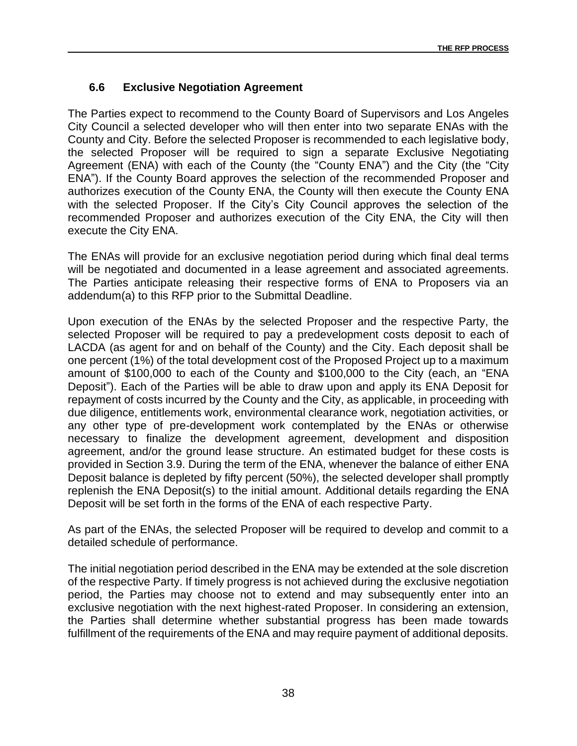## 6.6 Exclusive Negotiation Agreement

The Parties expect to recommend to the County Board of Supervisors and Los Angeles City Council a selected developer who will then enter into two separate ENAs with the County and City. Before the selected Proposer is recommended to each legislative body, the selected Proposer will be required to sign a separate Exclusive Negotiating Agreement (ENA) with each of the County (the "County ENA") and the City (the "City ENA"). If the County Board approves the selection of the recommended Proposer and authorizes execution of the County ENA, the County will then execute the County ENA with the selected Proposer. If the City's City Council approves the selection of the recommended Proposer and authorizes execution of the City ENA, the City will then execute the City ENA.

The ENAs will provide for an exclusive negotiation period during which final deal terms will be negotiated and documented in a lease agreement and associated agreements. The Parties anticipate releasing their respective forms of ENA to Proposers via an addendum(a) to this RFP prior to the Submittal Deadline.

Upon execution of the ENAs by the selected Proposer and the respective Party, the selected Proposer will be required to pay a predevelopment costs deposit to each of LACDA (as agent for and on behalf of the County) and the City. Each deposit shall be one percent (1%) of the total development cost of the Proposed Project up to a maximum amount of $100,000 to each of the County and $100,000 to the City (each, an "ENA Deposit"). Each of the Parties will be able to draw upon and apply its ENA Deposit for repayment of costs incurred by the County and the City, as applicable, in proceeding with due diligence, entitlements work, environmental clearance work, negotiation activities, or any other type of pre-development work contemplated by the ENAs or otherwise necessary to finalize the development agreement, development and disposition agreement, and/or the ground lease structure. An estimated budget for these costs is provided in Section 3.9. During the term of the ENA, whenever the balance of either ENA Deposit balance is depleted by fifty percent (50%), the selected developer shall promptly replenish the ENA Deposit(s) to the initial amount. Additional details regarding the ENA Deposit will be set forth in the forms of the ENA of each respective Party.

As part of the ENAs, the selected Proposer will be required to develop and commit to a detailed schedule of performance.

The initial negotiation period described in the ENA may be extended at the sole discretion of the respective Party. If timely progress is not achieved during the exclusive negotiation period, the Parties may choose not to extend and may subsequently enter into an exclusive negotiation with the next highest-rated Proposer. In considering an extension, the Parties shall determine whether substantial progress has been made towards fulfillment of the requirements of the ENA and may require payment of additional deposits.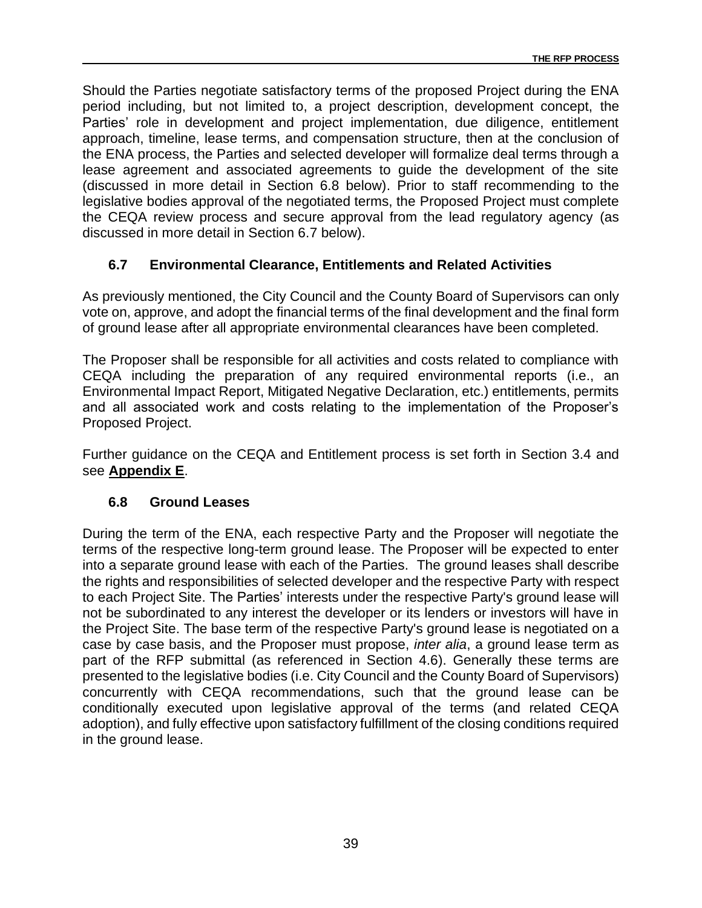Should the Parties negotiate satisfactory terms of the proposed Project during the ENA period including, but not limited to, a project description, development concept, the Parties' role in development and project implementation, due diligence, entitlement approach, timeline, lease terms, and compensation structure, then at the conclusion of the ENA process, the Parties and selected developer will formalize deal terms through a lease agreement and associated agreements to guide the development of the site (discussed in more detail in Section 6.8 below). Prior to staff recommending to the legislative bodies approval of the negotiated terms, the Proposed Project must complete the CEQA review process and secure approval from the lead regulatory agency (as discussed in more detail in Section 6.7 below).

### 6.7 Environmental Clearance, Entitlements and Related Activities

As previously mentioned, the City Council and the County Board of Supervisors can only vote on, approve, and adopt the financial terms of the final development and the final form of ground lease after all appropriate environmental clearances have been completed.

The Proposer shall be responsible for all activities and costs related to compliance with CEQA including the preparation of any required environmental reports (i.e., an Environmental Impact Report, Mitigated Negative Declaration, etc.) entitlements, permits and all associated work and costs relating to the implementation of the Proposer's Proposed Project.

Further guidance on the CEQA and Entitlement process is set forth in Section 3.4 and see **Appendix E**.

### 6.8 Ground Leases

During the term of the ENA, each respective Party and the Proposer will negotiate the terms of the respective long-term ground lease. The Proposer will be expected to enter into a separate ground lease with each of the Parties. The ground leases shall describe the rights and responsibilities of selected developer and the respective Party with respect to each Project Site. The Parties' interests under the respective Party's ground lease will not be subordinated to any interest the developer or its lenders or investors will have in the Project Site. The base term of the respective Party's ground lease is negotiated on a case by case basis, and the Proposer must propose, *inter alia*, a ground lease term as part of the RFP submittal (as referenced in Section 4.6). Generally these terms are presented to the legislative bodies (i.e. City Council and the County Board of Supervisors) concurrently with CEQA recommendations, such that the ground lease can be conditionally executed upon legislative approval of the terms (and related CEQA adoption), and fully effective upon satisfactory fulfillment of the closing conditions required in the ground lease.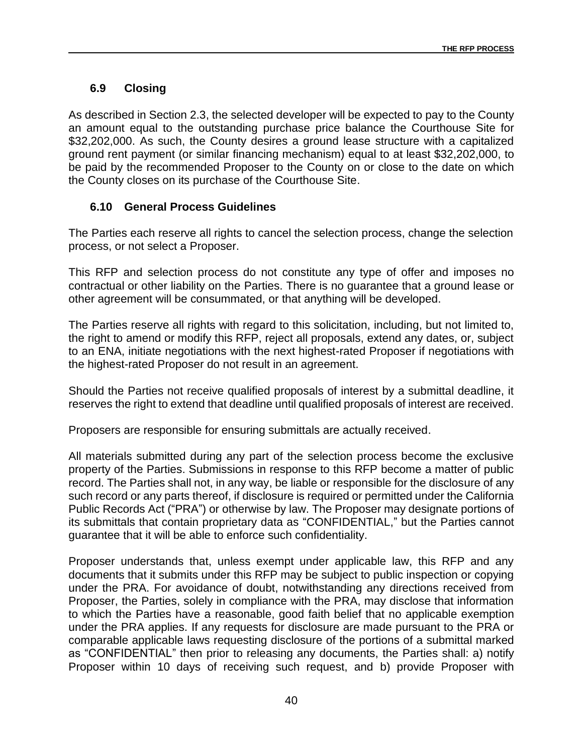### 6.9 Closing

As described in Section 2.3, the selected developer will be expected to pay to the County an amount equal to the outstanding purchase price balance the Courthouse Site for $32,202,000. As such, the County desires a ground lease structure with a capitalized ground rent payment (or similar financing mechanism) equal to at least $32,202,000, to be paid by the recommended Proposer to the County on or close to the date on which the County closes on its purchase of the Courthouse Site.

### 6.10 General Process Guidelines

The Parties each reserve all rights to cancel the selection process, change the selection process, or not select a Proposer.

This RFP and selection process do not constitute any type of offer and imposes no contractual or other liability on the Parties. There is no guarantee that a ground lease or other agreement will be consummated, or that anything will be developed.

The Parties reserve all rights with regard to this solicitation, including, but not limited to, the right to amend or modify this RFP, reject all proposals, extend any dates, or, subject to an ENA, initiate negotiations with the next highest-rated Proposer if negotiations with the highest-rated Proposer do not result in an agreement.

Should the Parties not receive qualified proposals of interest by a submittal deadline, it reserves the right to extend that deadline until qualified proposals of interest are received.

Proposers are responsible for ensuring submittals are actually received.

All materials submitted during any part of the selection process become the exclusive property of the Parties. Submissions in response to this RFP become a matter of public record. The Parties shall not, in any way, be liable or responsible for the disclosure of any such record or any parts thereof, if disclosure is required or permitted under the California Public Records Act ("PRA") or otherwise by law. The Proposer may designate portions of its submittals that contain proprietary data as "CONFIDENTIAL," but the Parties cannot guarantee that it will be able to enforce such confidentiality.

Proposer understands that, unless exempt under applicable law, this RFP and any documents that it submits under this RFP may be subject to public inspection or copying under the PRA. For avoidance of doubt, notwithstanding any directions received from Proposer, the Parties, solely in compliance with the PRA, may disclose that information to which the Parties have a reasonable, good faith belief that no applicable exemption under the PRA applies. If any requests for disclosure are made pursuant to the PRA or comparable applicable laws requesting disclosure of the portions of a submittal marked as "CONFIDENTIAL" then prior to releasing any documents, the Parties shall: a) notify Proposer within 10 days of receiving such request, and b) provide Proposer with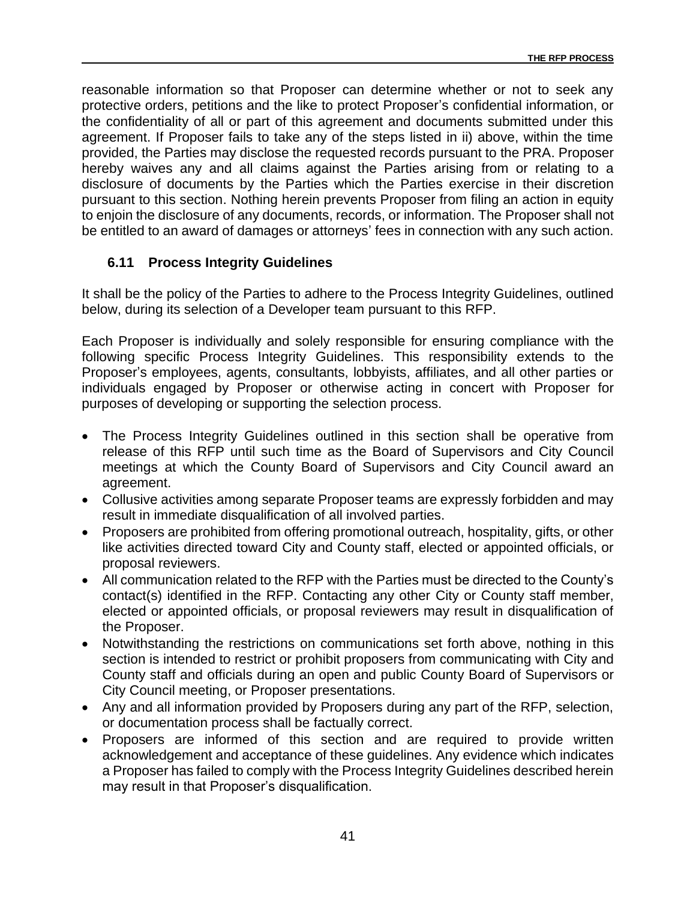reasonable information so that Proposer can determine whether or not to seek any protective orders, petitions and the like to protect Proposer's confidential information, or the confidentiality of all or part of this agreement and documents submitted under this agreement. If Proposer fails to take any of the steps listed in ii) above, within the time provided, the Parties may disclose the requested records pursuant to the PRA. Proposer hereby waives any and all claims against the Parties arising from or relating to a disclosure of documents by the Parties which the Parties exercise in their discretion pursuant to this section. Nothing herein prevents Proposer from filing an action in equity to enjoin the disclosure of any documents, records, or information. The Proposer shall not be entitled to an award of damages or attorneys' fees in connection with any such action.

### 6.11 Process Integrity Guidelines

It shall be the policy of the Parties to adhere to the Process Integrity Guidelines, outlined below, during its selection of a Developer team pursuant to this RFP.

Each Proposer is individually and solely responsible for ensuring compliance with the following specific Process Integrity Guidelines. This responsibility extends to the Proposer's employees, agents, consultants, lobbyists, affiliates, and all other parties or individuals engaged by Proposer or otherwise acting in concert with Proposer for purposes of developing or supporting the selection process.

- The Process Integrity Guidelines outlined in this section shall be operative from release of this RFP until such time as the Board of Supervisors and City Council meetings at which the County Board of Supervisors and City Council award an agreement.
- Collusive activities among separate Proposer teams are expressly forbidden and may result in immediate disqualification of all involved parties.
- Proposers are prohibited from offering promotional outreach, hospitality, gifts, or other like activities directed toward City and County staff, elected or appointed officials, or proposal reviewers.
- All communication related to the RFP with the Parties must be directed to the County's contact(s) identified in the RFP. Contacting any other City or County staff member, elected or appointed officials, or proposal reviewers may result in disqualification of the Proposer.
- Notwithstanding the restrictions on communications set forth above, nothing in this section is intended to restrict or prohibit proposers from communicating with City and County staff and officials during an open and public County Board of Supervisors or City Council meeting, or Proposer presentations.
- Any and all information provided by Proposers during any part of the RFP, selection, or documentation process shall be factually correct.
- Proposers are informed of this section and are required to provide written acknowledgement and acceptance of these guidelines. Any evidence which indicates a Proposer has failed to comply with the Process Integrity Guidelines described herein may result in that Proposer's disqualification.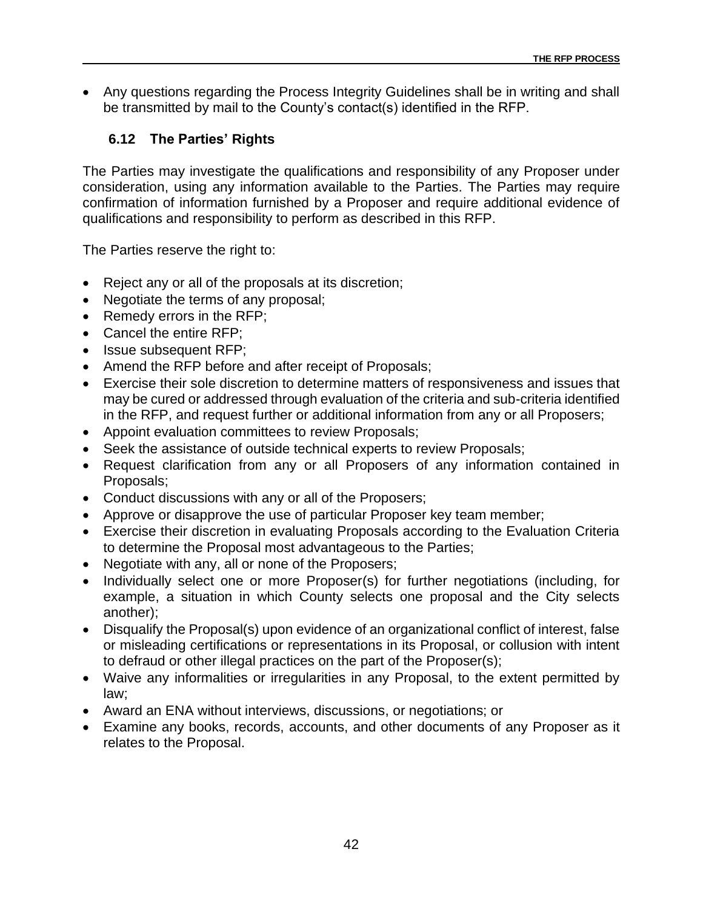- Any questions regarding the Process Integrity Guidelines shall be in writing and shall be transmitted by mail to the County's contact(s) identified in the RFP.

### 6.12 The Parties' Rights

The Parties may investigate the qualifications and responsibility of any Proposer under consideration, using any information available to the Parties. The Parties may require confirmation of information furnished by a Proposer and require additional evidence of qualifications and responsibility to perform as described in this RFP.

The Parties reserve the right to:

- Reject any or all of the proposals at its discretion;
- Negotiate the terms of any proposal;
- Remedy errors in the RFP;
- Cancel the entire RFP;
- Issue subsequent RFP;
- Amend the RFP before and after receipt of Proposals;
- Exercise their sole discretion to determine matters of responsiveness and issues that may be cured or addressed through evaluation of the criteria and sub-criteria identified in the RFP, and request further or additional information from any or all Proposers;
- Appoint evaluation committees to review Proposals;
- Seek the assistance of outside technical experts to review Proposals;
- Request clarification from any or all Proposers of any information contained in Proposals;
- Conduct discussions with any or all of the Proposers;
- Approve or disapprove the use of particular Proposer key team member;
- Exercise their discretion in evaluating Proposals according to the Evaluation Criteria to determine the Proposal most advantageous to the Parties;
- Negotiate with any, all or none of the Proposers;
- Individually select one or more Proposer(s) for further negotiations (including, for example, a situation in which County selects one proposal and the City selects another);
- Disqualify the Proposal(s) upon evidence of an organizational conflict of interest, false or misleading certifications or representations in its Proposal, or collusion with intent to defraud or other illegal practices on the part of the Proposer(s);
- Waive any informalities or irregularities in any Proposal, to the extent permitted by law;
- Award an ENA without interviews, discussions, or negotiations; or
- Examine any books, records, accounts, and other documents of any Proposer as it relates to the Proposal.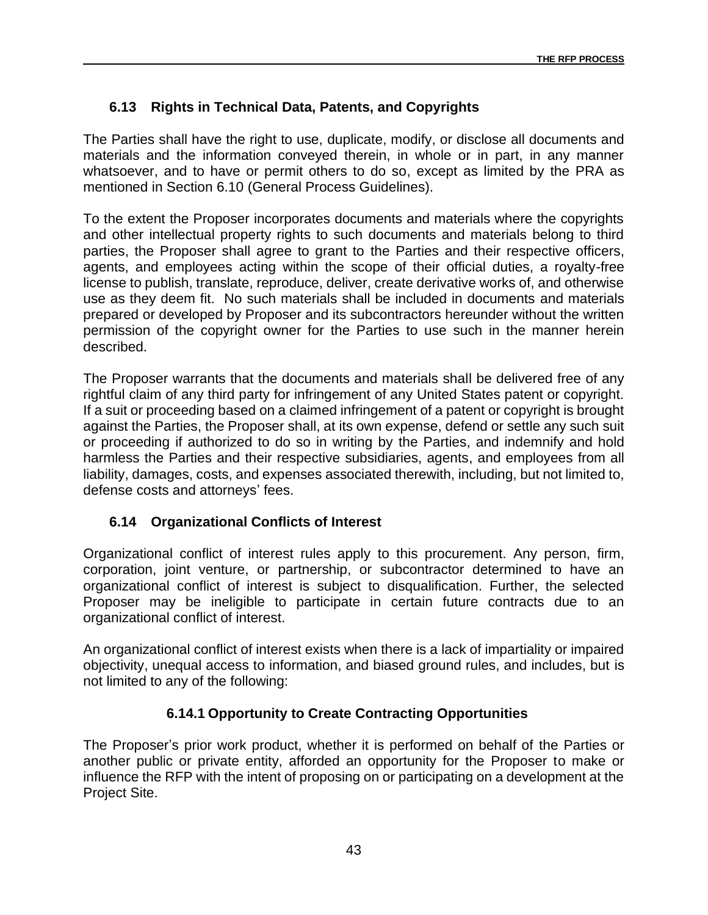## 6.13 Rights in Technical Data, Patents, and Copyrights

The Parties shall have the right to use, duplicate, modify, or disclose all documents and materials and the information conveyed therein, in whole or in part, in any manner whatsoever, and to have or permit others to do so, except as limited by the PRA as mentioned in Section 6.10 (General Process Guidelines).

To the extent the Proposer incorporates documents and materials where the copyrights and other intellectual property rights to such documents and materials belong to third parties, the Proposer shall agree to grant to the Parties and their respective officers, agents, and employees acting within the scope of their official duties, a royalty-free license to publish, translate, reproduce, deliver, create derivative works of, and otherwise use as they deem fit. No such materials shall be included in documents and materials prepared or developed by Proposer and its subcontractors hereunder without the written permission of the copyright owner for the Parties to use such in the manner herein described.

The Proposer warrants that the documents and materials shall be delivered free of any rightful claim of any third party for infringement of any United States patent or copyright. If a suit or proceeding based on a claimed infringement of a patent or copyright is brought against the Parties, the Proposer shall, at its own expense, defend or settle any such suit or proceeding if authorized to do so in writing by the Parties, and indemnify and hold harmless the Parties and their respective subsidiaries, agents, and employees from all liability, damages, costs, and expenses associated therewith, including, but not limited to, defense costs and attorneys' fees.

## 6.14 Organizational Conflicts of Interest

Organizational conflict of interest rules apply to this procurement. Any person, firm, corporation, joint venture, or partnership, or subcontractor determined to have an organizational conflict of interest is subject to disqualification. Further, the selected Proposer may be ineligible to participate in certain future contracts due to an organizational conflict of interest.

An organizational conflict of interest exists when there is a lack of impartiality or impaired objectivity, unequal access to information, and biased ground rules, and includes, but is not limited to any of the following:

### 6.14.1 Opportunity to Create Contracting Opportunities

The Proposer's prior work product, whether it is performed on behalf of the Parties or another public or private entity, afforded an opportunity for the Proposer to make or influence the RFP with the intent of proposing on or participating on a development at the Project Site.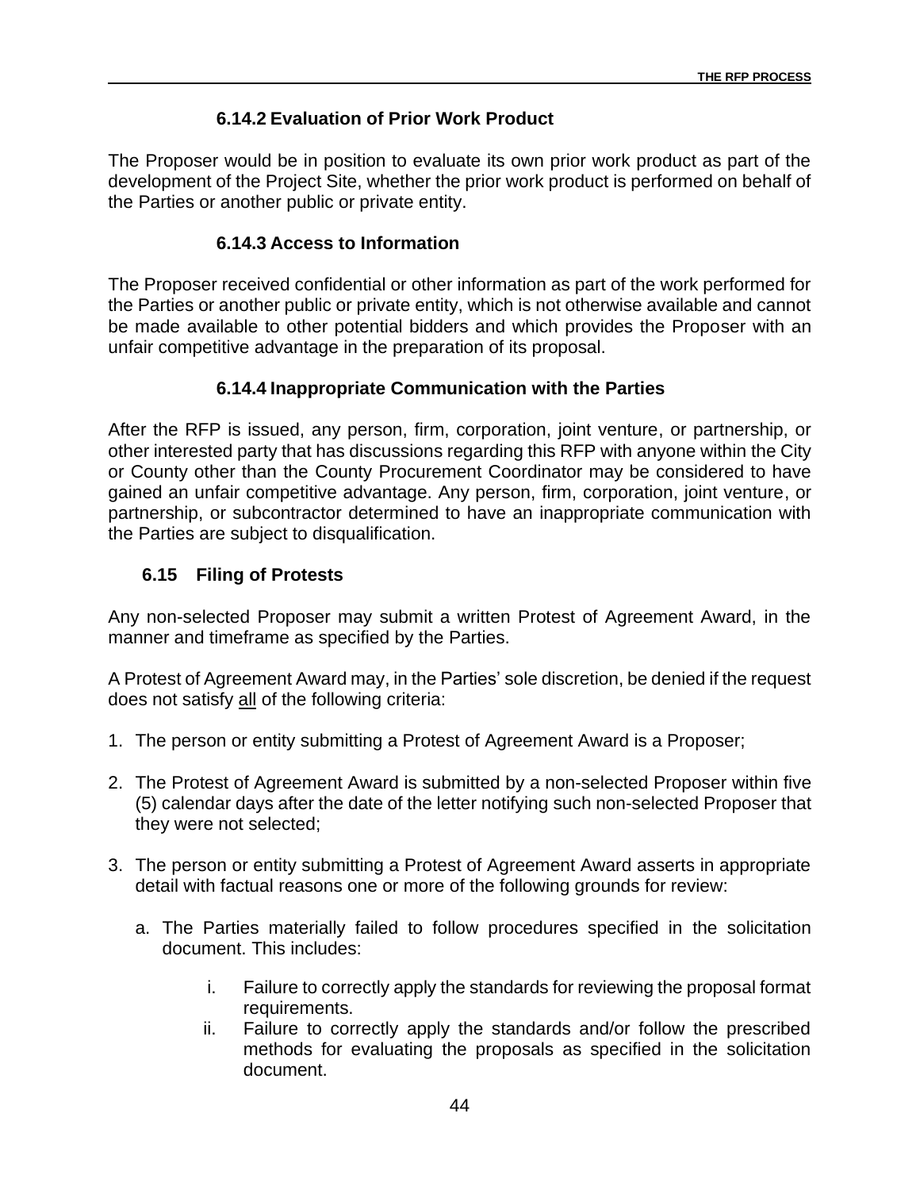#### 6.14.2 Evaluation of Prior Work Product

The Proposer would be in position to evaluate its own prior work product as part of the development of the Project Site, whether the prior work product is performed on behalf of the Parties or another public or private entity.

#### 6.14.3 Access to Information

The Proposer received confidential or other information as part of the work performed for the Parties or another public or private entity, which is not otherwise available and cannot be made available to other potential bidders and which provides the Proposer with an unfair competitive advantage in the preparation of its proposal.

#### 6.14.4 Inappropriate Communication with the Parties

After the RFP is issued, any person, firm, corporation, joint venture, or partnership, or other interested party that has discussions regarding this RFP with anyone within the City or County other than the County Procurement Coordinator may be considered to have gained an unfair competitive advantage. Any person, firm, corporation, joint venture, or partnership, or subcontractor determined to have an inappropriate communication with the Parties are subject to disqualification.

### 6.15 Filing of Protests

Any non-selected Proposer may submit a written Protest of Agreement Award, in the manner and timeframe as specified by the Parties.

A Protest of Agreement Award may, in the Parties' sole discretion, be denied if the request does not satisfy <u>all</u> of the following criteria:

1. The person or entity submitting a Protest of Agreement Award is a Proposer;

2. The Protest of Agreement Award is submitted by a non-selected Proposer within five (5) calendar days after the date of the letter notifying such non-selected Proposer that they were not selected;

3. The person or entity submitting a Protest of Agreement Award asserts in appropriate detail with factual reasons one or more of the following grounds for review:

    a. The Parties materially failed to follow procedures specified in the solicitation document. This includes:

        i. Failure to correctly apply the standards for reviewing the proposal format requirements.

        ii. Failure to correctly apply the standards and/or follow the prescribed methods for evaluating the proposals as specified in the solicitation document.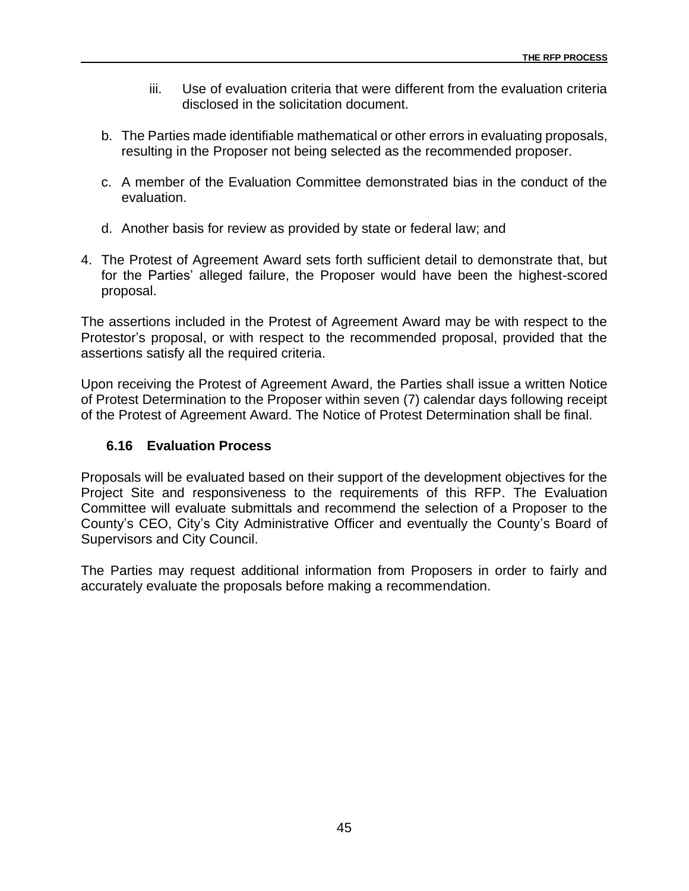iii. Use of evaluation criteria that were different from the evaluation criteria disclosed in the solicitation document.

b. The Parties made identifiable mathematical or other errors in evaluating proposals, resulting in the Proposer not being selected as the recommended proposer.

c. A member of the Evaluation Committee demonstrated bias in the conduct of the evaluation.

d. Another basis for review as provided by state or federal law; and

4. The Protest of Agreement Award sets forth sufficient detail to demonstrate that, but for the Parties' alleged failure, the Proposer would have been the highest-scored proposal.

The assertions included in the Protest of Agreement Award may be with respect to the Protestor's proposal, or with respect to the recommended proposal, provided that the assertions satisfy all the required criteria.

Upon receiving the Protest of Agreement Award, the Parties shall issue a written Notice of Protest Determination to the Proposer within seven (7) calendar days following receipt of the Protest of Agreement Award. The Notice of Protest Determination shall be final.

### 6.16 Evaluation Process

Proposals will be evaluated based on their support of the development objectives for the Project Site and responsiveness to the requirements of this RFP. The Evaluation Committee will evaluate submittals and recommend the selection of a Proposer to the County's CEO, City's City Administrative Officer and eventually the County's Board of Supervisors and City Council.

The Parties may request additional information from Proposers in order to fairly and accurately evaluate the proposals before making a recommendation.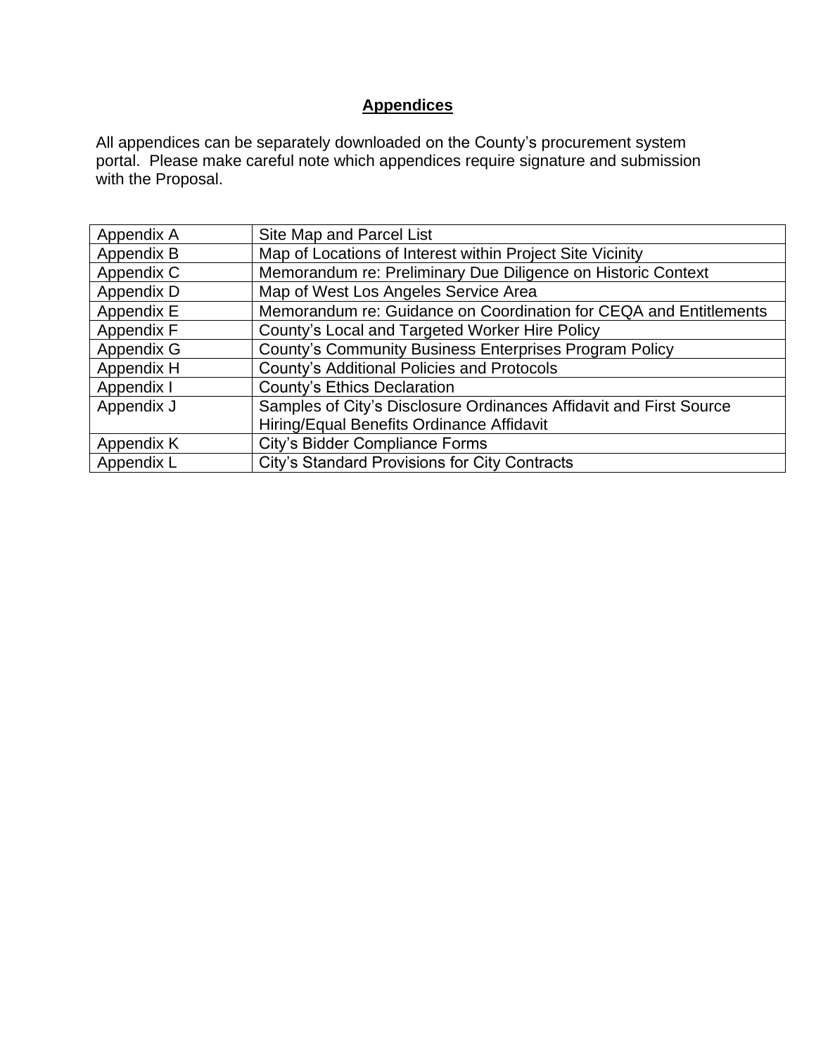## **Appendices**

All appendices can be separately downloaded on the County's procurement system portal. Please make careful note which appendices require signature and submission with the Proposal.

| | |
|---|---|
| Appendix A | Site Map and Parcel List |
| Appendix B | Map of Locations of Interest within Project Site Vicinity |
| Appendix C | Memorandum re: Preliminary Due Diligence on Historic Context |
| Appendix D | Map of West Los Angeles Service Area |
| Appendix E | Memorandum re: Guidance on Coordination for CEQA and Entitlements |
| Appendix F | County's Local and Targeted Worker Hire Policy |
| Appendix G | County's Community Business Enterprises Program Policy |
| Appendix H | County's Additional Policies and Protocols |
| Appendix I | County's Ethics Declaration |
| Appendix J | Samples of City's Disclosure Ordinances Affidavit and First Source Hiring/Equal Benefits Ordinance Affidavit |
| Appendix K | City's Bidder Compliance Forms |
| Appendix L | City's Standard Provisions for City Contracts |